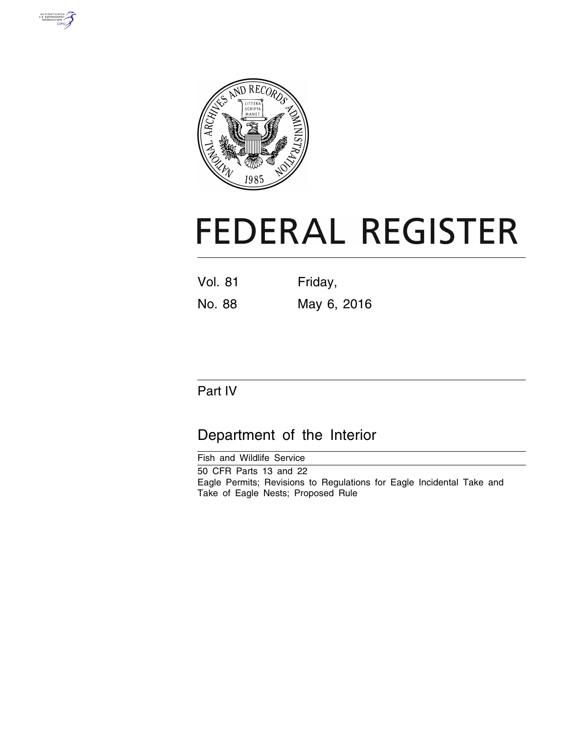# FEDERAL REGISTER

Vol. 81 Friday,

No. 88 May 6, 2016

## Part IV

## Department of the Interior

Fish and Wildlife Service

50 CFR Parts 13 and 22

Eagle Permits; Revisions to Regulations for Eagle Incidental Take and Take of Eagle Nests; Proposed Rule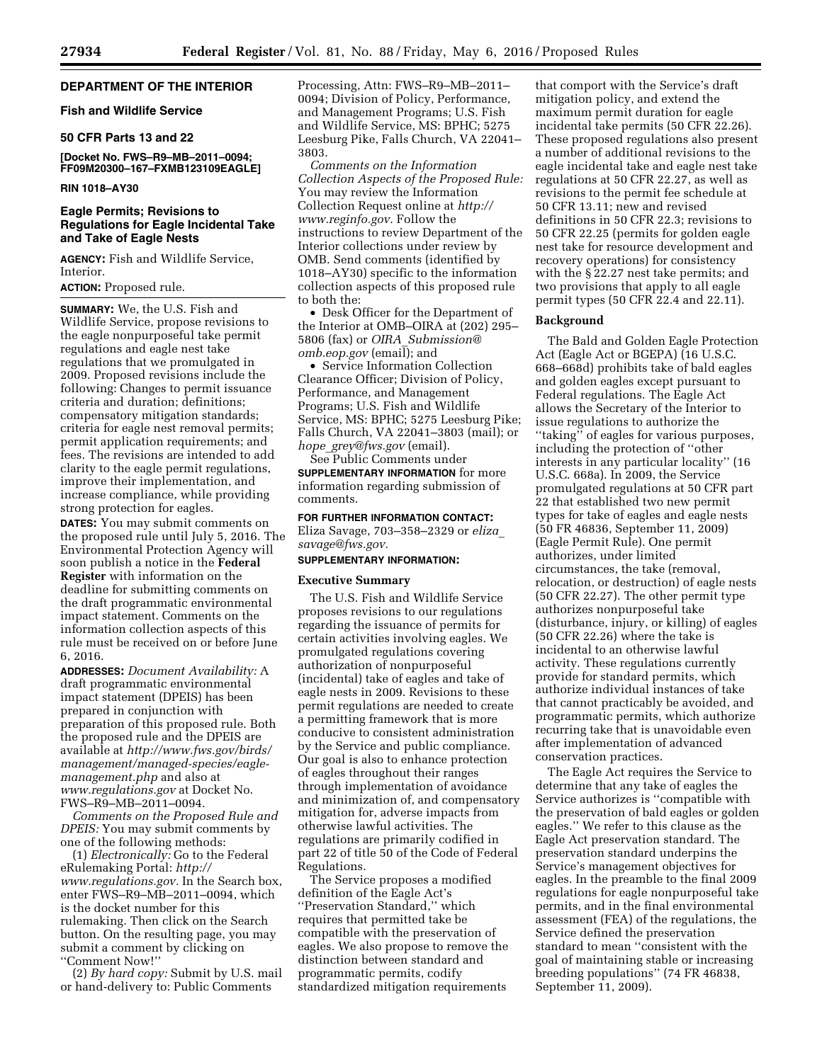## DEPARTMENT OF THE INTERIOR

### Fish and Wildlife Service

### 50 CFR Parts 13 and 22

**[Docket No. FWS–R9–MB–2011–0094; FF09M20300–167–FXMB123109EAGLE]**

**RIN 1018–AY30**

## Eagle Permits; Revisions to Regulations for Eagle Incidental Take and Take of Eagle Nests

**AGENCY:** Fish and Wildlife Service, Interior.

**ACTION:** Proposed rule.

**SUMMARY:** We, the U.S. Fish and Wildlife Service, propose revisions to the eagle nonpurposeful take permit regulations and eagle nest take regulations that we promulgated in 2009. Proposed revisions include the following: Changes to permit issuance criteria and duration; definitions; compensatory mitigation standards; criteria for eagle nest removal permits; permit application requirements; and fees. The revisions are intended to add clarity to the eagle permit regulations, improve their implementation, and increase compliance, while providing strong protection for eagles.

**DATES:** You may submit comments on the proposed rule until July 5, 2016. The Environmental Protection Agency will soon publish a notice in the **Federal Register** with information on the deadline for submitting comments on the draft programmatic environmental impact statement. Comments on the information collection aspects of this rule must be received on or before June 6, 2016.

**ADDRESSES:** *Document Availability:* A draft programmatic environmental impact statement (DPEIS) has been prepared in conjunction with preparation of this proposed rule. Both the proposed rule and the DPEIS are available at *http://www.fws.gov/birds/management/managed-species/eagle-management.php* and also at *www.regulations.gov* at Docket No. FWS–R9–MB–2011–0094.

*Comments on the Proposed Rule and DPEIS:* You may submit comments by one of the following methods:

(1) *Electronically:* Go to the Federal eRulemaking Portal: *http://www.regulations.gov.* In the Search box, enter FWS–R9–MB–2011–0094, which is the docket number for this rulemaking. Then click on the Search button. On the resulting page, you may submit a comment by clicking on "Comment Now!"

(2) *By hard copy:* Submit by U.S. mail or hand-delivery to: Public Comments Processing, Attn: FWS–R9–MB–2011–0094; Division of Policy, Performance, and Management Programs; U.S. Fish and Wildlife Service, MS: BPHC; 5275 Leesburg Pike, Falls Church, VA 22041–3803.

*Comments on the Information Collection Aspects of the Proposed Rule:* You may review the Information Collection Request online at *http://www.reginfo.gov.* Follow the instructions to review Department of the Interior collections under review by OMB. Send comments (identified by 1018–AY30) specific to the information collection aspects of this proposed rule to both the:

- Desk Officer for the Department of the Interior at OMB–OIRA at (202) 295–5806 (fax) or *OIRA_Submission@omb.eop.gov* (email); and
- Service Information Collection Clearance Officer; Division of Policy, Performance, and Management Programs; U.S. Fish and Wildlife Service, MS: BPHC; 5275 Leesburg Pike; Falls Church, VA 22041–3803 (mail); or *hope_grey@fws.gov* (email).

See Public Comments under **SUPPLEMENTARY INFORMATION** for more information regarding submission of comments.

**FOR FURTHER INFORMATION CONTACT:** Eliza Savage, 703–358–2329 or *eliza_savage@fws.gov.*

**SUPPLEMENTARY INFORMATION:**

### Executive Summary

The U.S. Fish and Wildlife Service proposes revisions to our regulations regarding the issuance of permits for certain activities involving eagles. We promulgated regulations covering authorization of nonpurposeful (incidental) take of eagles and take of eagle nests in 2009. Revisions to these permit regulations are needed to create a permitting framework that is more conducive to consistent administration by the Service and public compliance. Our goal is also to enhance protection of eagles throughout their ranges through implementation of avoidance and minimization of, and compensatory mitigation for, adverse impacts from otherwise lawful activities. The regulations are primarily codified in part 22 of title 50 of the Code of Federal Regulations.

The Service proposes a modified definition of the Eagle Act's "Preservation Standard," which requires that permitted take be compatible with the preservation of eagles. We also propose to remove the distinction between standard and programmatic permits, codify standardized mitigation requirements that comport with the Service's draft mitigation policy, and extend the maximum permit duration for eagle incidental take permits (50 CFR 22.26). These proposed regulations also present a number of additional revisions to the eagle incidental take and eagle nest take regulations at 50 CFR 22.27, as well as revisions to the permit fee schedule at 50 CFR 13.11; new and revised definitions in 50 CFR 22.3; revisions to 50 CFR 22.25 (permits for golden eagle nest take for resource development and recovery operations) for consistency with the § 22.27 nest take permits; and two provisions that apply to all eagle permit types (50 CFR 22.4 and 22.11).

### Background

The Bald and Golden Eagle Protection Act (Eagle Act or BGEPA) (16 U.S.C. 668–668d) prohibits take of bald eagles and golden eagles except pursuant to Federal regulations. The Eagle Act allows the Secretary of the Interior to issue regulations to authorize the "taking" of eagles for various purposes, including the protection of "other interests in any particular locality" (16 U.S.C. 668a). In 2009, the Service promulgated regulations at 50 CFR part 22 that established two new permit types for take of eagles and eagle nests (50 FR 46836, September 11, 2009) (Eagle Permit Rule). One permit authorizes, under limited circumstances, the take (removal, relocation, or destruction) of eagle nests (50 CFR 22.27). The other permit type authorizes nonpurposeful take (disturbance, injury, or killing) of eagles (50 CFR 22.26) where the take is incidental to an otherwise lawful activity. These regulations currently provide for standard permits, which authorize individual instances of take that cannot practicably be avoided, and programmatic permits, which authorize recurring take that is unavoidable even after implementation of advanced conservation practices.

The Eagle Act requires the Service to determine that any take of eagles the Service authorizes is "compatible with the preservation of bald eagles or golden eagles." We refer to this clause as the Eagle Act preservation standard. The preservation standard underpins the Service's management objectives for eagles. In the preamble to the final 2009 regulations for eagle nonpurposeful take permits, and in the final environmental assessment (FEA) of the regulations, the Service defined the preservation standard to mean "consistent with the goal of maintaining stable or increasing breeding populations" (74 FR 46838, September 11, 2009).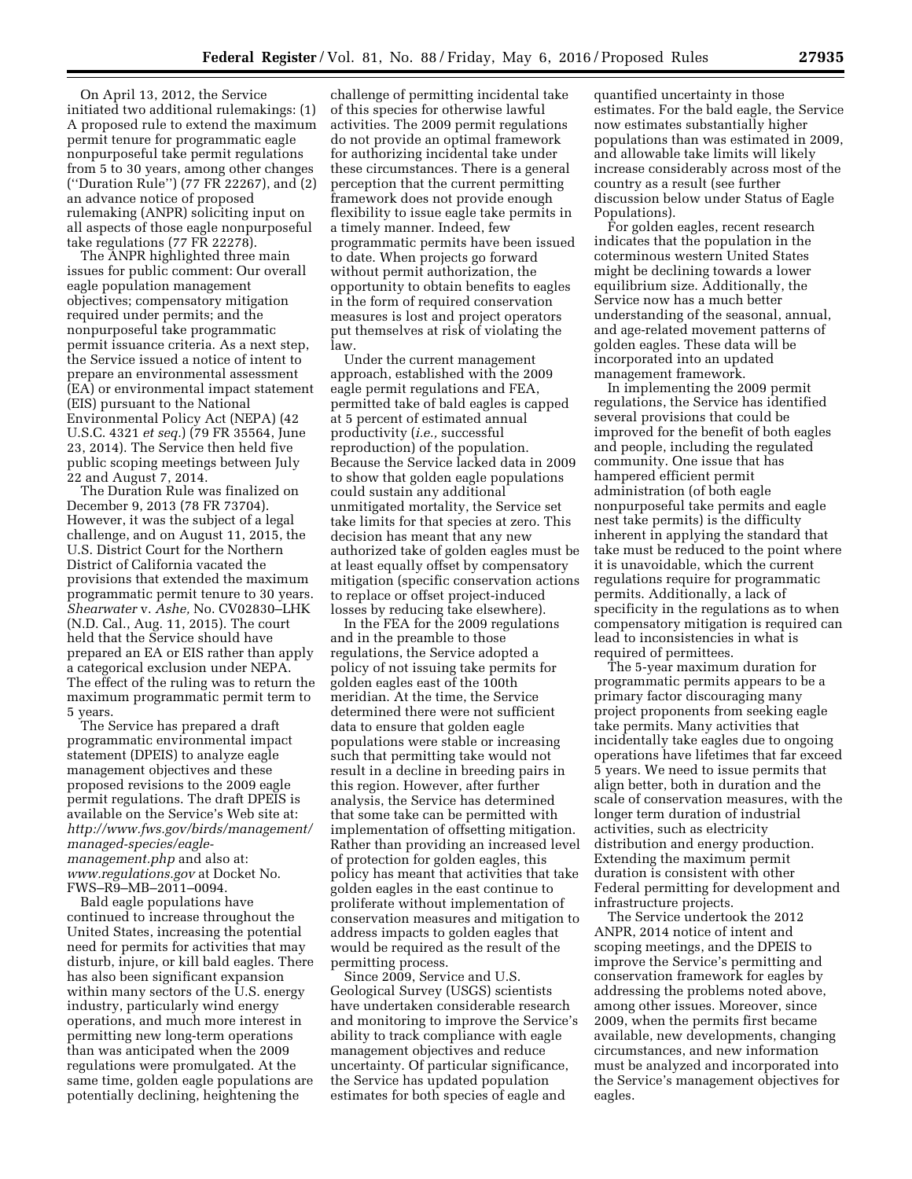On April 13, 2012, the Service initiated two additional rulemakings: (1) A proposed rule to extend the maximum permit tenure for programmatic eagle nonpurposeful take permit regulations from 5 to 30 years, among other changes (''Duration Rule'') (77 FR 22267), and (2) an advance notice of proposed rulemaking (ANPR) soliciting input on all aspects of those eagle nonpurposeful take regulations (77 FR 22278).

The ANPR highlighted three main issues for public comment: Our overall eagle population management objectives; compensatory mitigation required under permits; and the nonpurposeful take programmatic permit issuance criteria. As a next step, the Service issued a notice of intent to prepare an environmental assessment (EA) or environmental impact statement (EIS) pursuant to the National Environmental Policy Act (NEPA) (42 U.S.C. 4321 *et seq.*) (79 FR 35564, June 23, 2014). The Service then held five public scoping meetings between July 22 and August 7, 2014.

The Duration Rule was finalized on December 9, 2013 (78 FR 73704). However, it was the subject of a legal challenge, and on August 11, 2015, the U.S. District Court for the Northern District of California vacated the provisions that extended the maximum programmatic permit tenure to 30 years. *Shearwater* v. *Ashe,* No. CV02830–LHK (N.D. Cal., Aug. 11, 2015). The court held that the Service should have prepared an EA or EIS rather than apply a categorical exclusion under NEPA. The effect of the ruling was to return the maximum programmatic permit term to 5 years.

The Service has prepared a draft programmatic environmental impact statement (DPEIS) to analyze eagle management objectives and these proposed revisions to the 2009 eagle permit regulations. The draft DPEIS is available on the Service's Web site at: *http://www.fws.gov/birds/management/managed-species/eagle-management.php* and also at: *www.regulations.gov* at Docket No. FWS–R9–MB–2011–0094.

Bald eagle populations have continued to increase throughout the United States, increasing the potential need for permits for activities that may disturb, injure, or kill bald eagles. There has also been significant expansion within many sectors of the U.S. energy industry, particularly wind energy operations, and much more interest in permitting new long-term operations than was anticipated when the 2009 regulations were promulgated. At the same time, golden eagle populations are potentially declining, heightening the challenge of permitting incidental take of this species for otherwise lawful activities. The 2009 permit regulations do not provide an optimal framework for authorizing incidental take under these circumstances. There is a general perception that the current permitting framework does not provide enough flexibility to issue eagle take permits in a timely manner. Indeed, few programmatic permits have been issued to date. When projects go forward without permit authorization, the opportunity to obtain benefits to eagles in the form of required conservation measures is lost and project operators put themselves at risk of violating the law.

Under the current management approach, established with the 2009 eagle permit regulations and FEA, permitted take of bald eagles is capped at 5 percent of estimated annual productivity (*i.e.,* successful reproduction) of the population. Because the Service lacked data in 2009 to show that golden eagle populations could sustain any additional unmitigated mortality, the Service set take limits for that species at zero. This decision has meant that any new authorized take of golden eagles must be at least equally offset by compensatory mitigation (specific conservation actions to replace or offset project-induced losses by reducing take elsewhere).

In the FEA for the 2009 regulations and in the preamble to those regulations, the Service adopted a policy of not issuing take permits for golden eagles east of the 100th meridian. At the time, the Service determined there were not sufficient data to ensure that golden eagle populations were stable or increasing such that permitting take would not result in a decline in breeding pairs in this region. However, after further analysis, the Service has determined that some take can be permitted with implementation of offsetting mitigation. Rather than providing an increased level of protection for golden eagles, this policy has meant that activities that take golden eagles in the east continue to proliferate without implementation of conservation measures and mitigation to address impacts to golden eagles that would be required as the result of the permitting process.

Since 2009, Service and U.S. Geological Survey (USGS) scientists have undertaken considerable research and monitoring to improve the Service's ability to track compliance with eagle management objectives and reduce uncertainty. Of particular significance, the Service has updated population estimates for both species of eagle and quantified uncertainty in those estimates. For the bald eagle, the Service now estimates substantially higher populations than was estimated in 2009, and allowable take limits will likely increase considerably across most of the country as a result (see further discussion below under Status of Eagle Populations).

For golden eagles, recent research indicates that the population in the coterminous western United States might be declining towards a lower equilibrium size. Additionally, the Service now has a much better understanding of the seasonal, annual, and age-related movement patterns of golden eagles. These data will be incorporated into an updated management framework.

In implementing the 2009 permit regulations, the Service has identified several provisions that could be improved for the benefit of both eagles and people, including the regulated community. One issue that has hampered efficient permit administration (of both eagle nonpurposeful take permits and eagle nest take permits) is the difficulty inherent in applying the standard that take must be reduced to the point where it is unavoidable, which the current regulations require for programmatic permits. Additionally, a lack of specificity in the regulations as to when compensatory mitigation is required can lead to inconsistencies in what is required of permittees.

The 5-year maximum duration for programmatic permits appears to be a primary factor discouraging many project proponents from seeking eagle take permits. Many activities that incidentally take eagles due to ongoing operations have lifetimes that far exceed 5 years. We need to issue permits that align better, both in duration and the scale of conservation measures, with the longer term duration of industrial activities, such as electricity distribution and energy production. Extending the maximum permit duration is consistent with other Federal permitting for development and infrastructure projects.

The Service undertook the 2012 ANPR, 2014 notice of intent and scoping meetings, and the DPEIS to improve the Service's permitting and conservation framework for eagles by addressing the problems noted above, among other issues. Moreover, since 2009, when the permits first became available, new developments, changing circumstances, and new information must be analyzed and incorporated into the Service's management objectives for eagles.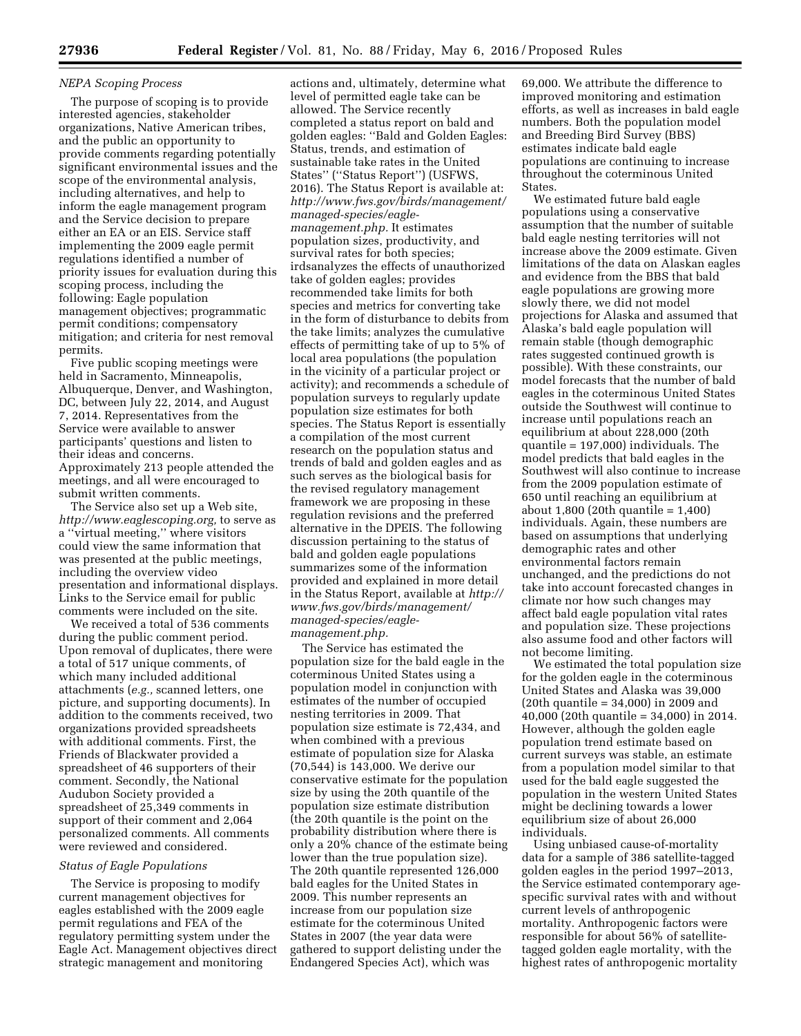*NEPA Scoping Process*

The purpose of scoping is to provide interested agencies, stakeholder organizations, Native American tribes, and the public an opportunity to provide comments regarding potentially significant environmental issues and the scope of the environmental analysis, including alternatives, and help to inform the eagle management program and the Service decision to prepare either an EA or an EIS. Service staff implementing the 2009 eagle permit regulations identified a number of priority issues for evaluation during this scoping process, including the following: Eagle population management objectives; programmatic permit conditions; compensatory mitigation; and criteria for nest removal permits.

Five public scoping meetings were held in Sacramento, Minneapolis, Albuquerque, Denver, and Washington, DC, between July 22, 2014, and August 7, 2014. Representatives from the Service were available to answer participants' questions and listen to their ideas and concerns. Approximately 213 people attended the meetings, and all were encouraged to submit written comments.

The Service also set up a Web site, *http://www.eaglescoping.org,* to serve as a ''virtual meeting,'' where visitors could view the same information that was presented at the public meetings, including the overview video presentation and informational displays. Links to the Service email for public comments were included on the site.

We received a total of 536 comments during the public comment period. Upon removal of duplicates, there were a total of 517 unique comments, of which many included additional attachments (*e.g.,* scanned letters, one picture, and supporting documents). In addition to the comments received, two organizations provided spreadsheets with additional comments. First, the Friends of Blackwater provided a spreadsheet of 46 supporters of their comment. Secondly, the National Audubon Society provided a spreadsheet of 25,349 comments in support of their comment and 2,064 personalized comments. All comments were reviewed and considered.

*Status of Eagle Populations*

The Service is proposing to modify current management objectives for eagles established with the 2009 eagle permit regulations and FEA of the regulatory permitting system under the Eagle Act. Management objectives direct strategic management and monitoring actions and, ultimately, determine what level of permitted eagle take can be allowed. The Service recently completed a status report on bald and golden eagles: ''Bald and Golden Eagles: Status, trends, and estimation of sustainable take rates in the United States'' (''Status Report'') (USFWS, 2016). The Status Report is available at: *http://www.fws.gov/birds/management/managed-species/eagle-management.php.* It estimates population sizes, productivity, and survival rates for both species; irdsanalyzes the effects of unauthorized take of golden eagles; provides recommended take limits for both species and metrics for converting take in the form of disturbance to debits from the take limits; analyzes the cumulative effects of permitting take of up to 5% of local area populations (the population in the vicinity of a particular project or activity); and recommends a schedule of population surveys to regularly update population size estimates for both species. The Status Report is essentially a compilation of the most current research on the population status and trends of bald and golden eagles and as such serves as the biological basis for the revised regulatory management framework we are proposing in these regulation revisions and the preferred alternative in the DPEIS. The following discussion pertaining to the status of bald and golden eagle populations summarizes some of the information provided and explained in more detail in the Status Report, available at *http://www.fws.gov/birds/management/managed-species/eagle-management.php.*

The Service has estimated the population size for the bald eagle in the coterminous United States using a population model in conjunction with estimates of the number of occupied nesting territories in 2009. That population size estimate is 72,434, and when combined with a previous estimate of population size for Alaska (70,544) is 143,000. We derive our conservative estimate for the population size by using the 20th quantile of the population size estimate distribution (the 20th quantile is the point on the probability distribution where there is only a 20% chance of the estimate being lower than the true population size). The 20th quantile represented 126,000 bald eagles for the United States in 2009. This number represents an increase from our population size estimate for the coterminous United States in 2007 (the year data were gathered to support delisting under the Endangered Species Act), which was 69,000. We attribute the difference to improved monitoring and estimation efforts, as well as increases in bald eagle numbers. Both the population model and Breeding Bird Survey (BBS) estimates indicate bald eagle populations are continuing to increase throughout the coterminous United States.

We estimated future bald eagle populations using a conservative assumption that the number of suitable bald eagle nesting territories will not increase above the 2009 estimate. Given limitations of the data on Alaskan eagles and evidence from the BBS that bald eagle populations are growing more slowly there, we did not model projections for Alaska and assumed that Alaska's bald eagle population will remain stable (though demographic rates suggested continued growth is possible). With these constraints, our model forecasts that the number of bald eagles in the coterminous United States outside the Southwest will continue to increase until populations reach an equilibrium at about 228,000 (20th quantile = 197,000) individuals. The model predicts that bald eagles in the Southwest will also continue to increase from the 2009 population estimate of 650 until reaching an equilibrium at about 1,800 (20th quantile = 1,400) individuals. Again, these numbers are based on assumptions that underlying demographic rates and other environmental factors remain unchanged, and the predictions do not take into account forecasted changes in climate nor how such changes may affect bald eagle population vital rates and population size. These projections also assume food and other factors will not become limiting.

We estimated the total population size for the golden eagle in the coterminous United States and Alaska was 39,000 (20th quantile = 34,000) in 2009 and 40,000 (20th quantile = 34,000) in 2014. However, although the golden eagle population trend estimate based on current surveys was stable, an estimate from a population model similar to that used for the bald eagle suggested the population in the western United States might be declining towards a lower equilibrium size of about 26,000 individuals.

Using unbiased cause-of-mortality data for a sample of 386 satellite-tagged golden eagles in the period 1997–2013, the Service estimated contemporary age-specific survival rates with and without current levels of anthropogenic mortality. Anthropogenic factors were responsible for about 56% of satellite-tagged golden eagle mortality, with the highest rates of anthropogenic mortality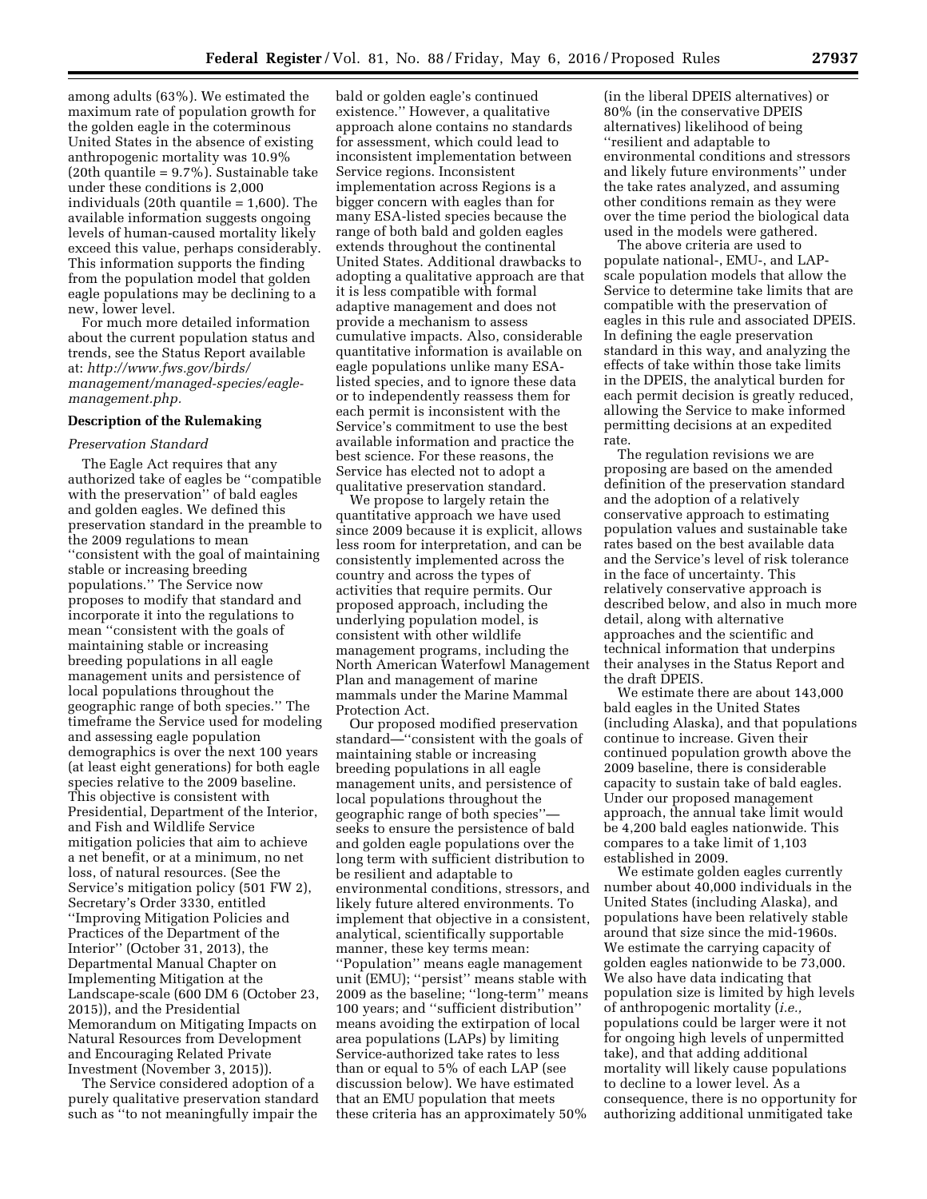among adults (63%). We estimated the maximum rate of population growth for the golden eagle in the coterminous United States in the absence of existing anthropogenic mortality was 10.9% (20th quantile = 9.7%). Sustainable take under these conditions is 2,000 individuals (20th quantile = 1,600). The available information suggests ongoing levels of human-caused mortality likely exceed this value, perhaps considerably. This information supports the finding from the population model that golden eagle populations may be declining to a new, lower level.

For much more detailed information about the current population status and trends, see the Status Report available at: *http://www.fws.gov/birds/management/managed-species/eagle-management.php.*

## Description of the Rulemaking

### *Preservation Standard*

The Eagle Act requires that any authorized take of eagles be ''compatible with the preservation'' of bald eagles and golden eagles. We defined this preservation standard in the preamble to the 2009 regulations to mean ''consistent with the goal of maintaining stable or increasing breeding populations.'' The Service now proposes to modify that standard and incorporate it into the regulations to mean ''consistent with the goals of maintaining stable or increasing breeding populations in all eagle management units and persistence of local populations throughout the geographic range of both species.'' The timeframe the Service used for modeling and assessing eagle population demographics is over the next 100 years (at least eight generations) for both eagle species relative to the 2009 baseline. This objective is consistent with Presidential, Department of the Interior, and Fish and Wildlife Service mitigation policies that aim to achieve a net benefit, or at a minimum, no net loss, of natural resources. (See the Service's mitigation policy (501 FW 2), Secretary's Order 3330, entitled ''Improving Mitigation Policies and Practices of the Department of the Interior'' (October 31, 2013), the Departmental Manual Chapter on Implementing Mitigation at the Landscape-scale (600 DM 6 (October 23, 2015)), and the Presidential Memorandum on Mitigating Impacts on Natural Resources from Development and Encouraging Related Private Investment (November 3, 2015)).

The Service considered adoption of a purely qualitative preservation standard such as ''to not meaningfully impair the bald or golden eagle's continued existence.'' However, a qualitative approach alone contains no standards for assessment, which could lead to inconsistent implementation between Service regions. Inconsistent implementation across Regions is a bigger concern with eagles than for many ESA-listed species because the range of both bald and golden eagles extends throughout the continental United States. Additional drawbacks to adopting a qualitative approach are that it is less compatible with formal adaptive management and does not provide a mechanism to assess cumulative impacts. Also, considerable quantitative information is available on eagle populations unlike many ESA-listed species, and to ignore these data or to independently reassess them for each permit is inconsistent with the Service's commitment to use the best available information and practice the best science. For these reasons, the Service has elected not to adopt a qualitative preservation standard.

We propose to largely retain the quantitative approach we have used since 2009 because it is explicit, allows less room for interpretation, and can be consistently implemented across the country and across the types of activities that require permits. Our proposed approach, including the underlying population model, is consistent with other wildlife management programs, including the North American Waterfowl Management Plan and management of marine mammals under the Marine Mammal Protection Act.

Our proposed modified preservation standard—''consistent with the goals of maintaining stable or increasing breeding populations in all eagle management units, and persistence of local populations throughout the geographic range of both species''—seeks to ensure the persistence of bald and golden eagle populations over the long term with sufficient distribution to be resilient and adaptable to environmental conditions, stressors, and likely future altered environments. To implement that objective in a consistent, analytical, scientifically supportable manner, these key terms mean: ''Population'' means eagle management unit (EMU); ''persist'' means stable with 2009 as the baseline; ''long-term'' means 100 years; and ''sufficient distribution'' means avoiding the extirpation of local area populations (LAPs) by limiting Service-authorized take rates to less than or equal to 5% of each LAP (see discussion below). We have estimated that an EMU population that meets these criteria has an approximately 50% (in the liberal DPEIS alternatives) or 80% (in the conservative DPEIS alternatives) likelihood of being ''resilient and adaptable to environmental conditions and stressors and likely future environments'' under the take rates analyzed, and assuming other conditions remain as they were over the time period the biological data used in the models were gathered.

The above criteria are used to populate national-, EMU-, and LAP-scale population models that allow the Service to determine take limits that are compatible with the preservation of eagles in this rule and associated DPEIS. In defining the eagle preservation standard in this way, and analyzing the effects of take within those take limits in the DPEIS, the analytical burden for each permit decision is greatly reduced, allowing the Service to make informed permitting decisions at an expedited rate.

The regulation revisions we are proposing are based on the amended definition of the preservation standard and the adoption of a relatively conservative approach to estimating population values and sustainable take rates based on the best available data and the Service's level of risk tolerance in the face of uncertainty. This relatively conservative approach is described below, and also in much more detail, along with alternative approaches and the scientific and technical information that underpins their analyses in the Status Report and the draft DPEIS.

We estimate there are about 143,000 bald eagles in the United States (including Alaska), and that populations continue to increase. Given their continued population growth above the 2009 baseline, there is considerable capacity to sustain take of bald eagles. Under our proposed management approach, the annual take limit would be 4,200 bald eagles nationwide. This compares to a take limit of 1,103 established in 2009.

We estimate golden eagles currently number about 40,000 individuals in the United States (including Alaska), and populations have been relatively stable around that size since the mid-1960s. We estimate the carrying capacity of golden eagles nationwide to be 73,000. We also have data indicating that population size is limited by high levels of anthropogenic mortality (*i.e.,* populations could be larger were it not for ongoing high levels of unpermitted take), and that adding additional mortality will likely cause populations to decline to a lower level. As a consequence, there is no opportunity for authorizing additional unmitigated take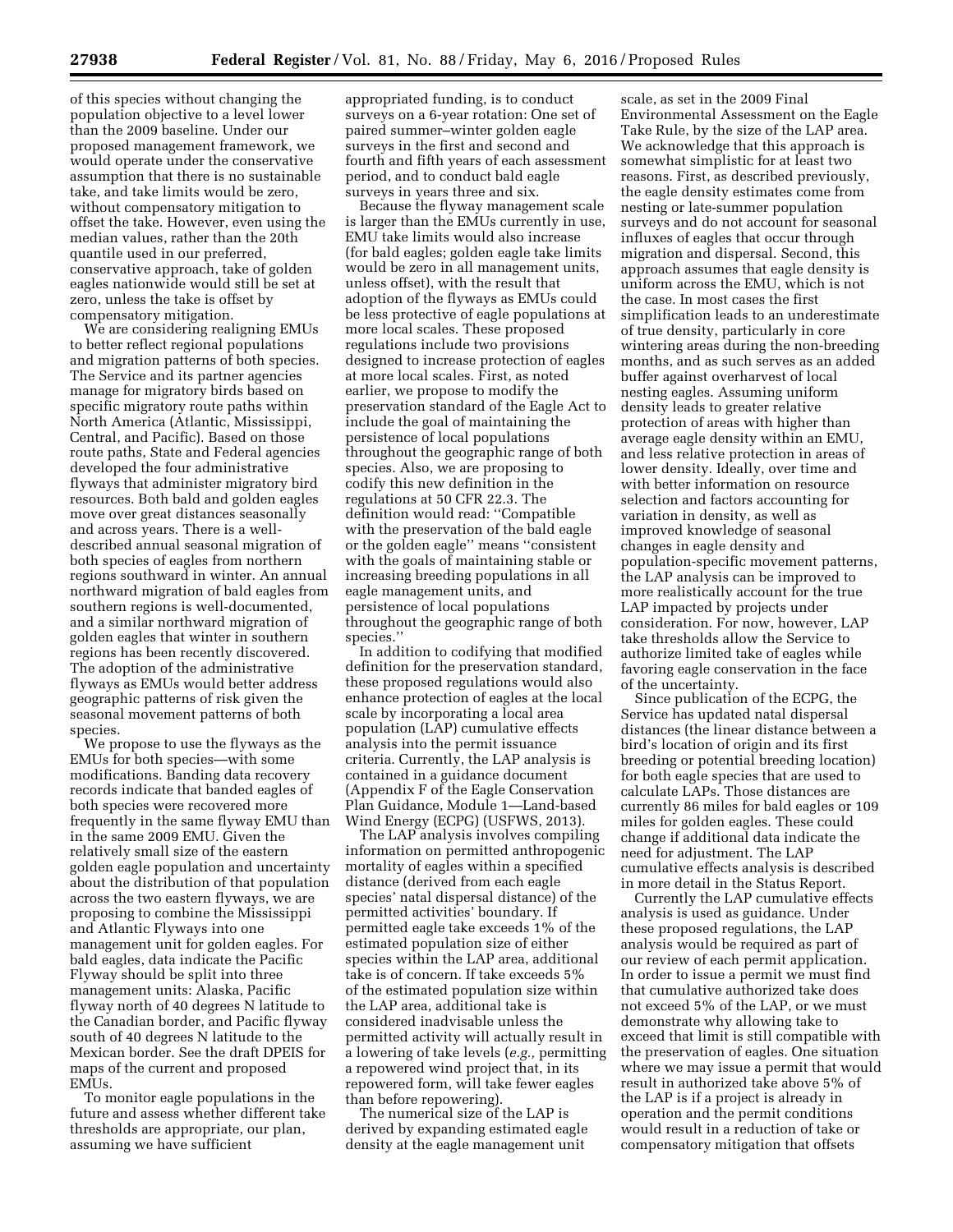of this species without changing the population objective to a level lower than the 2009 baseline. Under our proposed management framework, we would operate under the conservative assumption that there is no sustainable take, and take limits would be zero, without compensatory mitigation to offset the take. However, even using the median values, rather than the 20th quantile used in our preferred, conservative approach, take of golden eagles nationwide would still be set at zero, unless the take is offset by compensatory mitigation.

We are considering realigning EMUs to better reflect regional populations and migration patterns of both species. The Service and its partner agencies manage for migratory birds based on specific migratory route paths within North America (Atlantic, Mississippi, Central, and Pacific). Based on those route paths, State and Federal agencies developed the four administrative flyways that administer migratory bird resources. Both bald and golden eagles move over great distances seasonally and across years. There is a well-described annual seasonal migration of both species of eagles from northern regions southward in winter. An annual northward migration of bald eagles from southern regions is well-documented, and a similar northward migration of golden eagles that winter in southern regions has been recently discovered. The adoption of the administrative flyways as EMUs would better address geographic patterns of risk given the seasonal movement patterns of both species.

We propose to use the flyways as the EMUs for both species—with some modifications. Banding data recovery records indicate that banded eagles of both species were recovered more frequently in the same flyway EMU than in the same 2009 EMU. Given the relatively small size of the eastern golden eagle population and uncertainty about the distribution of that population across the two eastern flyways, we are proposing to combine the Mississippi and Atlantic Flyways into one management unit for golden eagles. For bald eagles, data indicate the Pacific Flyway should be split into three management units: Alaska, Pacific flyway north of 40 degrees N latitude to the Canadian border, and Pacific flyway south of 40 degrees N latitude to the Mexican border. See the draft DPEIS for maps of the current and proposed EMUs.

To monitor eagle populations in the future and assess whether different take thresholds are appropriate, our plan, assuming we have sufficient appropriated funding, is to conduct surveys on a 6-year rotation: One set of paired summer–winter golden eagle surveys in the first and second and fourth and fifth years of each assessment period, and to conduct bald eagle surveys in years three and six.

Because the flyway management scale is larger than the EMUs currently in use, EMU take limits would also increase (for bald eagles; golden eagle take limits would be zero in all management units, unless offset), with the result that adoption of the flyways as EMUs could be less protective of eagle populations at more local scales. These proposed regulations include two provisions designed to increase protection of eagles at more local scales. First, as noted earlier, we propose to modify the preservation standard of the Eagle Act to include the goal of maintaining the persistence of local populations throughout the geographic range of both species. Also, we are proposing to codify this new definition in the regulations at 50 CFR 22.3. The definition would read: ''Compatible with the preservation of the bald eagle or the golden eagle'' means ''consistent with the goals of maintaining stable or increasing breeding populations in all eagle management units, and persistence of local populations throughout the geographic range of both species.''

In addition to codifying that modified definition for the preservation standard, these proposed regulations would also enhance protection of eagles at the local scale by incorporating a local area population (LAP) cumulative effects analysis into the permit issuance criteria. Currently, the LAP analysis is contained in a guidance document (Appendix F of the Eagle Conservation Plan Guidance, Module 1—Land-based Wind Energy (ECPG) (USFWS, 2013).

The LAP analysis involves compiling information on permitted anthropogenic mortality of eagles within a specified distance (derived from each eagle species' natal dispersal distance) of the permitted activities' boundary. If permitted eagle take exceeds 1% of the estimated population size of either species within the LAP area, additional take is of concern. If take exceeds 5% of the estimated population size within the LAP area, additional take is considered inadvisable unless the permitted activity will actually result in a lowering of take levels (*e.g.,* permitting a repowered wind project that, in its repowered form, will take fewer eagles than before repowering).

The numerical size of the LAP is derived by expanding estimated eagle density at the eagle management unit scale, as set in the 2009 Final Environmental Assessment on the Eagle Take Rule, by the size of the LAP area. We acknowledge that this approach is somewhat simplistic for at least two reasons. First, as described previously, the eagle density estimates come from nesting or late-summer population surveys and do not account for seasonal influxes of eagles that occur through migration and dispersal. Second, this approach assumes that eagle density is uniform across the EMU, which is not the case. In most cases the first simplification leads to an underestimate of true density, particularly in core wintering areas during the non-breeding months, and as such serves as an added buffer against overharvest of local nesting eagles. Assuming uniform density leads to greater relative protection of areas with higher than average eagle density within an EMU, and less relative protection in areas of lower density. Ideally, over time and with better information on resource selection and factors accounting for variation in density, as well as improved knowledge of seasonal changes in eagle density and population-specific movement patterns, the LAP analysis can be improved to more realistically account for the true LAP impacted by projects under consideration. For now, however, LAP take thresholds allow the Service to authorize limited take of eagles while favoring eagle conservation in the face of the uncertainty.

Since publication of the ECPG, the Service has updated natal dispersal distances (the linear distance between a bird's location of origin and its first breeding or potential breeding location) for both eagle species that are used to calculate LAPs. Those distances are currently 86 miles for bald eagles or 109 miles for golden eagles. These could change if additional data indicate the need for adjustment. The LAP cumulative effects analysis is described in more detail in the Status Report.

Currently the LAP cumulative effects analysis is used as guidance. Under these proposed regulations, the LAP analysis would be required as part of our review of each permit application. In order to issue a permit we must find that cumulative authorized take does not exceed 5% of the LAP, or we must demonstrate why allowing take to exceed that limit is still compatible with the preservation of eagles. One situation where we may issue a permit that would result in authorized take above 5% of the LAP is if a project is already in operation and the permit conditions would result in a reduction of take or compensatory mitigation that offsets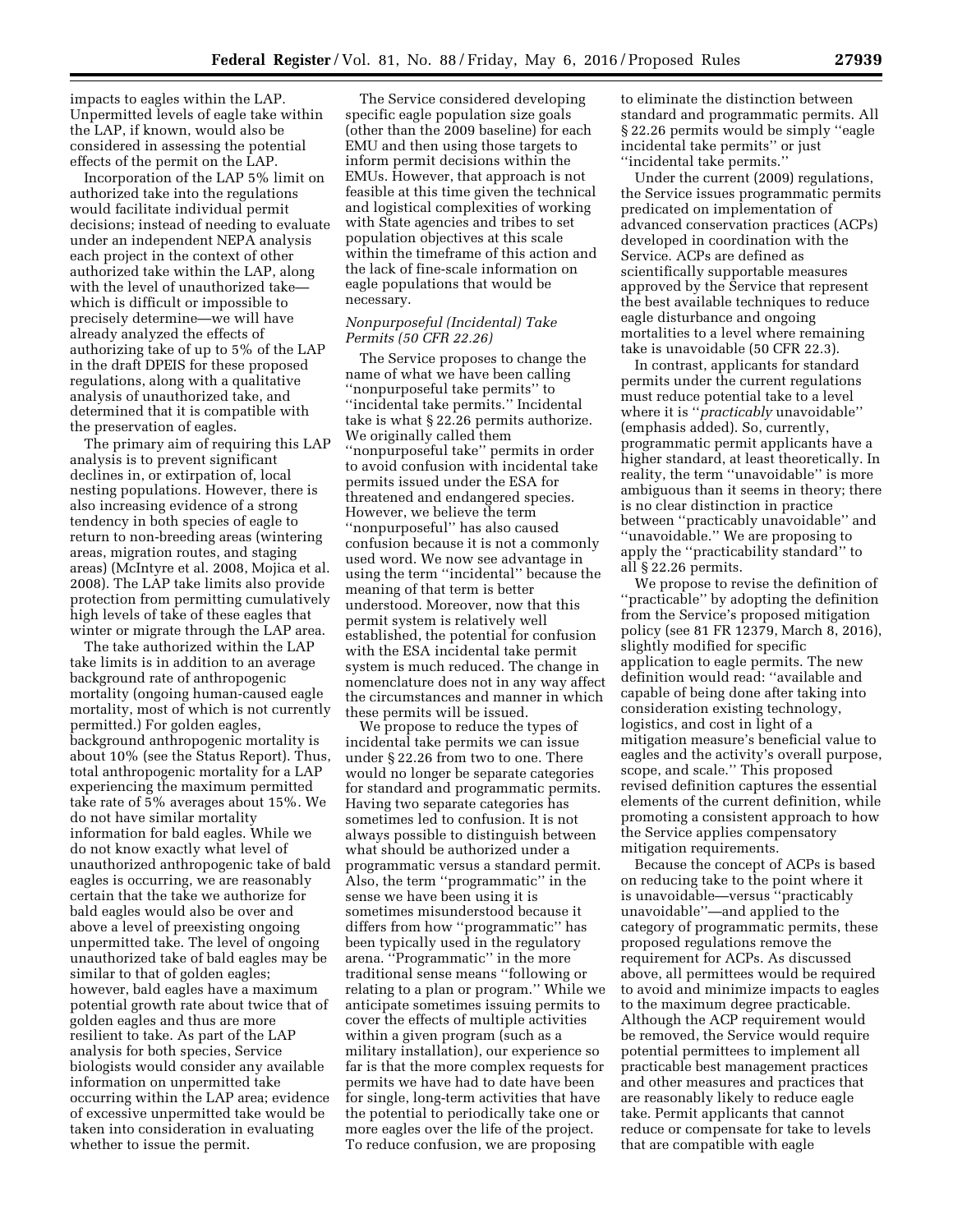impacts to eagles within the LAP. Unpermitted levels of eagle take within the LAP, if known, would also be considered in assessing the potential effects of the permit on the LAP.

Incorporation of the LAP 5% limit on authorized take into the regulations would facilitate individual permit decisions; instead of needing to evaluate under an independent NEPA analysis each project in the context of other authorized take within the LAP, along with the level of unauthorized take—which is difficult or impossible to precisely determine—we will have already analyzed the effects of authorizing take of up to 5% of the LAP in the draft DPEIS for these proposed regulations, along with a qualitative analysis of unauthorized take, and determined that it is compatible with the preservation of eagles.

The primary aim of requiring this LAP analysis is to prevent significant declines in, or extirpation of, local nesting populations. However, there is also increasing evidence of a strong tendency in both species of eagle to return to non-breeding areas (wintering areas, migration routes, and staging areas) (McIntyre et al. 2008, Mojica et al. 2008). The LAP take limits also provide protection from permitting cumulatively high levels of take of these eagles that winter or migrate through the LAP area.

The take authorized within the LAP take limits is in addition to an average background rate of anthropogenic mortality (ongoing human-caused eagle mortality, most of which is not currently permitted.) For golden eagles, background anthropogenic mortality is about 10% (see the Status Report). Thus, total anthropogenic mortality for a LAP experiencing the maximum permitted take rate of 5% averages about 15%. We do not have similar mortality information for bald eagles. While we do not know exactly what level of unauthorized anthropogenic take of bald eagles is occurring, we are reasonably certain that the take we authorize for bald eagles would also be over and above a level of preexisting ongoing unpermitted take. The level of ongoing unauthorized take of bald eagles may be similar to that of golden eagles; however, bald eagles have a maximum potential growth rate about twice that of golden eagles and thus are more resilient to take. As part of the LAP analysis for both species, Service biologists would consider any available information on unpermitted take occurring within the LAP area; evidence of excessive unpermitted take would be taken into consideration in evaluating whether to issue the permit.

The Service considered developing specific eagle population size goals (other than the 2009 baseline) for each EMU and then using those targets to inform permit decisions within the EMUs. However, that approach is not feasible at this time given the technical and logistical complexities of working with State agencies and tribes to set population objectives at this scale within the timeframe of this action and the lack of fine-scale information on eagle populations that would be necessary.

*Nonpurposeful (Incidental) Take Permits (50 CFR 22.26)*

The Service proposes to change the name of what we have been calling "nonpurposeful take permits" to "incidental take permits." Incidental take is what § 22.26 permits authorize. We originally called them "nonpurposeful take" permits in order to avoid confusion with incidental take permits issued under the ESA for threatened and endangered species. However, we believe the term "nonpurposeful" has also caused confusion because it is not a commonly used word. We now see advantage in using the term "incidental" because the meaning of that term is better understood. Moreover, now that this permit system is relatively well established, the potential for confusion with the ESA incidental take permit system is much reduced. The change in nomenclature does not in any way affect the circumstances and manner in which these permits will be issued.

We propose to reduce the types of incidental take permits we can issue under § 22.26 from two to one. There would no longer be separate categories for standard and programmatic permits. Having two separate categories has sometimes led to confusion. It is not always possible to distinguish between what should be authorized under a programmatic versus a standard permit. Also, the term "programmatic" in the sense we have been using it is sometimes misunderstood because it differs from how "programmatic" has been typically used in the regulatory arena. "Programmatic" in the more traditional sense means "following or relating to a plan or program." While we anticipate sometimes issuing permits to cover the effects of multiple activities within a given program (such as a military installation), our experience so far is that the more complex requests for permits we have had to date have been for single, long-term activities that have the potential to periodically take one or more eagles over the life of the project. To reduce confusion, we are proposing to eliminate the distinction between standard and programmatic permits. All § 22.26 permits would be simply "eagle incidental take permits" or just "incidental take permits."

Under the current (2009) regulations, the Service issues programmatic permits predicated on implementation of advanced conservation practices (ACPs) developed in coordination with the Service. ACPs are defined as scientifically supportable measures approved by the Service that represent the best available techniques to reduce eagle disturbance and ongoing mortalities to a level where remaining take is unavoidable (50 CFR 22.3).

In contrast, applicants for standard permits under the current regulations must reduce potential take to a level where it is "*practicably* unavoidable" (emphasis added). So, currently, programmatic permit applicants have a higher standard, at least theoretically. In reality, the term "unavoidable" is more ambiguous than it seems in theory; there is no clear distinction in practice between "practicably unavoidable" and "unavoidable." We are proposing to apply the "practicability standard" to all § 22.26 permits.

We propose to revise the definition of "practicable" by adopting the definition from the Service's proposed mitigation policy (see 81 FR 12379, March 8, 2016), slightly modified for specific application to eagle permits. The new definition would read: "available and capable of being done after taking into consideration existing technology, logistics, and cost in light of a mitigation measure's beneficial value to eagles and the activity's overall purpose, scope, and scale." This proposed revised definition captures the essential elements of the current definition, while promoting a consistent approach to how the Service applies compensatory mitigation requirements.

Because the concept of ACPs is based on reducing take to the point where it is unavoidable—versus "practicably unavoidable"—and applied to the category of programmatic permits, these proposed regulations remove the requirement for ACPs. As discussed above, all permittees would be required to avoid and minimize impacts to eagles to the maximum degree practicable. Although the ACP requirement would be removed, the Service would require potential permittees to implement all practicable best management practices and other measures and practices that are reasonably likely to reduce eagle take. Permit applicants that cannot reduce or compensate for take to levels that are compatible with eagle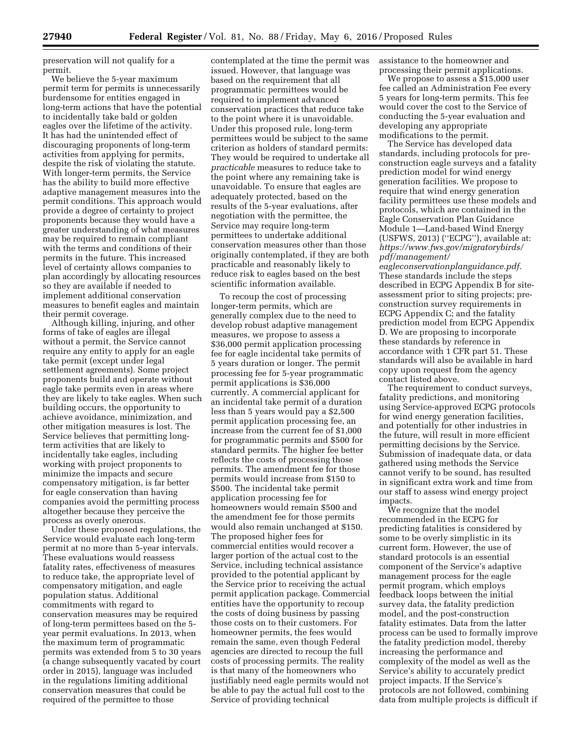preservation will not qualify for a permit.

We believe the 5-year maximum permit term for permits is unnecessarily burdensome for entities engaged in long-term actions that have the potential to incidentally take bald or golden eagles over the lifetime of the activity. It has had the unintended effect of discouraging proponents of long-term activities from applying for permits, despite the risk of violating the statute. With longer-term permits, the Service has the ability to build more effective adaptive management measures into the permit conditions. This approach would provide a degree of certainty to project proponents because they would have a greater understanding of what measures may be required to remain compliant with the terms and conditions of their permits in the future. This increased level of certainty allows companies to plan accordingly by allocating resources so they are available if needed to implement additional conservation measures to benefit eagles and maintain their permit coverage.

Although killing, injuring, and other forms of take of eagles are illegal without a permit, the Service cannot require any entity to apply for an eagle take permit (except under legal settlement agreements). Some project proponents build and operate without eagle take permits even in areas where they are likely to take eagles. When such building occurs, the opportunity to achieve avoidance, minimization, and other mitigation measures is lost. The Service believes that permitting long-term activities that are likely to incidentally take eagles, including working with project proponents to minimize the impacts and secure compensatory mitigation, is far better for eagle conservation than having companies avoid the permitting process altogether because they perceive the process as overly onerous.

Under these proposed regulations, the Service would evaluate each long-term permit at no more than 5-year intervals. These evaluations would reassess fatality rates, effectiveness of measures to reduce take, the appropriate level of compensatory mitigation, and eagle population status. Additional commitments with regard to conservation measures may be required of long-term permittees based on the 5-year permit evaluations. In 2013, when the maximum term of programmatic permits was extended from 5 to 30 years (a change subsequently vacated by court order in 2015), language was included in the regulations limiting additional conservation measures that could be required of the permittee to those contemplated at the time the permit was issued. However, that language was based on the requirement that all programmatic permittees would be required to implement advanced conservation practices that reduce take to the point where it is unavoidable. Under this proposed rule, long-term permittees would be subject to the same criterion as holders of standard permits: They would be required to undertake all *practicable* measures to reduce take to the point where any remaining take is unavoidable. To ensure that eagles are adequately protected, based on the results of the 5-year evaluations, after negotiation with the permittee, the Service may require long-term permittees to undertake additional conservation measures other than those originally contemplated, if they are both practicable and reasonably likely to reduce risk to eagles based on the best scientific information available.

To recoup the cost of processing longer-term permits, which are generally complex due to the need to develop robust adaptive management measures, we propose to assess a $36,000 permit application processing fee for eagle incidental take permits of 5 years duration or longer. The permit processing fee for 5-year programmatic permit applications is $36,000 currently. A commercial applicant for an incidental take permit of a duration less than 5 years would pay a $2,500 permit application processing fee, an increase from the current fee of $1,000 for programmatic permits and $500 for standard permits. The higher fee better reflects the costs of processing those permits. The amendment fee for those permits would increase from $150 to $500. The incidental take permit application processing fee for homeowners would remain $500 and the amendment fee for those permits would also remain unchanged at $150. The proposed higher fees for commercial entities would recover a larger portion of the actual cost to the Service, including technical assistance provided to the potential applicant by the Service prior to receiving the actual permit application package. Commercial entities have the opportunity to recoup the costs of doing business by passing those costs on to their customers. For homeowner permits, the fees would remain the same, even though Federal agencies are directed to recoup the full costs of processing permits. The reality is that many of the homeowners who justifiably need eagle permits would not be able to pay the actual full cost to the Service of providing technical assistance to the homeowner and processing their permit applications.

We propose to assess a $15,000 user fee called an Administration Fee every 5 years for long-term permits. This fee would cover the cost to the Service of conducting the 5-year evaluation and developing any appropriate modifications to the permit.

The Service has developed data standards, including protocols for pre-construction eagle surveys and a fatality prediction model for wind energy generation facilities. We propose to require that wind energy generation facility permittees use these models and protocols, which are contained in the Eagle Conservation Plan Guidance Module 1—Land-based Wind Energy (USFWS, 2013) (''ECPG''), available at: *https://www.fws.gov/migratorybirds/pdf/management/eagleconservationplanguidance.pdf.* These standards include the steps described in ECPG Appendix B for site-assessment prior to siting projects; pre-construction survey requirements in ECPG Appendix C; and the fatality prediction model from ECPG Appendix D. We are proposing to incorporate these standards by reference in accordance with 1 CFR part 51. These standards will also be available in hard copy upon request from the agency contact listed above.

The requirement to conduct surveys, fatality predictions, and monitoring using Service-approved ECPG protocols for wind energy generation facilities, and potentially for other industries in the future, will result in more efficient permitting decisions by the Service. Submission of inadequate data, or data gathered using methods the Service cannot verify to be sound, has resulted in significant extra work and time from our staff to assess wind energy project impacts.

We recognize that the model recommended in the ECPG for predicting fatalities is considered by some to be overly simplistic in its current form. However, the use of standard protocols is an essential component of the Service's adaptive management process for the eagle permit program, which employs feedback loops between the initial survey data, the fatality prediction model, and the post-construction fatality estimates. Data from the latter process can be used to formally improve the fatality prediction model, thereby increasing the performance and complexity of the model as well as the Service's ability to accurately predict project impacts. If the Service's protocols are not followed, combining data from multiple projects is difficult if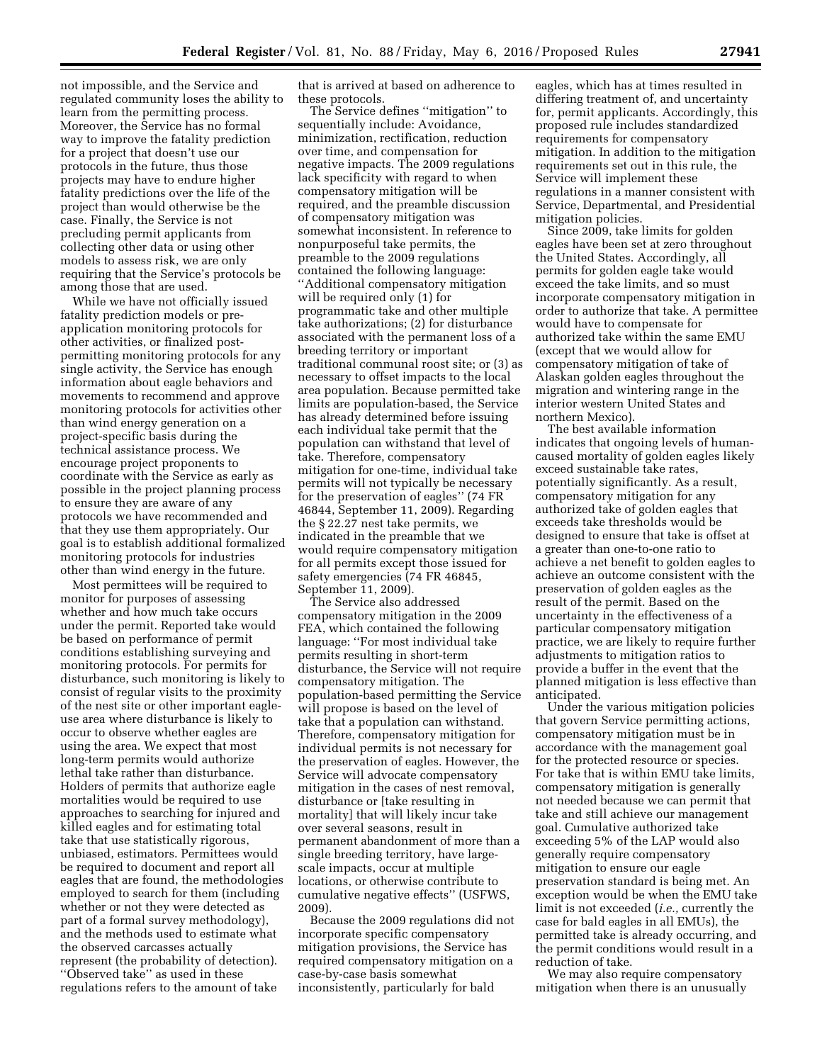not impossible, and the Service and regulated community loses the ability to learn from the permitting process. Moreover, the Service has no formal way to improve the fatality prediction for a project that doesn't use our protocols in the future, thus those projects may have to endure higher fatality predictions over the life of the project than would otherwise be the case. Finally, the Service is not precluding permit applicants from collecting other data or using other models to assess risk, we are only requiring that the Service's protocols be among those that are used.

While we have not officially issued fatality prediction models or pre-application monitoring protocols for other activities, or finalized post-permitting monitoring protocols for any single activity, the Service has enough information about eagle behaviors and movements to recommend and approve monitoring protocols for activities other than wind energy generation on a project-specific basis during the technical assistance process. We encourage project proponents to coordinate with the Service as early as possible in the project planning process to ensure they are aware of any protocols we have recommended and that they use them appropriately. Our goal is to establish additional formalized monitoring protocols for industries other than wind energy in the future.

Most permittees will be required to monitor for purposes of assessing whether and how much take occurs under the permit. Reported take would be based on performance of permit conditions establishing surveying and monitoring protocols. For permits for disturbance, such monitoring is likely to consist of regular visits to the proximity of the nest site or other important eagle-use area where disturbance is likely to occur to observe whether eagles are using the area. We expect that most long-term permits would authorize lethal take rather than disturbance. Holders of permits that authorize eagle mortalities would be required to use approaches to searching for injured and killed eagles and for estimating total take that use statistically rigorous, unbiased, estimators. Permittees would be required to document and report all eagles that are found, the methodologies employed to search for them (including whether or not they were detected as part of a formal survey methodology), and the methods used to estimate what the observed carcasses actually represent (the probability of detection). "Observed take" as used in these regulations refers to the amount of take that is arrived at based on adherence to these protocols.

The Service defines "mitigation" to sequentially include: Avoidance, minimization, rectification, reduction over time, and compensation for negative impacts. The 2009 regulations lack specificity with regard to when compensatory mitigation will be required, and the preamble discussion of compensatory mitigation was somewhat inconsistent. In reference to nonpurposeful take permits, the preamble to the 2009 regulations contained the following language: "Additional compensatory mitigation will be required only (1) for programmatic take and other multiple take authorizations; (2) for disturbance associated with the permanent loss of a breeding territory or important traditional communal roost site; or (3) as necessary to offset impacts to the local area population. Because permitted take limits are population-based, the Service has already determined before issuing each individual take permit that the population can withstand that level of take. Therefore, compensatory mitigation for one-time, individual take permits will not typically be necessary for the preservation of eagles" (74 FR 46844, September 11, 2009). Regarding the § 22.27 nest take permits, we indicated in the preamble that we would require compensatory mitigation for all permits except those issued for safety emergencies (74 FR 46845, September 11, 2009).

The Service also addressed compensatory mitigation in the 2009 FEA, which contained the following language: "For most individual take permits resulting in short-term disturbance, the Service will not require compensatory mitigation. The population-based permitting the Service will propose is based on the level of take that a population can withstand. Therefore, compensatory mitigation for individual permits is not necessary for the preservation of eagles. However, the Service will advocate compensatory mitigation in the cases of nest removal, disturbance or [take resulting in mortality] that will likely incur take over several seasons, result in permanent abandonment of more than a single breeding territory, have large-scale impacts, occur at multiple locations, or otherwise contribute to cumulative negative effects" (USFWS, 2009).

Because the 2009 regulations did not incorporate specific compensatory mitigation provisions, the Service has required compensatory mitigation on a case-by-case basis somewhat inconsistently, particularly for bald eagles, which has at times resulted in differing treatment of, and uncertainty for, permit applicants. Accordingly, this proposed rule includes standardized requirements for compensatory mitigation. In addition to the mitigation requirements set out in this rule, the Service will implement these regulations in a manner consistent with Service, Departmental, and Presidential mitigation policies.

Since 2009, take limits for golden eagles have been set at zero throughout the United States. Accordingly, all permits for golden eagle take would exceed the take limits, and so must incorporate compensatory mitigation in order to authorize that take. A permittee would have to compensate for authorized take within the same EMU (except that we would allow for compensatory mitigation of take of Alaskan golden eagles throughout the migration and wintering range in the interior western United States and northern Mexico).

The best available information indicates that ongoing levels of human-caused mortality of golden eagles likely exceed sustainable take rates, potentially significantly. As a result, compensatory mitigation for any authorized take of golden eagles that exceeds take thresholds would be designed to ensure that take is offset at a greater than one-to-one ratio to achieve a net benefit to golden eagles to achieve an outcome consistent with the preservation of golden eagles as the result of the permit. Based on the uncertainty in the effectiveness of a particular compensatory mitigation practice, we are likely to require further adjustments to mitigation ratios to provide a buffer in the event that the planned mitigation is less effective than anticipated.

Under the various mitigation policies that govern Service permitting actions, compensatory mitigation must be in accordance with the management goal for the protected resource or species. For take that is within EMU take limits, compensatory mitigation is generally not needed because we can permit that take and still achieve our management goal. Cumulative authorized take exceeding 5% of the LAP would also generally require compensatory mitigation to ensure our eagle preservation standard is being met. An exception would be when the EMU take limit is not exceeded (*i.e.,* currently the case for bald eagles in all EMUs), the permitted take is already occurring, and the permit conditions would result in a reduction of take.

We may also require compensatory mitigation when there is an unusually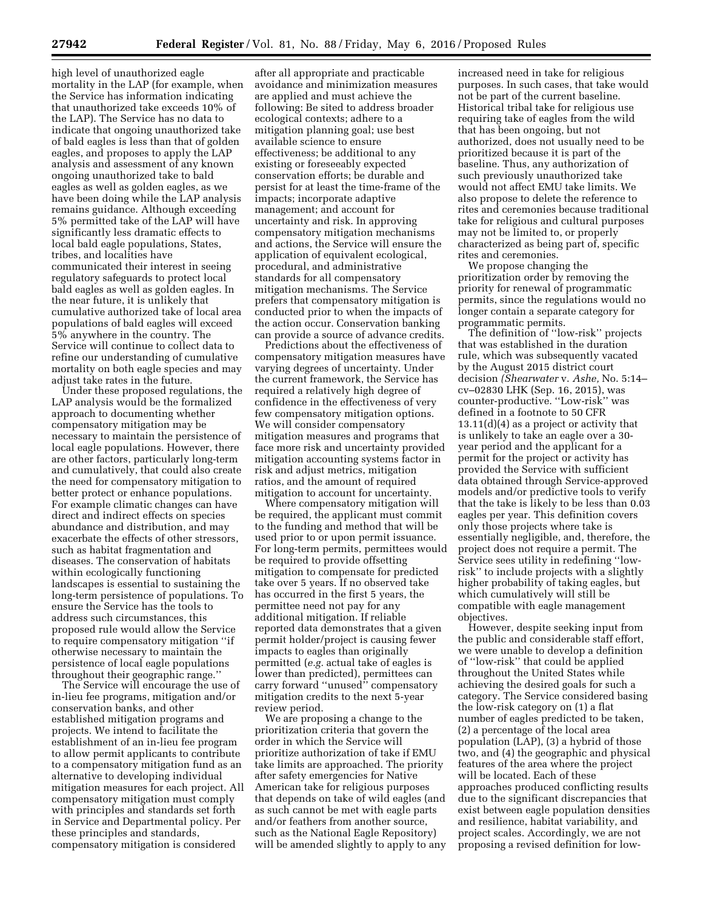high level of unauthorized eagle mortality in the LAP (for example, when the Service has information indicating that unauthorized take exceeds 10% of the LAP). The Service has no data to indicate that ongoing unauthorized take of bald eagles is less than that of golden eagles, and proposes to apply the LAP analysis and assessment of any known ongoing unauthorized take to bald eagles as well as golden eagles, as we have been doing while the LAP analysis remains guidance. Although exceeding 5% permitted take of the LAP will have significantly less dramatic effects to local bald eagle populations, States, tribes, and localities have communicated their interest in seeing regulatory safeguards to protect local bald eagles as well as golden eagles. In the near future, it is unlikely that cumulative authorized take of local area populations of bald eagles will exceed 5% anywhere in the country. The Service will continue to collect data to refine our understanding of cumulative mortality on both eagle species and may adjust take rates in the future.

Under these proposed regulations, the LAP analysis would be the formalized approach to documenting whether compensatory mitigation may be necessary to maintain the persistence of local eagle populations. However, there are other factors, particularly long-term and cumulatively, that could also create the need for compensatory mitigation to better protect or enhance populations. For example climatic changes can have direct and indirect effects on species abundance and distribution, and may exacerbate the effects of other stressors, such as habitat fragmentation and diseases. The conservation of habitats within ecologically functioning landscapes is essential to sustaining the long-term persistence of populations. To ensure the Service has the tools to address such circumstances, this proposed rule would allow the Service to require compensatory mitigation ''if otherwise necessary to maintain the persistence of local eagle populations throughout their geographic range.''

The Service will encourage the use of in-lieu fee programs, mitigation and/or conservation banks, and other established mitigation programs and projects. We intend to facilitate the establishment of an in-lieu fee program to allow permit applicants to contribute to a compensatory mitigation fund as an alternative to developing individual mitigation measures for each project. All compensatory mitigation must comply with principles and standards set forth in Service and Departmental policy. Per these principles and standards, compensatory mitigation is considered after all appropriate and practicable avoidance and minimization measures are applied and must achieve the following: Be sited to address broader ecological contexts; adhere to a mitigation planning goal; use best available science to ensure effectiveness; be additional to any existing or foreseeably expected conservation efforts; be durable and persist for at least the time-frame of the impacts; incorporate adaptive management; and account for uncertainty and risk. In approving compensatory mitigation mechanisms and actions, the Service will ensure the application of equivalent ecological, procedural, and administrative standards for all compensatory mitigation mechanisms. The Service prefers that compensatory mitigation is conducted prior to when the impacts of the action occur. Conservation banking can provide a source of advance credits.

Predictions about the effectiveness of compensatory mitigation measures have varying degrees of uncertainty. Under the current framework, the Service has required a relatively high degree of confidence in the effectiveness of very few compensatory mitigation options. We will consider compensatory mitigation measures and programs that face more risk and uncertainty provided mitigation accounting systems factor in risk and adjust metrics, mitigation ratios, and the amount of required mitigation to account for uncertainty.

Where compensatory mitigation will be required, the applicant must commit to the funding and method that will be used prior to or upon permit issuance. For long-term permits, permittees would be required to provide offsetting mitigation to compensate for predicted take over 5 years. If no observed take has occurred in the first 5 years, the permittee need not pay for any additional mitigation. If reliable reported data demonstrates that a given permit holder/project is causing fewer impacts to eagles than originally permitted (*e.g.* actual take of eagles is lower than predicted), permittees can carry forward ''unused'' compensatory mitigation credits to the next 5-year review period.

We are proposing a change to the prioritization criteria that govern the order in which the Service will prioritize authorization of take if EMU take limits are approached. The priority after safety emergencies for Native American take for religious purposes that depends on take of wild eagles (and as such cannot be met with eagle parts and/or feathers from another source, such as the National Eagle Repository) will be amended slightly to apply to any increased need in take for religious purposes. In such cases, that take would not be part of the current baseline. Historical tribal take for religious use requiring take of eagles from the wild that has been ongoing, but not authorized, does not usually need to be prioritized because it is part of the baseline. Thus, any authorization of such previously unauthorized take would not affect EMU take limits. We also propose to delete the reference to rites and ceremonies because traditional take for religious and cultural purposes may not be limited to, or properly characterized as being part of, specific rites and ceremonies.

We propose changing the prioritization order by removing the priority for renewal of programmatic permits, since the regulations would no longer contain a separate category for programmatic permits.

The definition of ''low-risk'' projects that was established in the duration rule, which was subsequently vacated by the August 2015 district court decision (*Shearwater* v. *Ashe,* No. 5:14–cv–02830 LHK (Sep. 16, 2015), was counter-productive. ''Low-risk'' was defined in a footnote to 50 CFR 13.11(d)(4) as a project or activity that is unlikely to take an eagle over a 30-year period and the applicant for a permit for the project or activity has provided the Service with sufficient data obtained through Service-approved models and/or predictive tools to verify that the take is likely to be less than 0.03 eagles per year. This definition covers only those projects where take is essentially negligible, and, therefore, the project does not require a permit. The Service sees utility in redefining ''low-risk'' to include projects with a slightly higher probability of taking eagles, but which cumulatively will still be compatible with eagle management objectives.

However, despite seeking input from the public and considerable staff effort, we were unable to develop a definition of ''low-risk'' that could be applied throughout the United States while achieving the desired goals for such a category. The Service considered basing the low-risk category on (1) a flat number of eagles predicted to be taken, (2) a percentage of the local area population (LAP), (3) a hybrid of those two, and (4) the geographic and physical features of the area where the project will be located. Each of these approaches produced conflicting results due to the significant discrepancies that exist between eagle population densities and resilience, habitat variability, and project scales. Accordingly, we are not proposing a revised definition for low-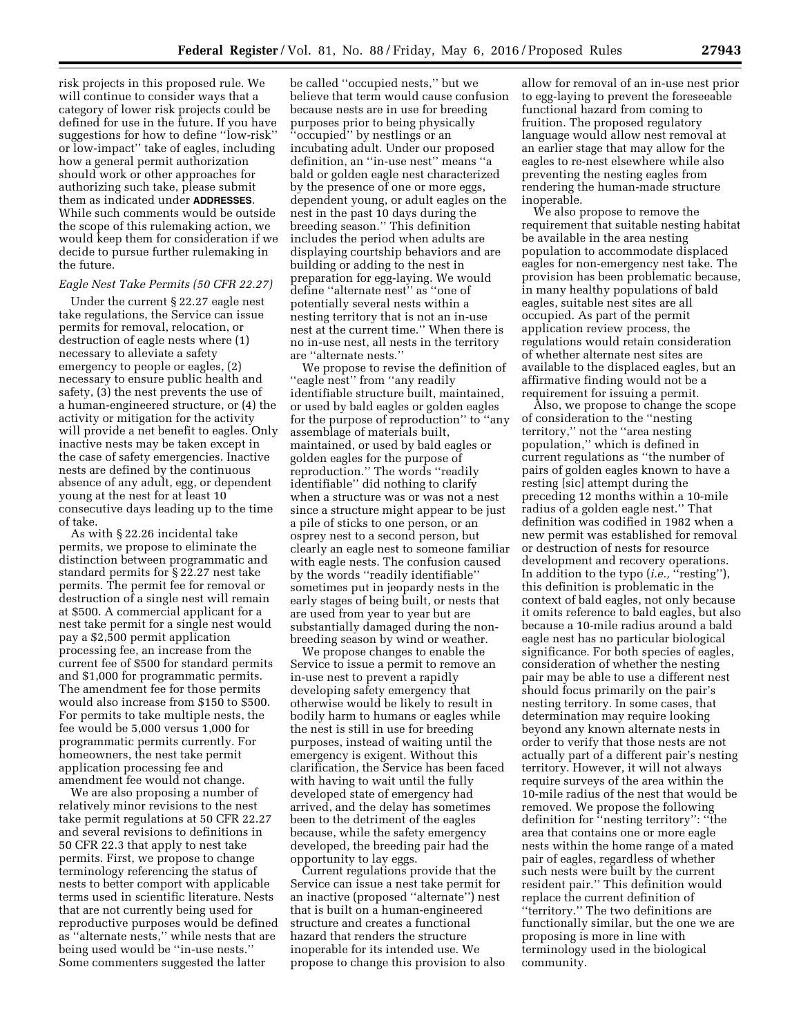risk projects in this proposed rule. We will continue to consider ways that a category of lower risk projects could be defined for use in the future. If you have suggestions for how to define ''low-risk'' or low-impact'' take of eagles, including how a general permit authorization should work or other approaches for authorizing such take, please submit them as indicated under **ADDRESSES**. While such comments would be outside the scope of this rulemaking action, we would keep them for consideration if we decide to pursue further rulemaking in the future.

*Eagle Nest Take Permits (50 CFR 22.27)*

Under the current § 22.27 eagle nest take regulations, the Service can issue permits for removal, relocation, or destruction of eagle nests where (1) necessary to alleviate a safety emergency to people or eagles, (2) necessary to ensure public health and safety, (3) the nest prevents the use of a human-engineered structure, or (4) the activity or mitigation for the activity will provide a net benefit to eagles. Only inactive nests may be taken except in the case of safety emergencies. Inactive nests are defined by the continuous absence of any adult, egg, or dependent young at the nest for at least 10 consecutive days leading up to the time of take.

As with § 22.26 incidental take permits, we propose to eliminate the distinction between programmatic and standard permits for § 22.27 nest take permits. The permit fee for removal or destruction of a single nest will remain at $500. A commercial applicant for a nest take permit for a single nest would pay a $2,500 permit application processing fee, an increase from the current fee of $500 for standard permits and $1,000 for programmatic permits. The amendment fee for those permits would also increase from $150 to $500. For permits to take multiple nests, the fee would be 5,000 versus 1,000 for programmatic permits currently. For homeowners, the nest take permit application processing fee and amendment fee would not change.

We are also proposing a number of relatively minor revisions to the nest take permit regulations at 50 CFR 22.27 and several revisions to definitions in 50 CFR 22.3 that apply to nest take permits. First, we propose to change terminology referencing the status of nests to better comport with applicable terms used in scientific literature. Nests that are not currently being used for reproductive purposes would be defined as ''alternate nests,'' while nests that are being used would be ''in-use nests.'' Some commenters suggested the latter be called ''occupied nests,'' but we believe that term would cause confusion because nests are in use for breeding purposes prior to being physically ''occupied'' by nestlings or an incubating adult. Under our proposed definition, an ''in-use nest'' means ''a bald or golden eagle nest characterized by the presence of one or more eggs, dependent young, or adult eagles on the nest in the past 10 days during the breeding season.'' This definition includes the period when adults are displaying courtship behaviors and are building or adding to the nest in preparation for egg-laying. We would define ''alternate nest'' as ''one of potentially several nests within a nesting territory that is not an in-use nest at the current time.'' When there is no in-use nest, all nests in the territory are ''alternate nests.''

We propose to revise the definition of ''eagle nest'' from ''any readily identifiable structure built, maintained, or used by bald eagles or golden eagles for the purpose of reproduction'' to ''any assemblage of materials built, maintained, or used by bald eagles or golden eagles for the purpose of reproduction.'' The words ''readily identifiable'' did nothing to clarify when a structure was or was not a nest since a structure might appear to be just a pile of sticks to one person, or an osprey nest to a second person, but clearly an eagle nest to someone familiar with eagle nests. The confusion caused by the words ''readily identifiable'' sometimes put in jeopardy nests in the early stages of being built, or nests that are used from year to year but are substantially damaged during the non-breeding season by wind or weather.

We propose changes to enable the Service to issue a permit to remove an in-use nest to prevent a rapidly developing safety emergency that otherwise would be likely to result in bodily harm to humans or eagles while the nest is still in use for breeding purposes, instead of waiting until the emergency is exigent. Without this clarification, the Service has been faced with having to wait until the fully developed state of emergency had arrived, and the delay has sometimes been to the detriment of the eagles because, while the safety emergency developed, the breeding pair had the opportunity to lay eggs.

Current regulations provide that the Service can issue a nest take permit for an inactive (proposed ''alternate'') nest that is built on a human-engineered structure and creates a functional hazard that renders the structure inoperable for its intended use. We propose to change this provision to also allow for removal of an in-use nest prior to egg-laying to prevent the foreseeable functional hazard from coming to fruition. The proposed regulatory language would allow nest removal at an earlier stage that may allow for the eagles to re-nest elsewhere while also preventing the nesting eagles from rendering the human-made structure inoperable.

We also propose to remove the requirement that suitable nesting habitat be available in the area nesting population to accommodate displaced eagles for non-emergency nest take. The provision has been problematic because, in many healthy populations of bald eagles, suitable nest sites are all occupied. As part of the permit application review process, the regulations would retain consideration of whether alternate nest sites are available to the displaced eagles, but an affirmative finding would not be a requirement for issuing a permit.

Also, we propose to change the scope of consideration to the ''nesting territory,'' not the ''area nesting population,'' which is defined in current regulations as ''the number of pairs of golden eagles known to have a resting [sic] attempt during the preceding 12 months within a 10-mile radius of a golden eagle nest.'' That definition was codified in 1982 when a new permit was established for removal or destruction of nests for resource development and recovery operations. In addition to the typo (*i.e.,* ''resting''), this definition is problematic in the context of bald eagles, not only because it omits reference to bald eagles, but also because a 10-mile radius around a bald eagle nest has no particular biological significance. For both species of eagles, consideration of whether the nesting pair may be able to use a different nest should focus primarily on the pair's nesting territory. In some cases, that determination may require looking beyond any known alternate nests in order to verify that those nests are not actually part of a different pair's nesting territory. However, it will not always require surveys of the area within the 10-mile radius of the nest that would be removed. We propose the following definition for ''nesting territory'': ''the area that contains one or more eagle nests within the home range of a mated pair of eagles, regardless of whether such nests were built by the current resident pair.'' This definition would replace the current definition of ''territory.'' The two definitions are functionally similar, but the one we are proposing is more in line with terminology used in the biological community.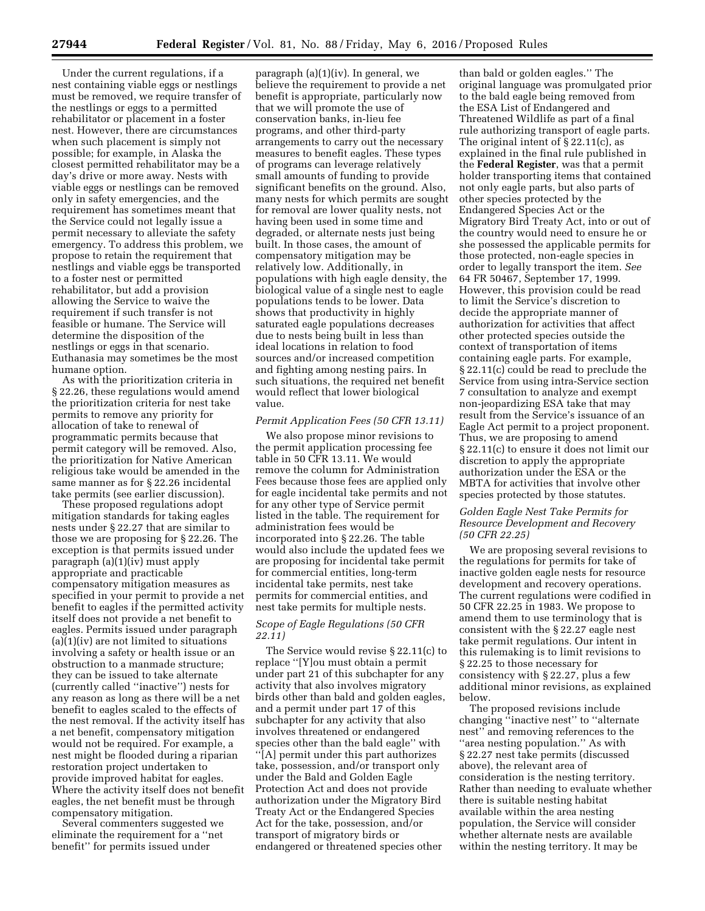Under the current regulations, if a nest containing viable eggs or nestlings must be removed, we require transfer of the nestlings or eggs to a permitted rehabilitator or placement in a foster nest. However, there are circumstances when such placement is simply not possible; for example, in Alaska the closest permitted rehabilitator may be a day's drive or more away. Nests with viable eggs or nestlings can be removed only in safety emergencies, and the requirement has sometimes meant that the Service could not legally issue a permit necessary to alleviate the safety emergency. To address this problem, we propose to retain the requirement that nestlings and viable eggs be transported to a foster nest or permitted rehabilitator, but add a provision allowing the Service to waive the requirement if such transfer is not feasible or humane. The Service will determine the disposition of the nestlings or eggs in that scenario. Euthanasia may sometimes be the most humane option.

As with the prioritization criteria in § 22.26, these regulations would amend the prioritization criteria for nest take permits to remove any priority for allocation of take to renewal of programmatic permits because that permit category will be removed. Also, the prioritization for Native American religious take would be amended in the same manner as for § 22.26 incidental take permits (see earlier discussion).

These proposed regulations adopt mitigation standards for taking eagles nests under § 22.27 that are similar to those we are proposing for § 22.26. The exception is that permits issued under paragraph (a)(1)(iv) must apply appropriate and practicable compensatory mitigation measures as specified in your permit to provide a net benefit to eagles if the permitted activity itself does not provide a net benefit to eagles. Permits issued under paragraph (a)(1)(iv) are not limited to situations involving a safety or health issue or an obstruction to a manmade structure; they can be issued to take alternate (currently called "inactive") nests for any reason as long as there will be a net benefit to eagles scaled to the effects of the nest removal. If the activity itself has a net benefit, compensatory mitigation would not be required. For example, a nest might be flooded during a riparian restoration project undertaken to provide improved habitat for eagles. Where the activity itself does not benefit eagles, the net benefit must be through compensatory mitigation.

Several commenters suggested we eliminate the requirement for a "net benefit" for permits issued under paragraph (a)(1)(iv). In general, we believe the requirement to provide a net benefit is appropriate, particularly now that we will promote the use of conservation banks, in-lieu fee programs, and other third-party arrangements to carry out the necessary measures to benefit eagles. These types of programs can leverage relatively small amounts of funding to provide significant benefits on the ground. Also, many nests for which permits are sought for removal are lower quality nests, not having been used in some time and degraded, or alternate nests just being built. In those cases, the amount of compensatory mitigation may be relatively low. Additionally, in populations with high eagle density, the biological value of a single nest to eagle populations tends to be lower. Data shows that productivity in highly saturated eagle populations decreases due to nests being built in less than ideal locations in relation to food sources and/or increased competition and fighting among nesting pairs. In such situations, the required net benefit would reflect that lower biological value.

*Permit Application Fees (50 CFR 13.11)*

We also propose minor revisions to the permit application processing fee table in 50 CFR 13.11. We would remove the column for Administration Fees because those fees are applied only for eagle incidental take permits and not for any other type of Service permit listed in the table. The requirement for administration fees would be incorporated into § 22.26. The table would also include the updated fees we are proposing for incidental take permit for commercial entities, long-term incidental take permits, nest take permits for commercial entities, and nest take permits for multiple nests.

*Scope of Eagle Regulations (50 CFR 22.11)*

The Service would revise § 22.11(c) to replace "[Y]ou must obtain a permit under part 21 of this subchapter for any activity that also involves migratory birds other than bald and golden eagles, and a permit under part 17 of this subchapter for any activity that also involves threatened or endangered species other than the bald eagle" with "[A] permit under this part authorizes take, possession, and/or transport only under the Bald and Golden Eagle Protection Act and does not provide authorization under the Migratory Bird Treaty Act or the Endangered Species Act for the take, possession, and/or transport of migratory birds or endangered or threatened species other than bald or golden eagles." The original language was promulgated prior to the bald eagle being removed from the ESA List of Endangered and Threatened Wildlife as part of a final rule authorizing transport of eagle parts. The original intent of § 22.11(c), as explained in the final rule published in the **Federal Register**, was that a permit holder transporting items that contained not only eagle parts, but also parts of other species protected by the Endangered Species Act or the Migratory Bird Treaty Act, into or out of the country would need to ensure he or she possessed the applicable permits for those protected, non-eagle species in order to legally transport the item. *See* 64 FR 50467, September 17, 1999. However, this provision could be read to limit the Service's discretion to decide the appropriate manner of authorization for activities that affect other protected species outside the context of transportation of items containing eagle parts. For example, § 22.11(c) could be read to preclude the Service from using intra-Service section 7 consultation to analyze and exempt non-jeopardizing ESA take that may result from the Service's issuance of an Eagle Act permit to a project proponent. Thus, we are proposing to amend § 22.11(c) to ensure it does not limit our discretion to apply the appropriate authorization under the ESA or the MBTA for activities that involve other species protected by those statutes.

*Golden Eagle Nest Take Permits for Resource Development and Recovery (50 CFR 22.25)*

We are proposing several revisions to the regulations for permits for take of inactive golden eagle nests for resource development and recovery operations. The current regulations were codified in 50 CFR 22.25 in 1983. We propose to amend them to use terminology that is consistent with the § 22.27 eagle nest take permit regulations. Our intent in this rulemaking is to limit revisions to § 22.25 to those necessary for consistency with § 22.27, plus a few additional minor revisions, as explained below.

The proposed revisions include changing "inactive nest" to "alternate nest" and removing references to the "area nesting population." As with § 22.27 nest take permits (discussed above), the relevant area of consideration is the nesting territory. Rather than needing to evaluate whether there is suitable nesting habitat available within the area nesting population, the Service will consider whether alternate nests are available within the nesting territory. It may be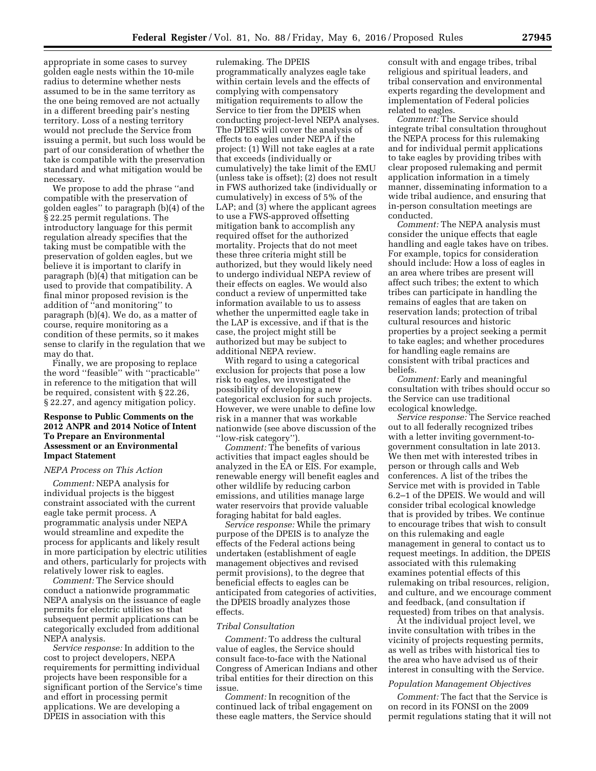appropriate in some cases to survey golden eagle nests within the 10-mile radius to determine whether nests assumed to be in the same territory as the one being removed are not actually in a different breeding pair's nesting territory. Loss of a nesting territory would not preclude the Service from issuing a permit, but such loss would be part of our consideration of whether the take is compatible with the preservation standard and what mitigation would be necessary.

We propose to add the phrase ''and compatible with the preservation of golden eagles'' to paragraph (b)(4) of the § 22.25 permit regulations. The introductory language for this permit regulation already specifies that the taking must be compatible with the preservation of golden eagles, but we believe it is important to clarify in paragraph (b)(4) that mitigation can be used to provide that compatibility. A final minor proposed revision is the addition of ''and monitoring'' to paragraph (b)(4). We do, as a matter of course, require monitoring as a condition of these permits, so it makes sense to clarify in the regulation that we may do that.

Finally, we are proposing to replace the word ''feasible'' with ''practicable'' in reference to the mitigation that will be required, consistent with § 22.26, § 22.27, and agency mitigation policy.

## Response to Public Comments on the 2012 ANPR and 2014 Notice of Intent To Prepare an Environmental Assessment or an Environmental Impact Statement

### *NEPA Process on This Action*

*Comment:* NEPA analysis for individual projects is the biggest constraint associated with the current eagle take permit process. A programmatic analysis under NEPA would streamline and expedite the process for applicants and likely result in more participation by electric utilities and others, particularly for projects with relatively lower risk to eagles.

*Comment:* The Service should conduct a nationwide programmatic NEPA analysis on the issuance of eagle permits for electric utilities so that subsequent permit applications can be categorically excluded from additional NEPA analysis.

*Service response:* In addition to the cost to project developers, NEPA requirements for permitting individual projects have been responsible for a significant portion of the Service's time and effort in processing permit applications. We are developing a DPEIS in association with this rulemaking. The DPEIS programmatically analyzes eagle take within certain levels and the effects of complying with compensatory mitigation requirements to allow the Service to tier from the DPEIS when conducting project-level NEPA analyses. The DPEIS will cover the analysis of effects to eagles under NEPA if the project: (1) Will not take eagles at a rate that exceeds (individually or cumulatively) the take limit of the EMU (unless take is offset); (2) does not result in FWS authorized take (individually or cumulatively) in excess of 5% of the LAP; and (3) where the applicant agrees to use a FWS-approved offsetting mitigation bank to accomplish any required offset for the authorized mortality. Projects that do not meet these three criteria might still be authorized, but they would likely need to undergo individual NEPA review of their effects on eagles. We would also conduct a review of unpermitted take information available to us to assess whether the unpermitted eagle take in the LAP is excessive, and if that is the case, the project might still be authorized but may be subject to additional NEPA review.

With regard to using a categorical exclusion for projects that pose a low risk to eagles, we investigated the possibility of developing a new categorical exclusion for such projects. However, we were unable to define low risk in a manner that was workable nationwide (see above discussion of the ''low-risk category'').

*Comment:* The benefits of various activities that impact eagles should be analyzed in the EA or EIS. For example, renewable energy will benefit eagles and other wildlife by reducing carbon emissions, and utilities manage large water reservoirs that provide valuable foraging habitat for bald eagles.

*Service response:* While the primary purpose of the DPEIS is to analyze the effects of the Federal actions being undertaken (establishment of eagle management objectives and revised permit provisions), to the degree that beneficial effects to eagles can be anticipated from categories of activities, the DPEIS broadly analyzes those effects.

### *Tribal Consultation*

*Comment:* To address the cultural value of eagles, the Service should consult face-to-face with the National Congress of American Indians and other tribal entities for their direction on this issue.

*Comment:* In recognition of the continued lack of tribal engagement on these eagle matters, the Service should consult with and engage tribes, tribal religious and spiritual leaders, and tribal conservation and environmental experts regarding the development and implementation of Federal policies related to eagles.

*Comment:* The Service should integrate tribal consultation throughout the NEPA process for this rulemaking and for individual permit applications to take eagles by providing tribes with clear proposed rulemaking and permit application information in a timely manner, disseminating information to a wide tribal audience, and ensuring that in-person consultation meetings are conducted.

*Comment:* The NEPA analysis must consider the unique effects that eagle handling and eagle takes have on tribes. For example, topics for consideration should include: How a loss of eagles in an area where tribes are present will affect such tribes; the extent to which tribes can participate in handling the remains of eagles that are taken on reservation lands; protection of tribal cultural resources and historic properties by a project seeking a permit to take eagles; and whether procedures for handling eagle remains are consistent with tribal practices and beliefs.

*Comment:* Early and meaningful consultation with tribes should occur so the Service can use traditional ecological knowledge.

*Service response:* The Service reached out to all federally recognized tribes with a letter inviting government-to-government consultation in late 2013. We then met with interested tribes in person or through calls and Web conferences. A list of the tribes the Service met with is provided in Table 6.2–1 of the DPEIS. We would and will consider tribal ecological knowledge that is provided by tribes. We continue to encourage tribes that wish to consult on this rulemaking and eagle management in general to contact us to request meetings. In addition, the DPEIS associated with this rulemaking examines potential effects of this rulemaking on tribal resources, religion, and culture, and we encourage comment and feedback, (and consultation if requested) from tribes on that analysis.

At the individual project level, we invite consultation with tribes in the vicinity of projects requesting permits, as well as tribes with historical ties to the area who have advised us of their interest in consulting with the Service.

### *Population Management Objectives*

*Comment:* The fact that the Service is on record in its FONSI on the 2009 permit regulations stating that it will not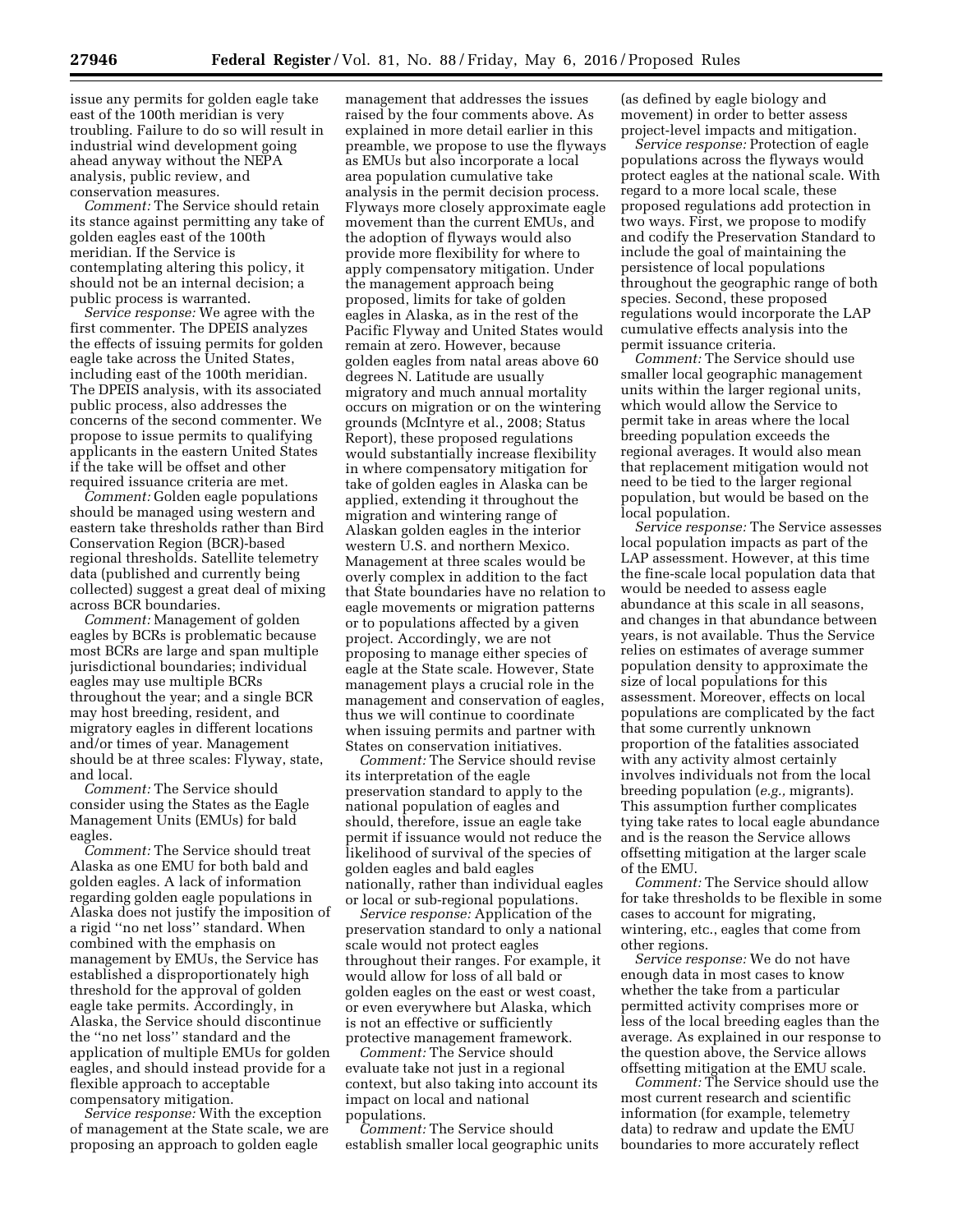issue any permits for golden eagle take east of the 100th meridian is very troubling. Failure to do so will result in industrial wind development going ahead anyway without the NEPA analysis, public review, and conservation measures.

*Comment:* The Service should retain its stance against permitting any take of golden eagles east of the 100th meridian. If the Service is contemplating altering this policy, it should not be an internal decision; a public process is warranted.

*Service response:* We agree with the first commenter. The DPEIS analyzes the effects of issuing permits for golden eagle take across the United States, including east of the 100th meridian. The DPEIS analysis, with its associated public process, also addresses the concerns of the second commenter. We propose to issue permits to qualifying applicants in the eastern United States if the take will be offset and other required issuance criteria are met.

*Comment:* Golden eagle populations should be managed using western and eastern take thresholds rather than Bird Conservation Region (BCR)-based regional thresholds. Satellite telemetry data (published and currently being collected) suggest a great deal of mixing across BCR boundaries.

*Comment:* Management of golden eagles by BCRs is problematic because most BCRs are large and span multiple jurisdictional boundaries; individual eagles may use multiple BCRs throughout the year; and a single BCR may host breeding, resident, and migratory eagles in different locations and/or times of year. Management should be at three scales: Flyway, state, and local.

*Comment:* The Service should consider using the States as the Eagle Management Units (EMUs) for bald eagles.

*Comment:* The Service should treat Alaska as one EMU for both bald and golden eagles. A lack of information regarding golden eagle populations in Alaska does not justify the imposition of a rigid ''no net loss'' standard. When combined with the emphasis on management by EMUs, the Service has established a disproportionately high threshold for the approval of golden eagle take permits. Accordingly, in Alaska, the Service should discontinue the ''no net loss'' standard and the application of multiple EMUs for golden eagles, and should instead provide for a flexible approach to acceptable compensatory mitigation.

*Service response:* With the exception of management at the State scale, we are proposing an approach to golden eagle management that addresses the issues raised by the four comments above. As explained in more detail earlier in this preamble, we propose to use the flyways as EMUs but also incorporate a local area population cumulative take analysis in the permit decision process. Flyways more closely approximate eagle movement than the current EMUs, and the adoption of flyways would also provide more flexibility for where to apply compensatory mitigation. Under the management approach being proposed, limits for take of golden eagles in Alaska, as in the rest of the Pacific Flyway and United States would remain at zero. However, because golden eagles from natal areas above 60 degrees N. Latitude are usually migratory and much annual mortality occurs on migration or on the wintering grounds (McIntyre et al., 2008; Status Report), these proposed regulations would substantially increase flexibility in where compensatory mitigation for take of golden eagles in Alaska can be applied, extending it throughout the migration and wintering range of Alaskan golden eagles in the interior western U.S. and northern Mexico. Management at three scales would be overly complex in addition to the fact that State boundaries have no relation to eagle movements or migration patterns or to populations affected by a given project. Accordingly, we are not proposing to manage either species of eagle at the State scale. However, State management plays a crucial role in the management and conservation of eagles, thus we will continue to coordinate when issuing permits and partner with States on conservation initiatives.

*Comment:* The Service should revise its interpretation of the eagle preservation standard to apply to the national population of eagles and should, therefore, issue an eagle take permit if issuance would not reduce the likelihood of survival of the species of golden eagles and bald eagles nationally, rather than individual eagles or local or sub-regional populations.

*Service response:* Application of the preservation standard to only a national scale would not protect eagles throughout their ranges. For example, it would allow for loss of all bald or golden eagles on the east or west coast, or even everywhere but Alaska, which is not an effective or sufficiently protective management framework.

*Comment:* The Service should evaluate take not just in a regional context, but also taking into account its impact on local and national populations.

*Comment:* The Service should establish smaller local geographic units (as defined by eagle biology and movement) in order to better assess project-level impacts and mitigation.

*Service response:* Protection of eagle populations across the flyways would protect eagles at the national scale. With regard to a more local scale, these proposed regulations add protection in two ways. First, we propose to modify and codify the Preservation Standard to include the goal of maintaining the persistence of local populations throughout the geographic range of both species. Second, these proposed regulations would incorporate the LAP cumulative effects analysis into the permit issuance criteria.

*Comment:* The Service should use smaller local geographic management units within the larger regional units, which would allow the Service to permit take in areas where the local breeding population exceeds the regional averages. It would also mean that replacement mitigation would not need to be tied to the larger regional population, but would be based on the local population.

*Service response:* The Service assesses local population impacts as part of the LAP assessment. However, at this time the fine-scale local population data that would be needed to assess eagle abundance at this scale in all seasons, and changes in that abundance between years, is not available. Thus the Service relies on estimates of average summer population density to approximate the size of local populations for this assessment. Moreover, effects on local populations are complicated by the fact that some currently unknown proportion of the fatalities associated with any activity almost certainly involves individuals not from the local breeding population (*e.g.,* migrants). This assumption further complicates tying take rates to local eagle abundance and is the reason the Service allows offsetting mitigation at the larger scale of the EMU.

*Comment:* The Service should allow for take thresholds to be flexible in some cases to account for migrating, wintering, etc., eagles that come from other regions.

*Service response:* We do not have enough data in most cases to know whether the take from a particular permitted activity comprises more or less of the local breeding eagles than the average. As explained in our response to the question above, the Service allows offsetting mitigation at the EMU scale.

*Comment:* The Service should use the most current research and scientific information (for example, telemetry data) to redraw and update the EMU boundaries to more accurately reflect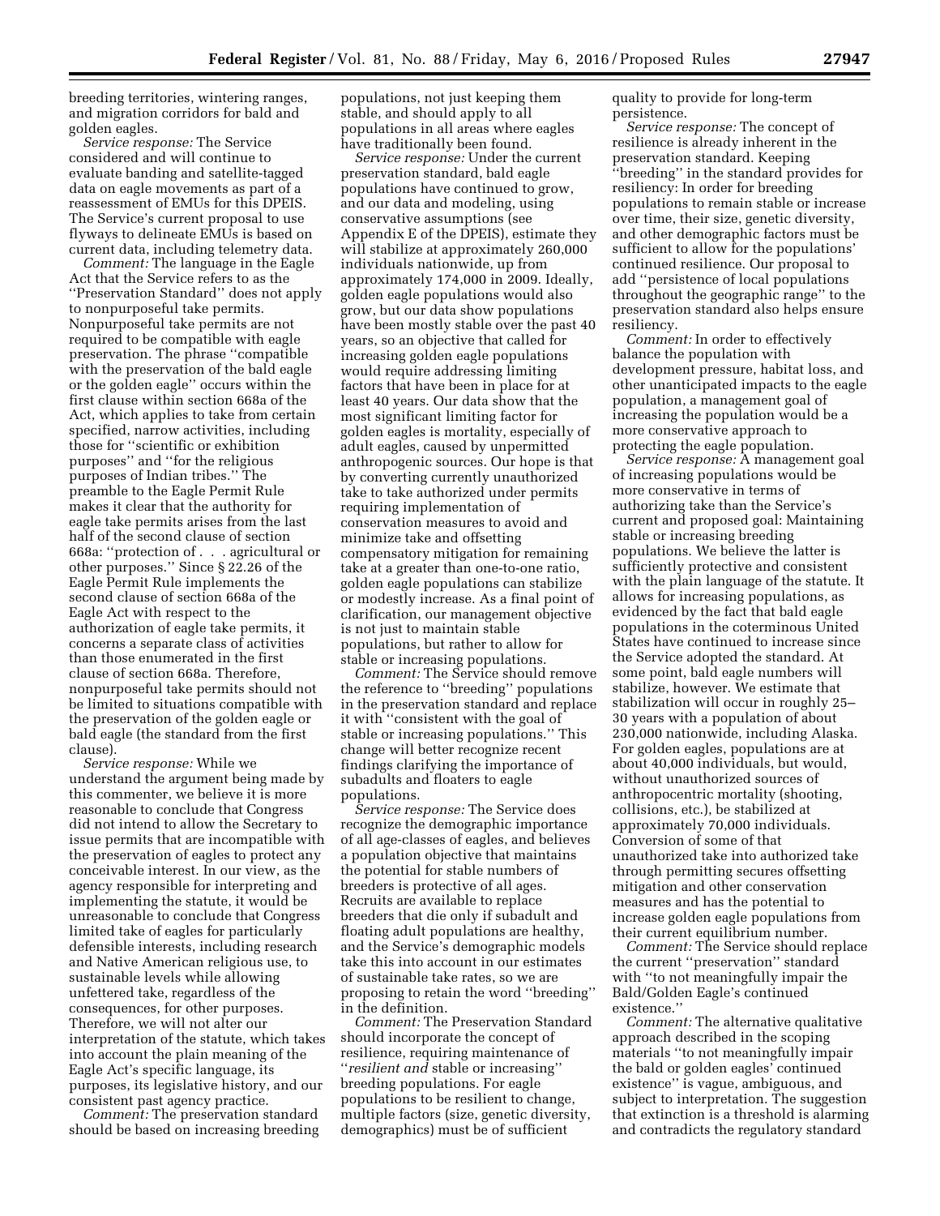breeding territories, wintering ranges, and migration corridors for bald and golden eagles.

*Service response:* The Service considered and will continue to evaluate banding and satellite-tagged data on eagle movements as part of a reassessment of EMUs for this DPEIS. The Service's current proposal to use flyways to delineate EMUs is based on current data, including telemetry data.

*Comment:* The language in the Eagle Act that the Service refers to as the ''Preservation Standard'' does not apply to nonpurposeful take permits. Nonpurposeful take permits are not required to be compatible with eagle preservation. The phrase ''compatible with the preservation of the bald eagle or the golden eagle'' occurs within the first clause within section 668a of the Act, which applies to take from certain specified, narrow activities, including those for ''scientific or exhibition purposes'' and ''for the religious purposes of Indian tribes.'' The preamble to the Eagle Permit Rule makes it clear that the authority for eagle take permits arises from the last half of the second clause of section 668a: ''protection of . . . agricultural or other purposes.'' Since § 22.26 of the Eagle Permit Rule implements the second clause of section 668a of the Eagle Act with respect to the authorization of eagle take permits, it concerns a separate class of activities than those enumerated in the first clause of section 668a. Therefore, nonpurposeful take permits should not be limited to situations compatible with the preservation of the golden eagle or bald eagle (the standard from the first clause).

*Service response:* While we understand the argument being made by this commenter, we believe it is more reasonable to conclude that Congress did not intend to allow the Secretary to issue permits that are incompatible with the preservation of eagles to protect any conceivable interest. In our view, as the agency responsible for interpreting and implementing the statute, it would be unreasonable to conclude that Congress limited take of eagles for particularly defensible interests, including research and Native American religious use, to sustainable levels while allowing unfettered take, regardless of the consequences, for other purposes. Therefore, we will not alter our interpretation of the statute, which takes into account the plain meaning of the Eagle Act's specific language, its purposes, its legislative history, and our consistent past agency practice.

*Comment:* The preservation standard should be based on increasing breeding populations, not just keeping them stable, and should apply to all populations in all areas where eagles have traditionally been found.

*Service response:* Under the current preservation standard, bald eagle populations have continued to grow, and our data and modeling, using conservative assumptions (see Appendix E of the DPEIS), estimate they will stabilize at approximately 260,000 individuals nationwide, up from approximately 174,000 in 2009. Ideally, golden eagle populations would also grow, but our data show populations have been mostly stable over the past 40 years, so an objective that called for increasing golden eagle populations would require addressing limiting factors that have been in place for at least 40 years. Our data show that the most significant limiting factor for golden eagles is mortality, especially of adult eagles, caused by unpermitted anthropogenic sources. Our hope is that by converting currently unauthorized take to take authorized under permits requiring implementation of conservation measures to avoid and minimize take and offsetting compensatory mitigation for remaining take at a greater than one-to-one ratio, golden eagle populations can stabilize or modestly increase. As a final point of clarification, our management objective is not just to maintain stable populations, but rather to allow for stable or increasing populations.

*Comment:* The Service should remove the reference to ''breeding'' populations in the preservation standard and replace it with ''consistent with the goal of stable or increasing populations.'' This change will better recognize recent findings clarifying the importance of subadults and floaters to eagle populations.

*Service response:* The Service does recognize the demographic importance of all age-classes of eagles, and believes a population objective that maintains the potential for stable numbers of breeders is protective of all ages. Recruits are available to replace breeders that die only if subadult and floating adult populations are healthy, and the Service's demographic models take this into account in our estimates of sustainable take rates, so we are proposing to retain the word ''breeding'' in the definition.

*Comment:* The Preservation Standard should incorporate the concept of resilience, requiring maintenance of ''*resilient and* stable or increasing'' breeding populations. For eagle populations to be resilient to change, multiple factors (size, genetic diversity, demographics) must be of sufficient quality to provide for long-term persistence.

*Service response:* The concept of resilience is already inherent in the preservation standard. Keeping ''breeding'' in the standard provides for resiliency: In order for breeding populations to remain stable or increase over time, their size, genetic diversity, and other demographic factors must be sufficient to allow for the populations' continued resilience. Our proposal to add ''persistence of local populations throughout the geographic range'' to the preservation standard also helps ensure resiliency.

*Comment:* In order to effectively balance the population with development pressure, habitat loss, and other unanticipated impacts to the eagle population, a management goal of increasing the population would be a more conservative approach to protecting the eagle population.

*Service response:* A management goal of increasing populations would be more conservative in terms of authorizing take than the Service's current and proposed goal: Maintaining stable or increasing breeding populations. We believe the latter is sufficiently protective and consistent with the plain language of the statute. It allows for increasing populations, as evidenced by the fact that bald eagle populations in the coterminous United States have continued to increase since the Service adopted the standard. At some point, bald eagle numbers will stabilize, however. We estimate that stabilization will occur in roughly 25–30 years with a population of about 230,000 nationwide, including Alaska. For golden eagles, populations are at about 40,000 individuals, but would, without unauthorized sources of anthropocentric mortality (shooting, collisions, etc.), be stabilized at approximately 70,000 individuals. Conversion of some of that unauthorized take into authorized take through permitting secures offsetting mitigation and other conservation measures and has the potential to increase golden eagle populations from their current equilibrium number.

*Comment:* The Service should replace the current ''preservation'' standard with ''to not meaningfully impair the Bald/Golden Eagle's continued existence.''

*Comment:* The alternative qualitative approach described in the scoping materials ''to not meaningfully impair the bald or golden eagles' continued existence'' is vague, ambiguous, and subject to interpretation. The suggestion that extinction is a threshold is alarming and contradicts the regulatory standard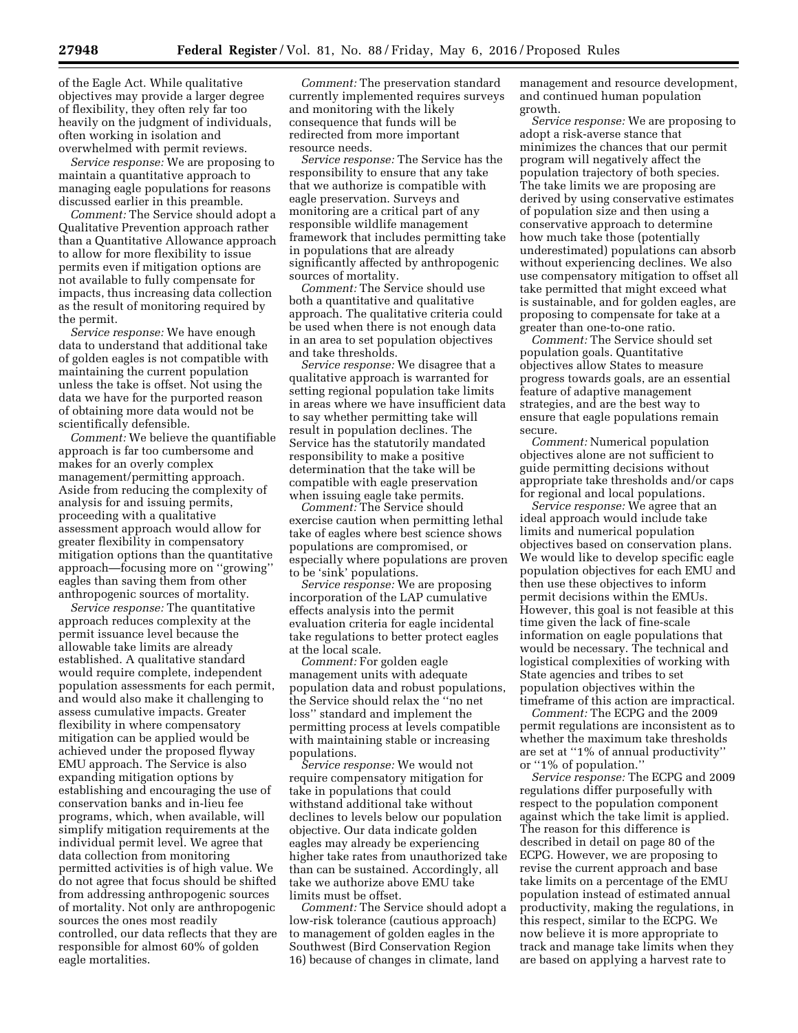of the Eagle Act. While qualitative objectives may provide a larger degree of flexibility, they often rely far too heavily on the judgment of individuals, often working in isolation and overwhelmed with permit reviews.

*Service response:* We are proposing to maintain a quantitative approach to managing eagle populations for reasons discussed earlier in this preamble.

*Comment:* The Service should adopt a Qualitative Prevention approach rather than a Quantitative Allowance approach to allow for more flexibility to issue permits even if mitigation options are not available to fully compensate for impacts, thus increasing data collection as the result of monitoring required by the permit.

*Service response:* We have enough data to understand that additional take of golden eagles is not compatible with maintaining the current population unless the take is offset. Not using the data we have for the purported reason of obtaining more data would not be scientifically defensible.

*Comment:* We believe the quantifiable approach is far too cumbersome and makes for an overly complex management/permitting approach. Aside from reducing the complexity of analysis for and issuing permits, proceeding with a qualitative assessment approach would allow for greater flexibility in compensatory mitigation options than the quantitative approach—focusing more on ''growing'' eagles than saving them from other anthropogenic sources of mortality.

*Service response:* The quantitative approach reduces complexity at the permit issuance level because the allowable take limits are already established. A qualitative standard would require complete, independent population assessments for each permit, and would also make it challenging to assess cumulative impacts. Greater flexibility in where compensatory mitigation can be applied would be achieved under the proposed flyway EMU approach. The Service is also expanding mitigation options by establishing and encouraging the use of conservation banks and in-lieu fee programs, which, when available, will simplify mitigation requirements at the individual permit level. We agree that data collection from monitoring permitted activities is of high value. We do not agree that focus should be shifted from addressing anthropogenic sources of mortality. Not only are anthropogenic sources the ones most readily controlled, our data reflects that they are responsible for almost 60% of golden eagle mortalities.

*Comment:* The preservation standard currently implemented requires surveys and monitoring with the likely consequence that funds will be redirected from more important resource needs.

*Service response:* The Service has the responsibility to ensure that any take that we authorize is compatible with eagle preservation. Surveys and monitoring are a critical part of any responsible wildlife management framework that includes permitting take in populations that are already significantly affected by anthropogenic sources of mortality.

*Comment:* The Service should use both a quantitative and qualitative approach. The qualitative criteria could be used when there is not enough data in an area to set population objectives and take thresholds.

*Service response:* We disagree that a qualitative approach is warranted for setting regional population take limits in areas where we have insufficient data to say whether permitting take will result in population declines. The Service has the statutorily mandated responsibility to make a positive determination that the take will be compatible with eagle preservation when issuing eagle take permits.

*Comment:* The Service should exercise caution when permitting lethal take of eagles where best science shows populations are compromised, or especially where populations are proven to be 'sink' populations.

*Service response:* We are proposing incorporation of the LAP cumulative effects analysis into the permit evaluation criteria for eagle incidental take regulations to better protect eagles at the local scale.

*Comment:* For golden eagle management units with adequate population data and robust populations, the Service should relax the ''no net loss'' standard and implement the permitting process at levels compatible with maintaining stable or increasing populations.

*Service response:* We would not require compensatory mitigation for take in populations that could withstand additional take without declines to levels below our population objective. Our data indicate golden eagles may already be experiencing higher take rates from unauthorized take than can be sustained. Accordingly, all take we authorize above EMU take limits must be offset.

*Comment:* The Service should adopt a low-risk tolerance (cautious approach) to management of golden eagles in the Southwest (Bird Conservation Region 16) because of changes in climate, land management and resource development, and continued human population growth.

*Service response:* We are proposing to adopt a risk-averse stance that minimizes the chances that our permit program will negatively affect the population trajectory of both species. The take limits we are proposing are derived by using conservative estimates of population size and then using a conservative approach to determine how much take those (potentially underestimated) populations can absorb without experiencing declines. We also use compensatory mitigation to offset all take permitted that might exceed what is sustainable, and for golden eagles, are proposing to compensate for take at a greater than one-to-one ratio.

*Comment:* The Service should set population goals. Quantitative objectives allow States to measure progress towards goals, are an essential feature of adaptive management strategies, and are the best way to ensure that eagle populations remain secure.

*Comment:* Numerical population objectives alone are not sufficient to guide permitting decisions without appropriate take thresholds and/or caps for regional and local populations.

*Service response:* We agree that an ideal approach would include take limits and numerical population objectives based on conservation plans. We would like to develop specific eagle population objectives for each EMU and then use these objectives to inform permit decisions within the EMUs. However, this goal is not feasible at this time given the lack of fine-scale information on eagle populations that would be necessary. The technical and logistical complexities of working with State agencies and tribes to set population objectives within the timeframe of this action are impractical.

*Comment:* The ECPG and the 2009 permit regulations are inconsistent as to whether the maximum take thresholds are set at ''1% of annual productivity'' or ''1% of population.''

*Service response:* The ECPG and 2009 regulations differ purposefully with respect to the population component against which the take limit is applied. The reason for this difference is described in detail on page 80 of the ECPG. However, we are proposing to revise the current approach and base take limits on a percentage of the EMU population instead of estimated annual productivity, making the regulations, in this respect, similar to the ECPG. We now believe it is more appropriate to track and manage take limits when they are based on applying a harvest rate to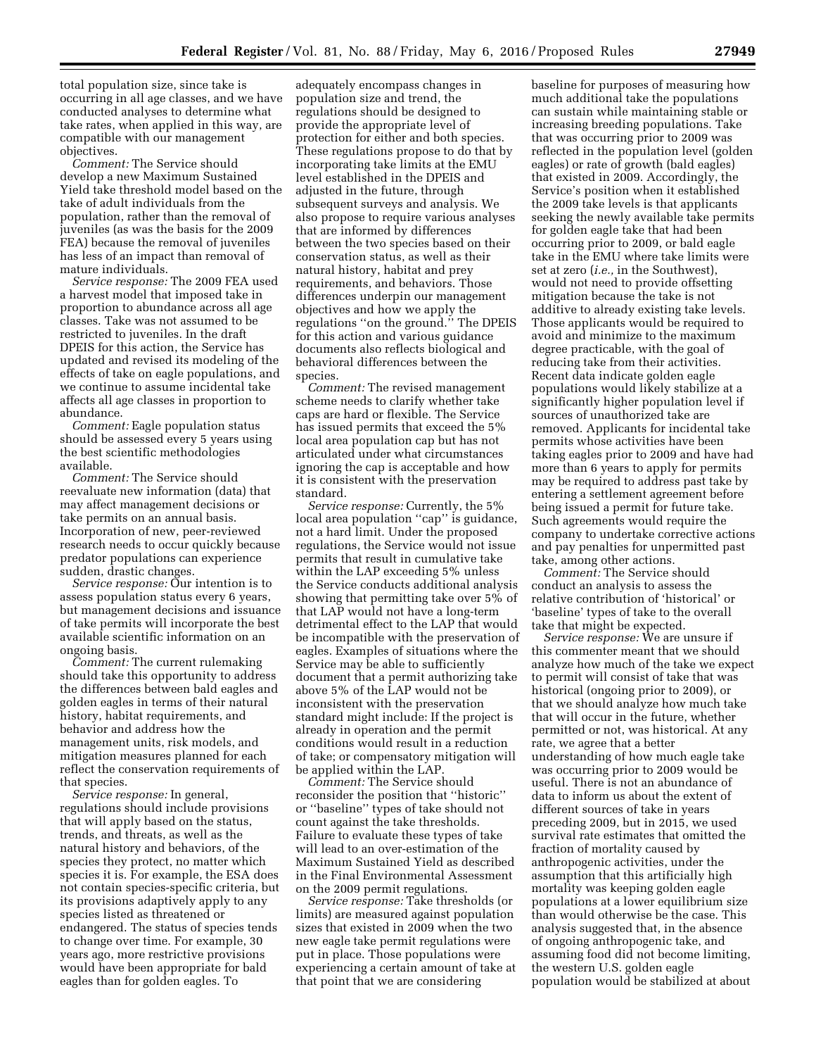total population size, since take is occurring in all age classes, and we have conducted analyses to determine what take rates, when applied in this way, are compatible with our management objectives.

*Comment:* The Service should develop a new Maximum Sustained Yield take threshold model based on the take of adult individuals from the population, rather than the removal of juveniles (as was the basis for the 2009 FEA) because the removal of juveniles has less of an impact than removal of mature individuals.

*Service response:* The 2009 FEA used a harvest model that imposed take in proportion to abundance across all age classes. Take was not assumed to be restricted to juveniles. In the draft DPEIS for this action, the Service has updated and revised its modeling of the effects of take on eagle populations, and we continue to assume incidental take affects all age classes in proportion to abundance.

*Comment:* Eagle population status should be assessed every 5 years using the best scientific methodologies available.

*Comment:* The Service should reevaluate new information (data) that may affect management decisions or take permits on an annual basis. Incorporation of new, peer-reviewed research needs to occur quickly because predator populations can experience sudden, drastic changes.

*Service response:* Our intention is to assess population status every 6 years, but management decisions and issuance of take permits will incorporate the best available scientific information on an ongoing basis.

*Comment:* The current rulemaking should take this opportunity to address the differences between bald eagles and golden eagles in terms of their natural history, habitat requirements, and behavior and address how the management units, risk models, and mitigation measures planned for each reflect the conservation requirements of that species.

*Service response:* In general, regulations should include provisions that will apply based on the status, trends, and threats, as well as the natural history and behaviors, of the species they protect, no matter which species it is. For example, the ESA does not contain species-specific criteria, but its provisions adaptively apply to any species listed as threatened or endangered. The status of species tends to change over time. For example, 30 years ago, more restrictive provisions would have been appropriate for bald eagles than for golden eagles. To adequately encompass changes in population size and trend, the regulations should be designed to provide the appropriate level of protection for either and both species. These regulations propose to do that by incorporating take limits at the EMU level established in the DPEIS and adjusted in the future, through subsequent surveys and analysis. We also propose to require various analyses that are informed by differences between the two species based on their conservation status, as well as their natural history, habitat and prey requirements, and behaviors. Those differences underpin our management objectives and how we apply the regulations "on the ground." The DPEIS for this action and various guidance documents also reflects biological and behavioral differences between the species.

*Comment:* The revised management scheme needs to clarify whether take caps are hard or flexible. The Service has issued permits that exceed the 5% local area population cap but has not articulated under what circumstances ignoring the cap is acceptable and how it is consistent with the preservation standard.

*Service response:* Currently, the 5% local area population "cap" is guidance, not a hard limit. Under the proposed regulations, the Service would not issue permits that result in cumulative take within the LAP exceeding 5% unless the Service conducts additional analysis showing that permitting take over 5% of that LAP would not have a long-term detrimental effect to the LAP that would be incompatible with the preservation of eagles. Examples of situations where the Service may be able to sufficiently document that a permit authorizing take above 5% of the LAP would not be inconsistent with the preservation standard might include: If the project is already in operation and the permit conditions would result in a reduction of take; or compensatory mitigation will be applied within the LAP.

*Comment:* The Service should reconsider the position that "historic" or "baseline" types of take should not count against the take thresholds. Failure to evaluate these types of take will lead to an over-estimation of the Maximum Sustained Yield as described in the Final Environmental Assessment on the 2009 permit regulations.

*Service response:* Take thresholds (or limits) are measured against population sizes that existed in 2009 when the two new eagle take permit regulations were put in place. Those populations were experiencing a certain amount of take at that point that we are considering baseline for purposes of measuring how much additional take the populations can sustain while maintaining stable or increasing breeding populations. Take that was occurring prior to 2009 was reflected in the population level (golden eagles) or rate of growth (bald eagles) that existed in 2009. Accordingly, the Service's position when it established the 2009 take levels is that applicants seeking the newly available take permits for golden eagle take that had been occurring prior to 2009, or bald eagle take in the EMU where take limits were set at zero (*i.e.,* in the Southwest), would not need to provide offsetting mitigation because the take is not additive to already existing take levels. Those applicants would be required to avoid and minimize to the maximum degree practicable, with the goal of reducing take from their activities. Recent data indicate golden eagle populations would likely stabilize at a significantly higher population level if sources of unauthorized take are removed. Applicants for incidental take permits whose activities have been taking eagles prior to 2009 and have had more than 6 years to apply for permits may be required to address past take by entering a settlement agreement before being issued a permit for future take. Such agreements would require the company to undertake corrective actions and pay penalties for unpermitted past take, among other actions.

*Comment:* The Service should conduct an analysis to assess the relative contribution of 'historical' or 'baseline' types of take to the overall take that might be expected.

*Service response:* We are unsure if this commenter meant that we should analyze how much of the take we expect to permit will consist of take that was historical (ongoing prior to 2009), or that we should analyze how much take that will occur in the future, whether permitted or not, was historical. At any rate, we agree that a better understanding of how much eagle take was occurring prior to 2009 would be useful. There is not an abundance of data to inform us about the extent of different sources of take in years preceding 2009, but in 2015, we used survival rate estimates that omitted the fraction of mortality caused by anthropogenic activities, under the assumption that this artificially high mortality was keeping golden eagle populations at a lower equilibrium size than would otherwise be the case. This analysis suggested that, in the absence of ongoing anthropogenic take, and assuming food did not become limiting, the western U.S. golden eagle population would be stabilized at about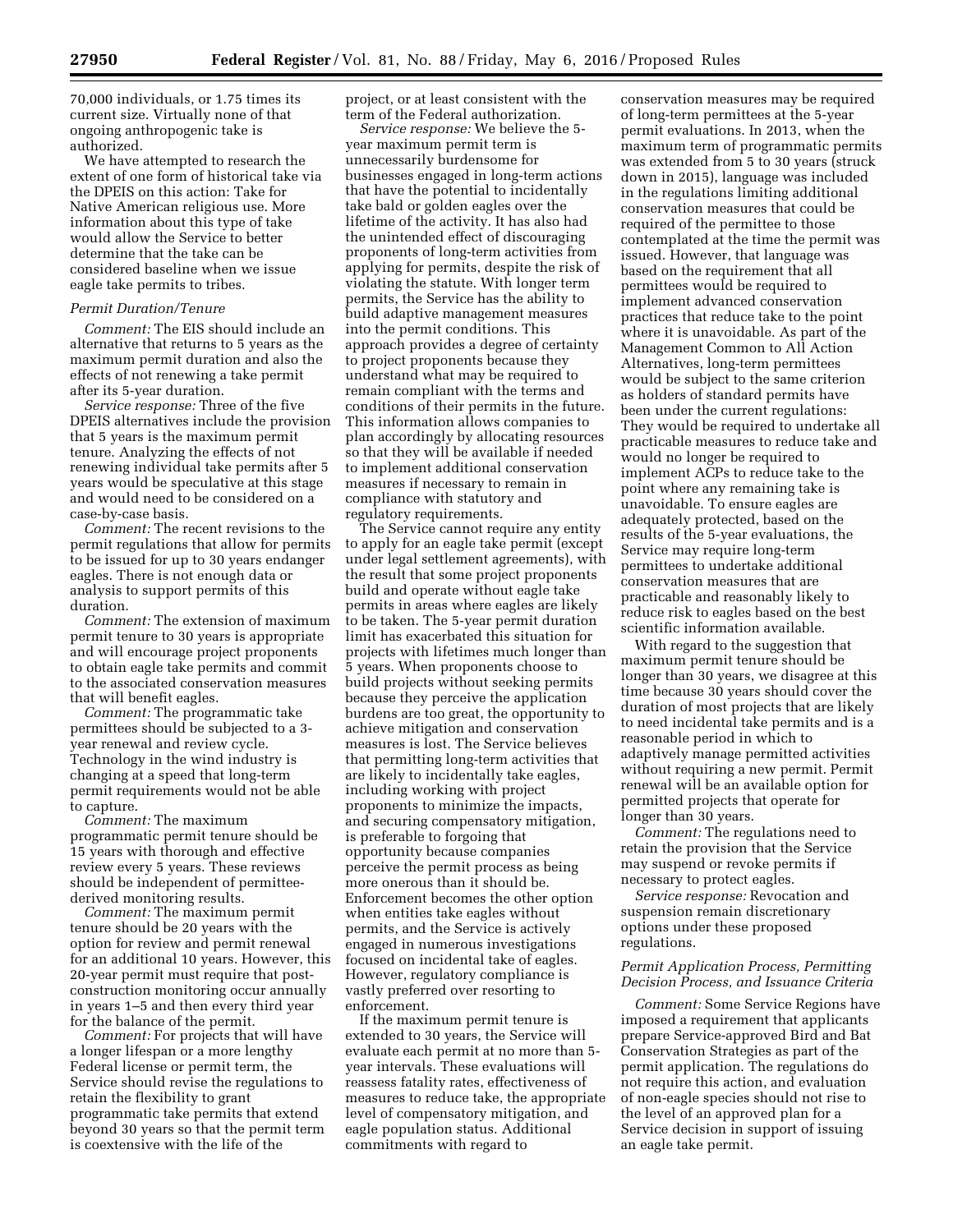70,000 individuals, or 1.75 times its current size. Virtually none of that ongoing anthropogenic take is authorized.

We have attempted to research the extent of one form of historical take via the DPEIS on this action: Take for Native American religious use. More information about this type of take would allow the Service to better determine that the take can be considered baseline when we issue eagle take permits to tribes.

*Permit Duration/Tenure*

*Comment:* The EIS should include an alternative that returns to 5 years as the maximum permit duration and also the effects of not renewing a take permit after its 5-year duration.

*Service response:* Three of the five DPEIS alternatives include the provision that 5 years is the maximum permit tenure. Analyzing the effects of not renewing individual take permits after 5 years would be speculative at this stage and would need to be considered on a case-by-case basis.

*Comment:* The recent revisions to the permit regulations that allow for permits to be issued for up to 30 years endanger eagles. There is not enough data or analysis to support permits of this duration.

*Comment:* The extension of maximum permit tenure to 30 years is appropriate and will encourage project proponents to obtain eagle take permits and commit to the associated conservation measures that will benefit eagles.

*Comment:* The programmatic take permittees should be subjected to a 3-year renewal and review cycle. Technology in the wind industry is changing at a speed that long-term permit requirements would not be able to capture.

*Comment:* The maximum programmatic permit tenure should be 15 years with thorough and effective review every 5 years. These reviews should be independent of permittee-derived monitoring results.

*Comment:* The maximum permit tenure should be 20 years with the option for review and permit renewal for an additional 10 years. However, this 20-year permit must require that post-construction monitoring occur annually in years 1–5 and then every third year for the balance of the permit.

*Comment:* For projects that will have a longer lifespan or a more lengthy Federal license or permit term, the Service should revise the regulations to retain the flexibility to grant programmatic take permits that extend beyond 30 years so that the permit term is coextensive with the life of the project, or at least consistent with the term of the Federal authorization.

*Service response:* We believe the 5-year maximum permit term is unnecessarily burdensome for businesses engaged in long-term actions that have the potential to incidentally take bald or golden eagles over the lifetime of the activity. It has also had the unintended effect of discouraging proponents of long-term activities from applying for permits, despite the risk of violating the statute. With longer term permits, the Service has the ability to build adaptive management measures into the permit conditions. This approach provides a degree of certainty to project proponents because they understand what may be required to remain compliant with the terms and conditions of their permits in the future. This information allows companies to plan accordingly by allocating resources so that they will be available if needed to implement additional conservation measures if necessary to remain in compliance with statutory and regulatory requirements.

The Service cannot require any entity to apply for an eagle take permit (except under legal settlement agreements), with the result that some project proponents build and operate without eagle take permits in areas where eagles are likely to be taken. The 5-year permit duration limit has exacerbated this situation for projects with lifetimes much longer than 5 years. When proponents choose to build projects without seeking permits because they perceive the application burdens are too great, the opportunity to achieve mitigation and conservation measures is lost. The Service believes that permitting long-term activities that are likely to incidentally take eagles, including working with project proponents to minimize the impacts, and securing compensatory mitigation, is preferable to forgoing that opportunity because companies perceive the permit process as being more onerous than it should be. Enforcement becomes the other option when entities take eagles without permits, and the Service is actively engaged in numerous investigations focused on incidental take of eagles. However, regulatory compliance is vastly preferred over resorting to enforcement.

If the maximum permit tenure is extended to 30 years, the Service will evaluate each permit at no more than 5-year intervals. These evaluations will reassess fatality rates, effectiveness of measures to reduce take, the appropriate level of compensatory mitigation, and eagle population status. Additional commitments with regard to conservation measures may be required of long-term permittees at the 5-year permit evaluations. In 2013, when the maximum term of programmatic permits was extended from 5 to 30 years (struck down in 2015), language was included in the regulations limiting additional conservation measures that could be required of the permittee to those contemplated at the time the permit was issued. However, that language was based on the requirement that all permittees would be required to implement advanced conservation practices that reduce take to the point where it is unavoidable. As part of the Management Common to All Action Alternatives, long-term permittees would be subject to the same criterion as holders of standard permits have been under the current regulations: They would be required to undertake all practicable measures to reduce take and would no longer be required to implement ACPs to reduce take to the point where any remaining take is unavoidable. To ensure eagles are adequately protected, based on the results of the 5-year evaluations, the Service may require long-term permittees to undertake additional conservation measures that are practicable and reasonably likely to reduce risk to eagles based on the best scientific information available.

With regard to the suggestion that maximum permit tenure should be longer than 30 years, we disagree at this time because 30 years should cover the duration of most projects that are likely to need incidental take permits and is a reasonable period in which to adaptively manage permitted activities without requiring a new permit. Permit renewal will be an available option for permitted projects that operate for longer than 30 years.

*Comment:* The regulations need to retain the provision that the Service may suspend or revoke permits if necessary to protect eagles.

*Service response:* Revocation and suspension remain discretionary options under these proposed regulations.

*Permit Application Process, Permitting Decision Process, and Issuance Criteria*

*Comment:* Some Service Regions have imposed a requirement that applicants prepare Service-approved Bird and Bat Conservation Strategies as part of the permit application. The regulations do not require this action, and evaluation of non-eagle species should not rise to the level of an approved plan for a Service decision in support of issuing an eagle take permit.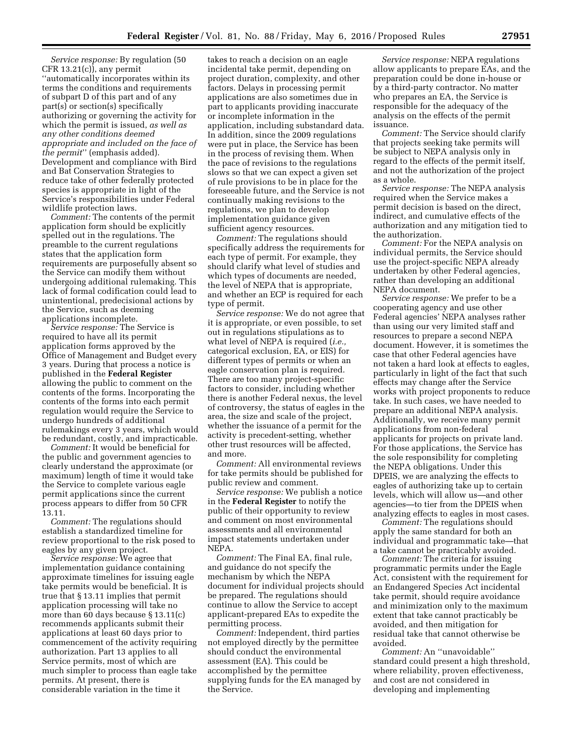*Service response:* By regulation (50 CFR 13.21(c)), any permit ''automatically incorporates within its terms the conditions and requirements of subpart D of this part and of any part(s) or section(s) specifically authorizing or governing the activity for which the permit is issued, *as well as any other conditions deemed appropriate and included on the face of the permit*'' (emphasis added). Development and compliance with Bird and Bat Conservation Strategies to reduce take of other federally protected species is appropriate in light of the Service's responsibilities under Federal wildlife protection laws.

*Comment:* The contents of the permit application form should be explicitly spelled out in the regulations. The preamble to the current regulations states that the application form requirements are purposefully absent so the Service can modify them without undergoing additional rulemaking. This lack of formal codification could lead to unintentional, predecisional actions by the Service, such as deeming applications incomplete.

*Service response:* The Service is required to have all its permit application forms approved by the Office of Management and Budget every 3 years. During that process a notice is published in the **Federal Register** allowing the public to comment on the contents of the forms. Incorporating the contents of the forms into each permit regulation would require the Service to undergo hundreds of additional rulemakings every 3 years, which would be redundant, costly, and impracticable.

*Comment:* It would be beneficial for the public and government agencies to clearly understand the approximate (or maximum) length of time it would take the Service to complete various eagle permit applications since the current process appears to differ from 50 CFR 13.11.

*Comment:* The regulations should establish a standardized timeline for review proportional to the risk posed to eagles by any given project.

*Service response:* We agree that implementation guidance containing approximate timelines for issuing eagle take permits would be beneficial. It is true that § 13.11 implies that permit application processing will take no more than 60 days because § 13.11(c) recommends applicants submit their applications at least 60 days prior to commencement of the activity requiring authorization. Part 13 applies to all Service permits, most of which are much simpler to process than eagle take permits. At present, there is considerable variation in the time it takes to reach a decision on an eagle incidental take permit, depending on project duration, complexity, and other factors. Delays in processing permit applications are also sometimes due in part to applicants providing inaccurate or incomplete information in the application, including substandard data. In addition, since the 2009 regulations were put in place, the Service has been in the process of revising them. When the pace of revisions to the regulations slows so that we can expect a given set of rule provisions to be in place for the foreseeable future, and the Service is not continually making revisions to the regulations, we plan to develop implementation guidance given sufficient agency resources.

*Comment:* The regulations should specifically address the requirements for each type of permit. For example, they should clarify what level of studies and which types of documents are needed, the level of NEPA that is appropriate, and whether an ECP is required for each type of permit.

*Service response:* We do not agree that it is appropriate, or even possible, to set out in regulations stipulations as to what level of NEPA is required (*i.e.,* categorical exclusion, EA, or EIS) for different types of permits or when an eagle conservation plan is required. There are too many project-specific factors to consider, including whether there is another Federal nexus, the level of controversy, the status of eagles in the area, the size and scale of the project, whether the issuance of a permit for the activity is precedent-setting, whether other trust resources will be affected, and more.

*Comment:* All environmental reviews for take permits should be published for public review and comment.

*Service response:* We publish a notice in the **Federal Register** to notify the public of their opportunity to review and comment on most environmental assessments and all environmental impact statements undertaken under NEPA.

*Comment:* The Final EA, final rule, and guidance do not specify the mechanism by which the NEPA document for individual projects should be prepared. The regulations should continue to allow the Service to accept applicant-prepared EAs to expedite the permitting process.

*Comment:* Independent, third parties not employed directly by the permittee should conduct the environmental assessment (EA). This could be accomplished by the permittee supplying funds for the EA managed by the Service.

*Service response:* NEPA regulations allow applicants to prepare EAs, and the preparation could be done in-house or by a third-party contractor. No matter who prepares an EA, the Service is responsible for the adequacy of the analysis on the effects of the permit issuance.

*Comment:* The Service should clarify that projects seeking take permits will be subject to NEPA analysis only in regard to the effects of the permit itself, and not the authorization of the project as a whole.

*Service response:* The NEPA analysis required when the Service makes a permit decision is based on the direct, indirect, and cumulative effects of the authorization and any mitigation tied to the authorization.

*Comment:* For the NEPA analysis on individual permits, the Service should use the project-specific NEPA already undertaken by other Federal agencies, rather than developing an additional NEPA document.

*Service response:* We prefer to be a cooperating agency and use other Federal agencies' NEPA analyses rather than using our very limited staff and resources to prepare a second NEPA document. However, it is sometimes the case that other Federal agencies have not taken a hard look at effects to eagles, particularly in light of the fact that such effects may change after the Service works with project proponents to reduce take. In such cases, we have needed to prepare an additional NEPA analysis. Additionally, we receive many permit applications from non-federal applicants for projects on private land. For those applications, the Service has the sole responsibility for completing the NEPA obligations. Under this DPEIS, we are analyzing the effects to eagles of authorizing take up to certain levels, which will allow us—and other agencies—to tier from the DPEIS when analyzing effects to eagles in most cases.

*Comment:* The regulations should apply the same standard for both an individual and programmatic take—that a take cannot be practicably avoided.

*Comment:* The criteria for issuing programmatic permits under the Eagle Act, consistent with the requirement for an Endangered Species Act incidental take permit, should require avoidance and minimization only to the maximum extent that take cannot practicably be avoided, and then mitigation for residual take that cannot otherwise be avoided.

*Comment:* An ''unavoidable'' standard could present a high threshold, where reliability, proven effectiveness, and cost are not considered in developing and implementing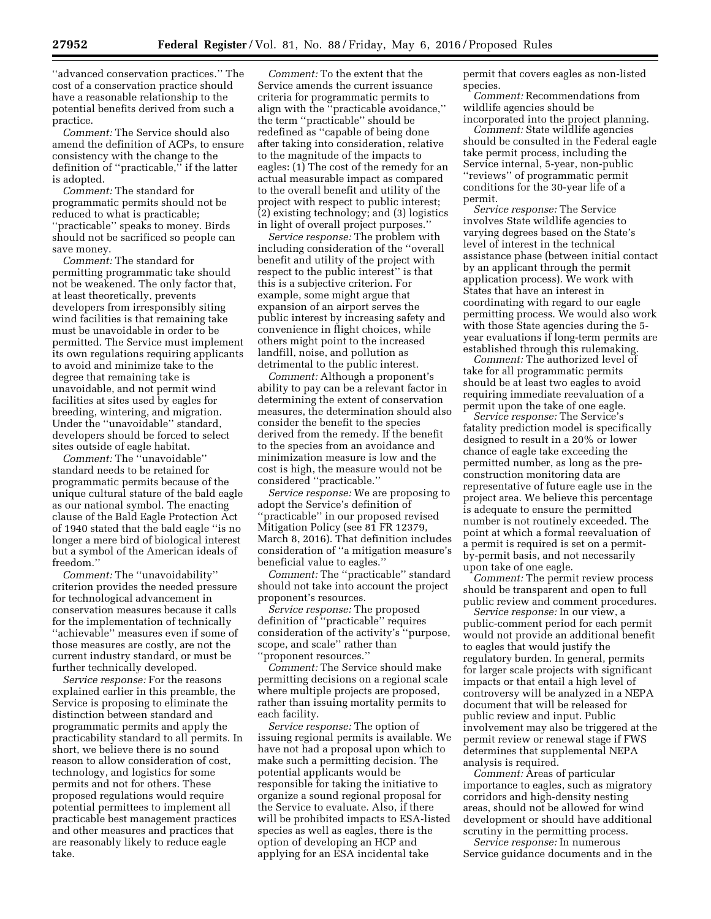''advanced conservation practices.'' The cost of a conservation practice should have a reasonable relationship to the potential benefits derived from such a practice.

*Comment:* The Service should also amend the definition of ACPs, to ensure consistency with the change to the definition of ''practicable,'' if the latter is adopted.

*Comment:* The standard for programmatic permits should not be reduced to what is practicable; ''practicable'' speaks to money. Birds should not be sacrificed so people can save money.

*Comment:* The standard for permitting programmatic take should not be weakened. The only factor that, at least theoretically, prevents developers from irresponsibly siting wind facilities is that remaining take must be unavoidable in order to be permitted. The Service must implement its own regulations requiring applicants to avoid and minimize take to the degree that remaining take is unavoidable, and not permit wind facilities at sites used by eagles for breeding, wintering, and migration. Under the ''unavoidable'' standard, developers should be forced to select sites outside of eagle habitat.

*Comment:* The ''unavoidable'' standard needs to be retained for programmatic permits because of the unique cultural stature of the bald eagle as our national symbol. The enacting clause of the Bald Eagle Protection Act of 1940 stated that the bald eagle ''is no longer a mere bird of biological interest but a symbol of the American ideals of freedom.''

*Comment:* The ''unavoidability'' criterion provides the needed pressure for technological advancement in conservation measures because it calls for the implementation of technically ''achievable'' measures even if some of those measures are costly, are not the current industry standard, or must be further technically developed.

*Service response:* For the reasons explained earlier in this preamble, the Service is proposing to eliminate the distinction between standard and programmatic permits and apply the practicability standard to all permits. In short, we believe there is no sound reason to allow consideration of cost, technology, and logistics for some permits and not for others. These proposed regulations would require potential permittees to implement all practicable best management practices and other measures and practices that are reasonably likely to reduce eagle take.

*Comment:* To the extent that the Service amends the current issuance criteria for programmatic permits to align with the ''practicable avoidance,'' the term ''practicable'' should be redefined as ''capable of being done after taking into consideration, relative to the magnitude of the impacts to eagles: (1) The cost of the remedy for an actual measurable impact as compared to the overall benefit and utility of the project with respect to public interest; (2) existing technology; and (3) logistics in light of overall project purposes.''

*Service response:* The problem with including consideration of the ''overall benefit and utility of the project with respect to the public interest'' is that this is a subjective criterion. For example, some might argue that expansion of an airport serves the public interest by increasing safety and convenience in flight choices, while others might point to the increased landfill, noise, and pollution as detrimental to the public interest.

*Comment:* Although a proponent's ability to pay can be a relevant factor in determining the extent of conservation measures, the determination should also consider the benefit to the species derived from the remedy. If the benefit to the species from an avoidance and minimization measure is low and the cost is high, the measure would not be considered ''practicable.''

*Service response:* We are proposing to adopt the Service's definition of ''practicable'' in our proposed revised Mitigation Policy (see 81 FR 12379, March 8, 2016). That definition includes consideration of ''a mitigation measure's beneficial value to eagles.''

*Comment:* The ''practicable'' standard should not take into account the project proponent's resources.

*Service response:* The proposed definition of ''practicable'' requires consideration of the activity's ''purpose, scope, and scale'' rather than ''proponent resources.''

*Comment:* The Service should make permitting decisions on a regional scale where multiple projects are proposed, rather than issuing mortality permits to each facility.

*Service response:* The option of issuing regional permits is available. We have not had a proposal upon which to make such a permitting decision. The potential applicants would be responsible for taking the initiative to organize a sound regional proposal for the Service to evaluate. Also, if there will be prohibited impacts to ESA-listed species as well as eagles, there is the option of developing an HCP and applying for an ESA incidental take permit that covers eagles as non-listed species.

*Comment:* Recommendations from wildlife agencies should be incorporated into the project planning.

*Comment:* State wildlife agencies should be consulted in the Federal eagle take permit process, including the Service internal, 5-year, non-public ''reviews'' of programmatic permit conditions for the 30-year life of a permit.

*Service response:* The Service involves State wildlife agencies to varying degrees based on the State's level of interest in the technical assistance phase (between initial contact by an applicant through the permit application process). We work with States that have an interest in coordinating with regard to our eagle permitting process. We would also work with those State agencies during the 5-year evaluations if long-term permits are established through this rulemaking.

*Comment:* The authorized level of take for all programmatic permits should be at least two eagles to avoid requiring immediate reevaluation of a permit upon the take of one eagle.

*Service response:* The Service's fatality prediction model is specifically designed to result in a 20% or lower chance of eagle take exceeding the permitted number, as long as the pre-construction monitoring data are representative of future eagle use in the project area. We believe this percentage is adequate to ensure the permitted number is not routinely exceeded. The point at which a formal reevaluation of a permit is required is set on a permit-by-permit basis, and not necessarily upon take of one eagle.

*Comment:* The permit review process should be transparent and open to full public review and comment procedures.

*Service response:* In our view, a public-comment period for each permit would not provide an additional benefit to eagles that would justify the regulatory burden. In general, permits for larger scale projects with significant impacts or that entail a high level of controversy will be analyzed in a NEPA document that will be released for public review and input. Public involvement may also be triggered at the permit review or renewal stage if FWS determines that supplemental NEPA analysis is required.

*Comment:* Areas of particular importance to eagles, such as migratory corridors and high-density nesting areas, should not be allowed for wind development or should have additional scrutiny in the permitting process.

*Service response:* In numerous Service guidance documents and in the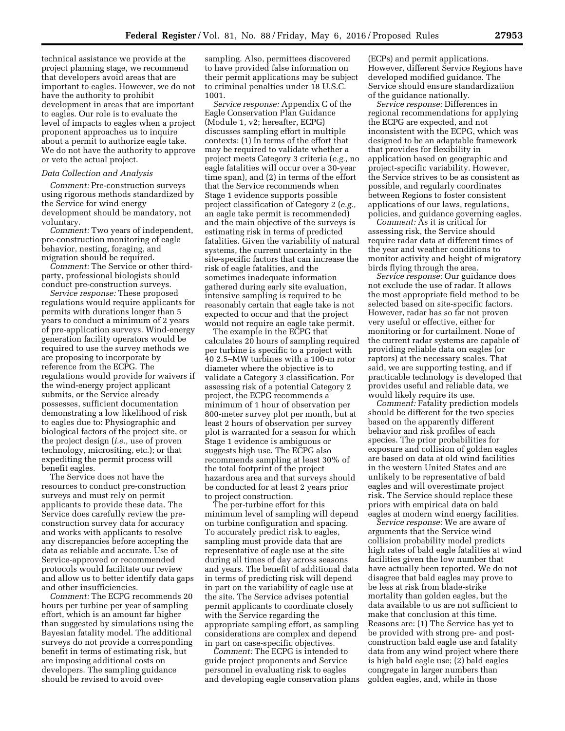technical assistance we provide at the project planning stage, we recommend that developers avoid areas that are important to eagles. However, we do not have the authority to prohibit development in areas that are important to eagles. Our role is to evaluate the level of impacts to eagles when a project proponent approaches us to inquire about a permit to authorize eagle take. We do not have the authority to approve or veto the actual project.

*Data Collection and Analysis*

*Comment:* Pre-construction surveys using rigorous methods standardized by the Service for wind energy development should be mandatory, not voluntary.

*Comment:* Two years of independent, pre-construction monitoring of eagle behavior, nesting, foraging, and migration should be required.

*Comment:* The Service or other third-party, professional biologists should conduct pre-construction surveys.

*Service response:* These proposed regulations would require applicants for permits with durations longer than 5 years to conduct a minimum of 2 years of pre-application surveys. Wind-energy generation facility operators would be required to use the survey methods we are proposing to incorporate by reference from the ECPG. The regulations would provide for waivers if the wind-energy project applicant submits, or the Service already possesses, sufficient documentation demonstrating a low likelihood of risk to eagles due to: Physiographic and biological factors of the project site, or the project design (*i.e.,* use of proven technology, micrositing, etc.); or that expediting the permit process will benefit eagles.

The Service does not have the resources to conduct pre-construction surveys and must rely on permit applicants to provide these data. The Service does carefully review the pre-construction survey data for accuracy and works with applicants to resolve any discrepancies before accepting the data as reliable and accurate. Use of Service-approved or recommended protocols would facilitate our review and allow us to better identify data gaps and other insufficiencies.

*Comment:* The ECPG recommends 20 hours per turbine per year of sampling effort, which is an amount far higher than suggested by simulations using the Bayesian fatality model. The additional surveys do not provide a corresponding benefit in terms of estimating risk, but are imposing additional costs on developers. The sampling guidance should be revised to avoid over-sampling. Also, permittees discovered to have provided false information on their permit applications may be subject to criminal penalties under 18 U.S.C. 1001.

*Service response:* Appendix C of the Eagle Conservation Plan Guidance (Module 1, v2; hereafter, ECPG) discusses sampling effort in multiple contexts: (1) In terms of the effort that may be required to validate whether a project meets Category 3 criteria (*e.g.,* no eagle fatalities will occur over a 30-year time span), and (2) in terms of the effort that the Service recommends when Stage 1 evidence supports possible project classification of Category 2 (*e.g.,* an eagle take permit is recommended) and the main objective of the surveys is estimating risk in terms of predicted fatalities. Given the variability of natural systems, the current uncertainty in the site-specific factors that can increase the risk of eagle fatalities, and the sometimes inadequate information gathered during early site evaluation, intensive sampling is required to be reasonably certain that eagle take is not expected to occur and that the project would not require an eagle take permit.

The example in the ECPG that calculates 20 hours of sampling required per turbine is specific to a project with 40 2.5–MW turbines with a 100-m rotor diameter where the objective is to validate a Category 3 classification. For assessing risk of a potential Category 2 project, the ECPG recommends a minimum of 1 hour of observation per 800-meter survey plot per month, but at least 2 hours of observation per survey plot is warranted for a season for which Stage 1 evidence is ambiguous or suggests high use. The ECPG also recommends sampling at least 30% of the total footprint of the project hazardous area and that surveys should be conducted for at least 2 years prior to project construction.

The per-turbine effort for this minimum level of sampling will depend on turbine configuration and spacing. To accurately predict risk to eagles, sampling must provide data that are representative of eagle use at the site during all times of day across seasons and years. The benefit of additional data in terms of predicting risk will depend in part on the variability of eagle use at the site. The Service advises potential permit applicants to coordinate closely with the Service regarding the appropriate sampling effort, as sampling considerations are complex and depend in part on case-specific objectives.

*Comment:* The ECPG is intended to guide project proponents and Service personnel in evaluating risk to eagles and developing eagle conservation plans (ECPs) and permit applications. However, different Service Regions have developed modified guidance. The Service should ensure standardization of the guidance nationally.

*Service response:* Differences in regional recommendations for applying the ECPG are expected, and not inconsistent with the ECPG, which was designed to be an adaptable framework that provides for flexibility in application based on geographic and project-specific variability. However, the Service strives to be as consistent as possible, and regularly coordinates between Regions to foster consistent applications of our laws, regulations, policies, and guidance governing eagles.

*Comment:* As it is critical for assessing risk, the Service should require radar data at different times of the year and weather conditions to monitor activity and height of migratory birds flying through the area.

*Service response:* Our guidance does not exclude the use of radar. It allows the most appropriate field method to be selected based on site-specific factors. However, radar has so far not proven very useful or effective, either for monitoring or for curtailment. None of the current radar systems are capable of providing reliable data on eagles (or raptors) at the necessary scales. That said, we are supporting testing, and if practicable technology is developed that provides useful and reliable data, we would likely require its use.

*Comment:* Fatality prediction models should be different for the two species based on the apparently different behavior and risk profiles of each species. The prior probabilities for exposure and collision of golden eagles are based on data at old wind facilities in the western United States and are unlikely to be representative of bald eagles and will overestimate project risk. The Service should replace these priors with empirical data on bald eagles at modern wind energy facilities.

*Service response:* We are aware of arguments that the Service wind collision probability model predicts high rates of bald eagle fatalities at wind facilities given the low number that have actually been reported. We do not disagree that bald eagles may prove to be less at risk from blade-strike mortality than golden eagles, but the data available to us are not sufficient to make that conclusion at this time. Reasons are: (1) The Service has yet to be provided with strong pre- and post-construction bald eagle use and fatality data from any wind project where there is high bald eagle use; (2) bald eagles congregate in larger numbers than golden eagles, and, while in those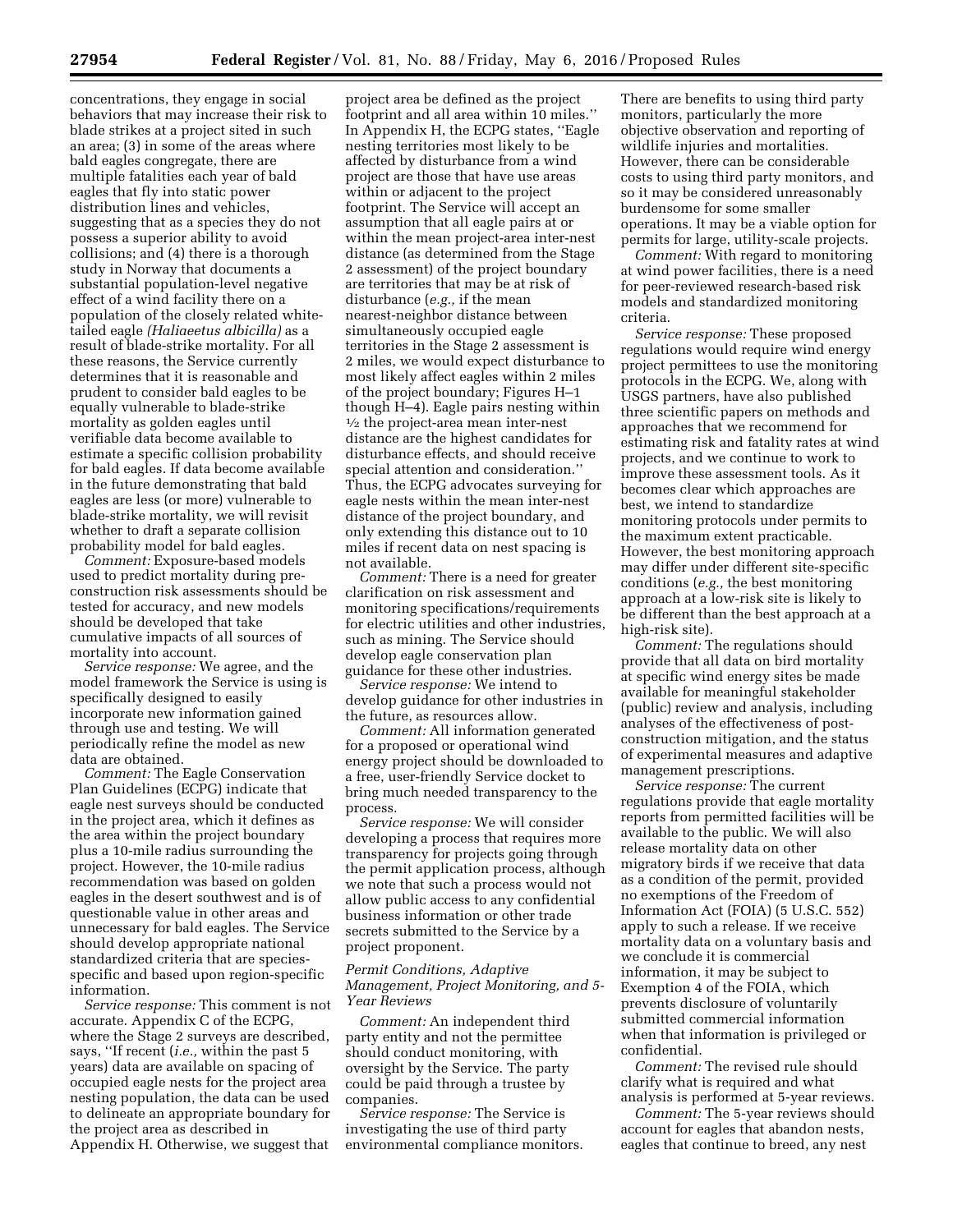concentrations, they engage in social behaviors that may increase their risk to blade strikes at a project sited in such an area; (3) in some of the areas where bald eagles congregate, there are multiple fatalities each year of bald eagles that fly into static power distribution lines and vehicles, suggesting that as a species they do not possess a superior ability to avoid collisions; and (4) there is a thorough study in Norway that documents a substantial population-level negative effect of a wind facility there on a population of the closely related white-tailed eagle *(Haliaeetus albicilla)* as a result of blade-strike mortality. For all these reasons, the Service currently determines that it is reasonable and prudent to consider bald eagles to be equally vulnerable to blade-strike mortality as golden eagles until verifiable data become available to estimate a specific collision probability for bald eagles. If data become available in the future demonstrating that bald eagles are less (or more) vulnerable to blade-strike mortality, we will revisit whether to draft a separate collision probability model for bald eagles.

*Comment:* Exposure-based models used to predict mortality during pre-construction risk assessments should be tested for accuracy, and new models should be developed that take cumulative impacts of all sources of mortality into account.

*Service response:* We agree, and the model framework the Service is using is specifically designed to easily incorporate new information gained through use and testing. We will periodically refine the model as new data are obtained.

*Comment:* The Eagle Conservation Plan Guidelines (ECPG) indicate that eagle nest surveys should be conducted in the project area, which it defines as the area within the project boundary plus a 10-mile radius surrounding the project. However, the 10-mile radius recommendation was based on golden eagles in the desert southwest and is of questionable value in other areas and unnecessary for bald eagles. The Service should develop appropriate national standardized criteria that are species-specific and based upon region-specific information.

*Service response:* This comment is not accurate. Appendix C of the ECPG, where the Stage 2 surveys are described, says, ''If recent (*i.e.,* within the past 5 years) data are available on spacing of occupied eagle nests for the project area nesting population, the data can be used to delineate an appropriate boundary for the project area as described in Appendix H. Otherwise, we suggest that project area be defined as the project footprint and all area within 10 miles.'' In Appendix H, the ECPG states, ''Eagle nesting territories most likely to be affected by disturbance from a wind project are those that have use areas within or adjacent to the project footprint. The Service will accept an assumption that all eagle pairs at or within the mean project-area inter-nest distance (as determined from the Stage 2 assessment) of the project boundary are territories that may be at risk of disturbance (*e.g.,* if the mean nearest-neighbor distance between simultaneously occupied eagle territories in the Stage 2 assessment is 2 miles, we would expect disturbance to most likely affect eagles within 2 miles of the project boundary; Figures H–1 though H–4). Eagle pairs nesting within ½ the project-area mean inter-nest distance are the highest candidates for disturbance effects, and should receive special attention and consideration.'' Thus, the ECPG advocates surveying for eagle nests within the mean inter-nest distance of the project boundary, and only extending this distance out to 10 miles if recent data on nest spacing is not available.

*Comment:* There is a need for greater clarification on risk assessment and monitoring specifications/requirements for electric utilities and other industries, such as mining. The Service should develop eagle conservation plan guidance for these other industries.

*Service response:* We intend to develop guidance for other industries in the future, as resources allow.

*Comment:* All information generated for a proposed or operational wind energy project should be downloaded to a free, user-friendly Service docket to bring much needed transparency to the process.

*Service response:* We will consider developing a process that requires more transparency for projects going through the permit application process, although we note that such a process would not allow public access to any confidential business information or other trade secrets submitted to the Service by a project proponent.

### *Permit Conditions, Adaptive Management, Project Monitoring, and 5-Year Reviews*

*Comment:* An independent third party entity and not the permittee should conduct monitoring, with oversight by the Service. The party could be paid through a trustee by companies.

*Service response:* The Service is investigating the use of third party environmental compliance monitors. There are benefits to using third party monitors, particularly the more objective observation and reporting of wildlife injuries and mortalities. However, there can be considerable costs to using third party monitors, and so it may be considered unreasonably burdensome for some smaller operations. It may be a viable option for permits for large, utility-scale projects.

*Comment:* With regard to monitoring at wind power facilities, there is a need for peer-reviewed research-based risk models and standardized monitoring criteria.

*Service response:* These proposed regulations would require wind energy project permittees to use the monitoring protocols in the ECPG. We, along with USGS partners, have also published three scientific papers on methods and approaches that we recommend for estimating risk and fatality rates at wind projects, and we continue to work to improve these assessment tools. As it becomes clear which approaches are best, we intend to standardize monitoring protocols under permits to the maximum extent practicable. However, the best monitoring approach may differ under different site-specific conditions (*e.g.,* the best monitoring approach at a low-risk site is likely to be different than the best approach at a high-risk site).

*Comment:* The regulations should provide that all data on bird mortality at specific wind energy sites be made available for meaningful stakeholder (public) review and analysis, including analyses of the effectiveness of post-construction mitigation, and the status of experimental measures and adaptive management prescriptions.

*Service response:* The current regulations provide that eagle mortality reports from permitted facilities will be available to the public. We will also release mortality data on other migratory birds if we receive that data as a condition of the permit, provided no exemptions of the Freedom of Information Act (FOIA) (5 U.S.C. 552) apply to such a release. If we receive mortality data on a voluntary basis and we conclude it is commercial information, it may be subject to Exemption 4 of the FOIA, which prevents disclosure of voluntarily submitted commercial information when that information is privileged or confidential.

*Comment:* The revised rule should clarify what is required and what analysis is performed at 5-year reviews.

*Comment:* The 5-year reviews should account for eagles that abandon nests, eagles that continue to breed, any nest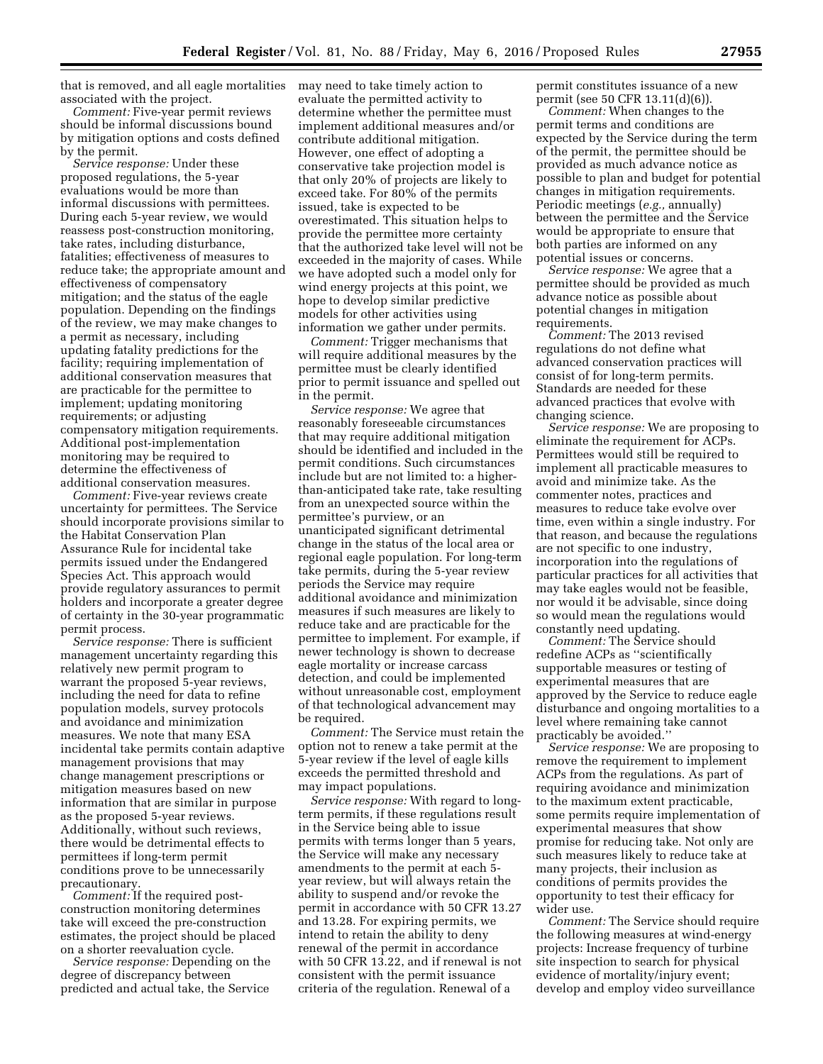that is removed, and all eagle mortalities associated with the project.

*Comment:* Five-year permit reviews should be informal discussions bound by mitigation options and costs defined by the permit.

*Service response:* Under these proposed regulations, the 5-year evaluations would be more than informal discussions with permittees. During each 5-year review, we would reassess post-construction monitoring, take rates, including disturbance, fatalities; effectiveness of measures to reduce take; the appropriate amount and effectiveness of compensatory mitigation; and the status of the eagle population. Depending on the findings of the review, we may make changes to a permit as necessary, including updating fatality predictions for the facility; requiring implementation of additional conservation measures that are practicable for the permittee to implement; updating monitoring requirements; or adjusting compensatory mitigation requirements. Additional post-implementation monitoring may be required to determine the effectiveness of additional conservation measures.

*Comment:* Five-year reviews create uncertainty for permittees. The Service should incorporate provisions similar to the Habitat Conservation Plan Assurance Rule for incidental take permits issued under the Endangered Species Act. This approach would provide regulatory assurances to permit holders and incorporate a greater degree of certainty in the 30-year programmatic permit process.

*Service response:* There is sufficient management uncertainty regarding this relatively new permit program to warrant the proposed 5-year reviews, including the need for data to refine population models, survey protocols and avoidance and minimization measures. We note that many ESA incidental take permits contain adaptive management provisions that may change management prescriptions or mitigation measures based on new information that are similar in purpose as the proposed 5-year reviews. Additionally, without such reviews, there would be detrimental effects to permittees if long-term permit conditions prove to be unnecessarily precautionary.

*Comment:* If the required post-construction monitoring determines take will exceed the pre-construction estimates, the project should be placed on a shorter reevaluation cycle.

*Service response:* Depending on the degree of discrepancy between predicted and actual take, the Service may need to take timely action to evaluate the permitted activity to determine whether the permittee must implement additional measures and/or contribute additional mitigation. However, one effect of adopting a conservative take projection model is that only 20% of projects are likely to exceed take. For 80% of the permits issued, take is expected to be overestimated. This situation helps to provide the permittee more certainty that the authorized take level will not be exceeded in the majority of cases. While we have adopted such a model only for wind energy projects at this point, we hope to develop similar predictive models for other activities using information we gather under permits.

*Comment:* Trigger mechanisms that will require additional measures by the permittee must be clearly identified prior to permit issuance and spelled out in the permit.

*Service response:* We agree that reasonably foreseeable circumstances that may require additional mitigation should be identified and included in the permit conditions. Such circumstances include but are not limited to: a higher-than-anticipated take rate, take resulting from an unexpected source within the permittee's purview, or an unanticipated significant detrimental change in the status of the local area or regional eagle population. For long-term take permits, during the 5-year review periods the Service may require additional avoidance and minimization measures if such measures are likely to reduce take and are practicable for the permittee to implement. For example, if newer technology is shown to decrease eagle mortality or increase carcass detection, and could be implemented without unreasonable cost, employment of that technological advancement may be required.

*Comment:* The Service must retain the option not to renew a take permit at the 5-year review if the level of eagle kills exceeds the permitted threshold and may impact populations.

*Service response:* With regard to long-term permits, if these regulations result in the Service being able to issue permits with terms longer than 5 years, the Service will make any necessary amendments to the permit at each 5-year review, but will always retain the ability to suspend and/or revoke the permit in accordance with 50 CFR 13.27 and 13.28. For expiring permits, we intend to retain the ability to deny renewal of the permit in accordance with 50 CFR 13.22, and if renewal is not consistent with the permit issuance criteria of the regulation. Renewal of a permit constitutes issuance of a new permit (see 50 CFR 13.11(d)(6)).

*Comment:* When changes to the permit terms and conditions are expected by the Service during the term of the permit, the permittee should be provided as much advance notice as possible to plan and budget for potential changes in mitigation requirements. Periodic meetings (*e.g.,* annually) between the permittee and the Service would be appropriate to ensure that both parties are informed on any potential issues or concerns.

*Service response:* We agree that a permittee should be provided as much advance notice as possible about potential changes in mitigation requirements.

*Comment:* The 2013 revised regulations do not define what advanced conservation practices will consist of for long-term permits. Standards are needed for these advanced practices that evolve with changing science.

*Service response:* We are proposing to eliminate the requirement for ACPs. Permittees would still be required to implement all practicable measures to avoid and minimize take. As the commenter notes, practices and measures to reduce take evolve over time, even within a single industry. For that reason, and because the regulations are not specific to one industry, incorporation into the regulations of particular practices for all activities that may take eagles would not be feasible, nor would it be advisable, since doing so would mean the regulations would constantly need updating.

*Comment:* The Service should redefine ACPs as ''scientifically supportable measures or testing of experimental measures that are approved by the Service to reduce eagle disturbance and ongoing mortalities to a level where remaining take cannot practicably be avoided.''

*Service response:* We are proposing to remove the requirement to implement ACPs from the regulations. As part of requiring avoidance and minimization to the maximum extent practicable, some permits require implementation of experimental measures that show promise for reducing take. Not only are such measures likely to reduce take at many projects, their inclusion as conditions of permits provides the opportunity to test their efficacy for wider use.

*Comment:* The Service should require the following measures at wind-energy projects: Increase frequency of turbine site inspection to search for physical evidence of mortality/injury event; develop and employ video surveillance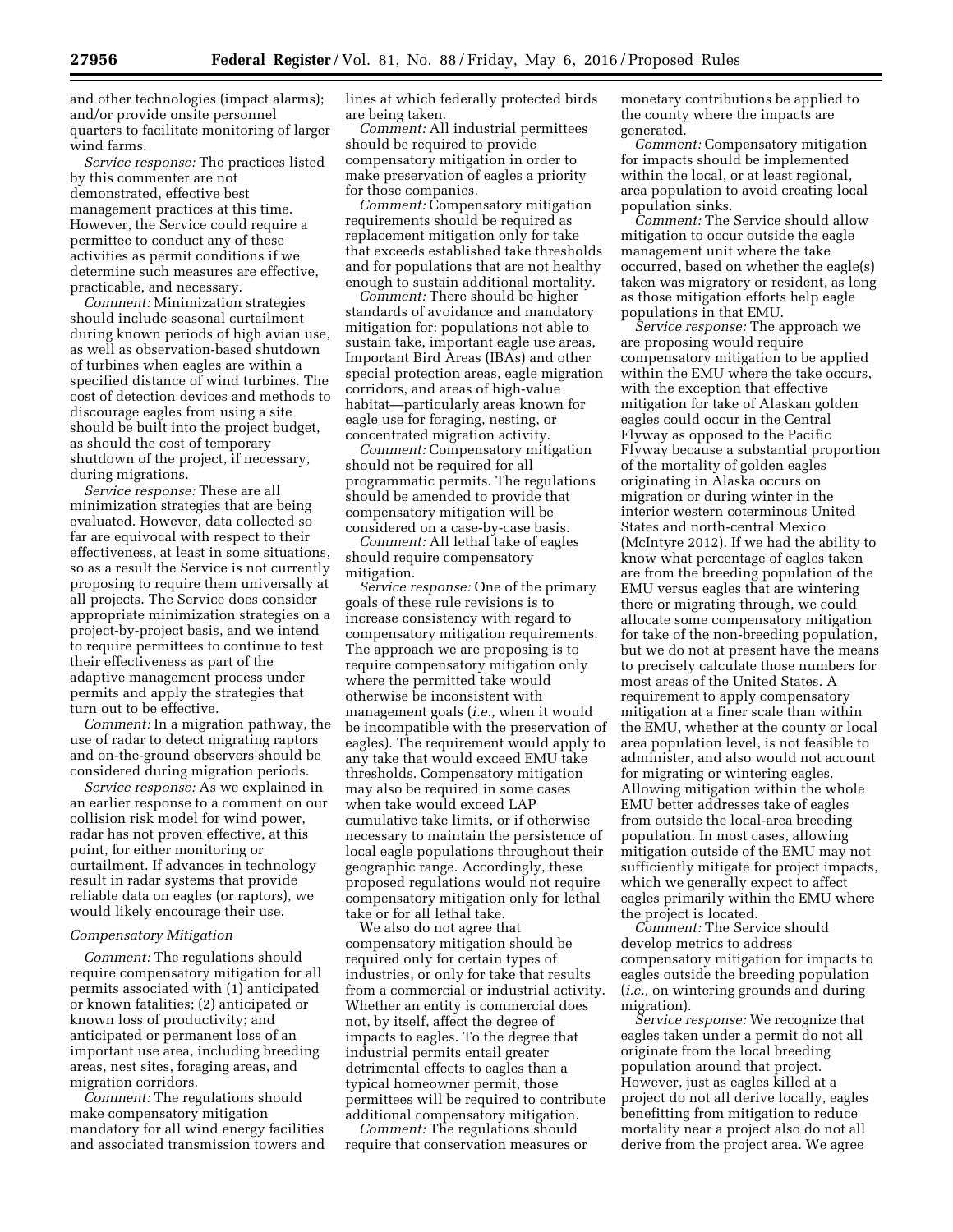and other technologies (impact alarms); and/or provide onsite personnel quarters to facilitate monitoring of larger wind farms.

*Service response:* The practices listed by this commenter are not demonstrated, effective best management practices at this time. However, the Service could require a permittee to conduct any of these activities as permit conditions if we determine such measures are effective, practicable, and necessary.

*Comment:* Minimization strategies should include seasonal curtailment during known periods of high avian use, as well as observation-based shutdown of turbines when eagles are within a specified distance of wind turbines. The cost of detection devices and methods to discourage eagles from using a site should be built into the project budget, as should the cost of temporary shutdown of the project, if necessary, during migrations.

*Service response:* These are all minimization strategies that are being evaluated. However, data collected so far are equivocal with respect to their effectiveness, at least in some situations, so as a result the Service is not currently proposing to require them universally at all projects. The Service does consider appropriate minimization strategies on a project-by-project basis, and we intend to require permittees to continue to test their effectiveness as part of the adaptive management process under permits and apply the strategies that turn out to be effective.

*Comment:* In a migration pathway, the use of radar to detect migrating raptors and on-the-ground observers should be considered during migration periods.

*Service response:* As we explained in an earlier response to a comment on our collision risk model for wind power, radar has not proven effective, at this point, for either monitoring or curtailment. If advances in technology result in radar systems that provide reliable data on eagles (or raptors), we would likely encourage their use.

### *Compensatory Mitigation*

*Comment:* The regulations should require compensatory mitigation for all permits associated with (1) anticipated or known fatalities; (2) anticipated or known loss of productivity; and anticipated or permanent loss of an important use area, including breeding areas, nest sites, foraging areas, and migration corridors.

*Comment:* The regulations should make compensatory mitigation mandatory for all wind energy facilities and associated transmission towers and lines at which federally protected birds are being taken.

*Comment:* All industrial permittees should be required to provide compensatory mitigation in order to make preservation of eagles a priority for those companies.

*Comment:* Compensatory mitigation requirements should be required as replacement mitigation only for take that exceeds established take thresholds and for populations that are not healthy enough to sustain additional mortality.

*Comment:* There should be higher standards of avoidance and mandatory mitigation for: populations not able to sustain take, important eagle use areas, Important Bird Areas (IBAs) and other special protection areas, eagle migration corridors, and areas of high-value habitat—particularly areas known for eagle use for foraging, nesting, or concentrated migration activity.

*Comment:* Compensatory mitigation should not be required for all programmatic permits. The regulations should be amended to provide that compensatory mitigation will be considered on a case-by-case basis.

*Comment:* All lethal take of eagles should require compensatory mitigation.

*Service response:* One of the primary goals of these rule revisions is to increase consistency with regard to compensatory mitigation requirements. The approach we are proposing is to require compensatory mitigation only where the permitted take would otherwise be inconsistent with management goals (*i.e.,* when it would be incompatible with the preservation of eagles). The requirement would apply to any take that would exceed EMU take thresholds. Compensatory mitigation may also be required in some cases when take would exceed LAP cumulative take limits, or if otherwise necessary to maintain the persistence of local eagle populations throughout their geographic range. Accordingly, these proposed regulations would not require compensatory mitigation only for lethal take or for all lethal take.

We also do not agree that compensatory mitigation should be required only for certain types of industries, or only for take that results from a commercial or industrial activity. Whether an entity is commercial does not, by itself, affect the degree of impacts to eagles. To the degree that industrial permits entail greater detrimental effects to eagles than a typical homeowner permit, those permittees will be required to contribute additional compensatory mitigation.

*Comment:* The regulations should require that conservation measures or monetary contributions be applied to the county where the impacts are generated.

*Comment:* Compensatory mitigation for impacts should be implemented within the local, or at least regional, area population to avoid creating local population sinks.

*Comment:* The Service should allow mitigation to occur outside the eagle management unit where the take occurred, based on whether the eagle(s) taken was migratory or resident, as long as those mitigation efforts help eagle populations in that EMU.

*Service response:* The approach we are proposing would require compensatory mitigation to be applied within the EMU where the take occurs, with the exception that effective mitigation for take of Alaskan golden eagles could occur in the Central Flyway as opposed to the Pacific Flyway because a substantial proportion of the mortality of golden eagles originating in Alaska occurs on migration or during winter in the interior western coterminous United States and north-central Mexico (McIntyre 2012). If we had the ability to know what percentage of eagles taken are from the breeding population of the EMU versus eagles that are wintering there or migrating through, we could allocate some compensatory mitigation for take of the non-breeding population, but we do not at present have the means to precisely calculate those numbers for most areas of the United States. A requirement to apply compensatory mitigation at a finer scale than within the EMU, whether at the county or local area population level, is not feasible to administer, and also would not account for migrating or wintering eagles. Allowing mitigation within the whole EMU better addresses take of eagles from outside the local-area breeding population. In most cases, allowing mitigation outside of the EMU may not sufficiently mitigate for project impacts, which we generally expect to affect eagles primarily within the EMU where the project is located.

*Comment:* The Service should develop metrics to address compensatory mitigation for impacts to eagles outside the breeding population (*i.e.,* on wintering grounds and during migration).

*Service response:* We recognize that eagles taken under a permit do not all originate from the local breeding population around that project. However, just as eagles killed at a project do not all derive locally, eagles benefitting from mitigation to reduce mortality near a project also do not all derive from the project area. We agree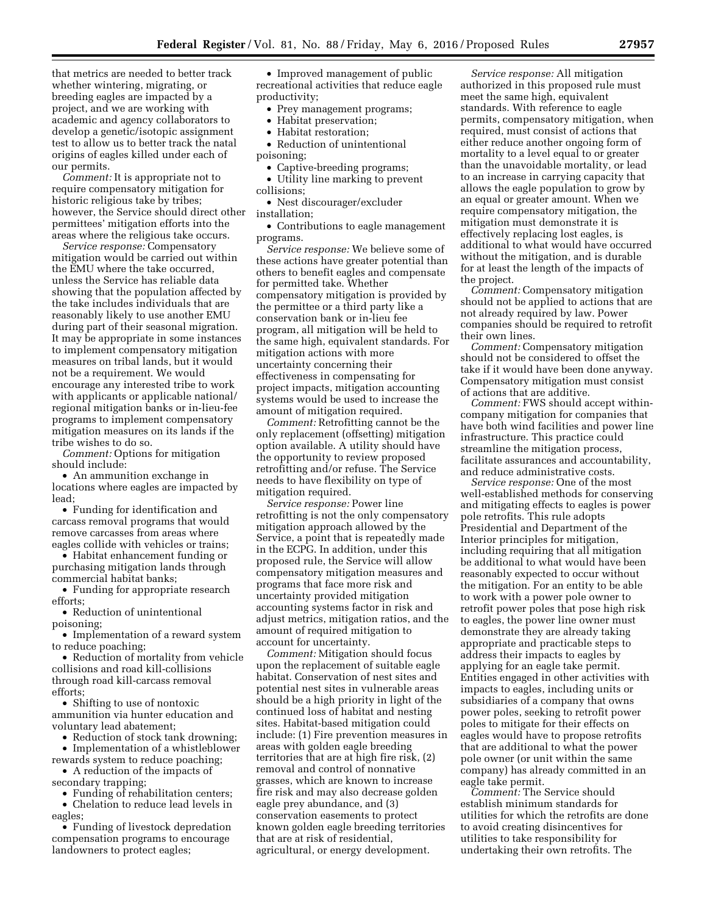that metrics are needed to better track whether wintering, migrating, or breeding eagles are impacted by a project, and we are working with academic and agency collaborators to develop a genetic/isotopic assignment test to allow us to better track the natal origins of eagles killed under each of our permits.

*Comment:* It is appropriate not to require compensatory mitigation for historic religious take by tribes; however, the Service should direct other permittees' mitigation efforts into the areas where the religious take occurs.

*Service response:* Compensatory mitigation would be carried out within the EMU where the take occurred, unless the Service has reliable data showing that the population affected by the take includes individuals that are reasonably likely to use another EMU during part of their seasonal migration. It may be appropriate in some instances to implement compensatory mitigation measures on tribal lands, but it would not be a requirement. We would encourage any interested tribe to work with applicants or applicable national/regional mitigation banks or in-lieu-fee programs to implement compensatory mitigation measures on its lands if the tribe wishes to do so.

*Comment:* Options for mitigation should include:

- An ammunition exchange in locations where eagles are impacted by lead;
- Funding for identification and carcass removal programs that would remove carcasses from areas where eagles collide with vehicles or trains;
- Habitat enhancement funding or purchasing mitigation lands through commercial habitat banks;
- Funding for appropriate research efforts;
- Reduction of unintentional poisoning;
- Implementation of a reward system to reduce poaching;
- Reduction of mortality from vehicle collisions and road kill-collisions through road kill-carcass removal efforts;
- Shifting to use of nontoxic ammunition via hunter education and voluntary lead abatement;
- Reduction of stock tank drowning;
- Implementation of a whistleblower rewards system to reduce poaching;
- A reduction of the impacts of secondary trapping;
- Funding of rehabilitation centers;
- Chelation to reduce lead levels in eagles;
- Funding of livestock depredation compensation programs to encourage landowners to protect eagles;
- Improved management of public recreational activities that reduce eagle productivity;
- Prey management programs;
- Habitat preservation;
- Habitat restoration;
- Reduction of unintentional poisoning;
- Captive-breeding programs;
- Utility line marking to prevent collisions;
- Nest discourager/excluder installation;
- Contributions to eagle management programs.

*Service response:* We believe some of these actions have greater potential than others to benefit eagles and compensate for permitted take. Whether compensatory mitigation is provided by the permittee or a third party like a conservation bank or in-lieu fee program, all mitigation will be held to the same high, equivalent standards. For mitigation actions with more uncertainty concerning their effectiveness in compensating for project impacts, mitigation accounting systems would be used to increase the amount of mitigation required.

*Comment:* Retrofitting cannot be the only replacement (offsetting) mitigation option available. A utility should have the opportunity to review proposed retrofitting and/or refuse. The Service needs to have flexibility on type of mitigation required.

*Service response:* Power line retrofitting is not the only compensatory mitigation approach allowed by the Service, a point that is repeatedly made in the ECPG. In addition, under this proposed rule, the Service will allow compensatory mitigation measures and programs that face more risk and uncertainty provided mitigation accounting systems factor in risk and adjust metrics, mitigation ratios, and the amount of required mitigation to account for uncertainty.

*Comment:* Mitigation should focus upon the replacement of suitable eagle habitat. Conservation of nest sites and potential nest sites in vulnerable areas should be a high priority in light of the continued loss of habitat and nesting sites. Habitat-based mitigation could include: (1) Fire prevention measures in areas with golden eagle breeding territories that are at high fire risk, (2) removal and control of nonnative grasses, which are known to increase fire risk and may also decrease golden eagle prey abundance, and (3) conservation easements to protect known golden eagle breeding territories that are at risk of residential, agricultural, or energy development.

*Service response:* All mitigation authorized in this proposed rule must meet the same high, equivalent standards. With reference to eagle permits, compensatory mitigation, when required, must consist of actions that either reduce another ongoing form of mortality to a level equal to or greater than the unavoidable mortality, or lead to an increase in carrying capacity that allows the eagle population to grow by an equal or greater amount. When we require compensatory mitigation, the mitigation must demonstrate it is effectively replacing lost eagles, is additional to what would have occurred without the mitigation, and is durable for at least the length of the impacts of the project.

*Comment:* Compensatory mitigation should not be applied to actions that are not already required by law. Power companies should be required to retrofit their own lines.

*Comment:* Compensatory mitigation should not be considered to offset the take if it would have been done anyway. Compensatory mitigation must consist of actions that are additive.

*Comment:* FWS should accept within-company mitigation for companies that have both wind facilities and power line infrastructure. This practice could streamline the mitigation process, facilitate assurances and accountability, and reduce administrative costs.

*Service response:* One of the most well-established methods for conserving and mitigating effects to eagles is power pole retrofits. This rule adopts Presidential and Department of the Interior principles for mitigation, including requiring that all mitigation be additional to what would have been reasonably expected to occur without the mitigation. For an entity to be able to work with a power pole owner to retrofit power poles that pose high risk to eagles, the power line owner must demonstrate they are already taking appropriate and practicable steps to address their impacts to eagles by applying for an eagle take permit. Entities engaged in other activities with impacts to eagles, including units or subsidiaries of a company that owns power poles, seeking to retrofit power poles to mitigate for their effects on eagles would have to propose retrofits that are additional to what the power pole owner (or unit within the same company) has already committed in an eagle take permit.

*Comment:* The Service should establish minimum standards for utilities for which the retrofits are done to avoid creating disincentives for utilities to take responsibility for undertaking their own retrofits. The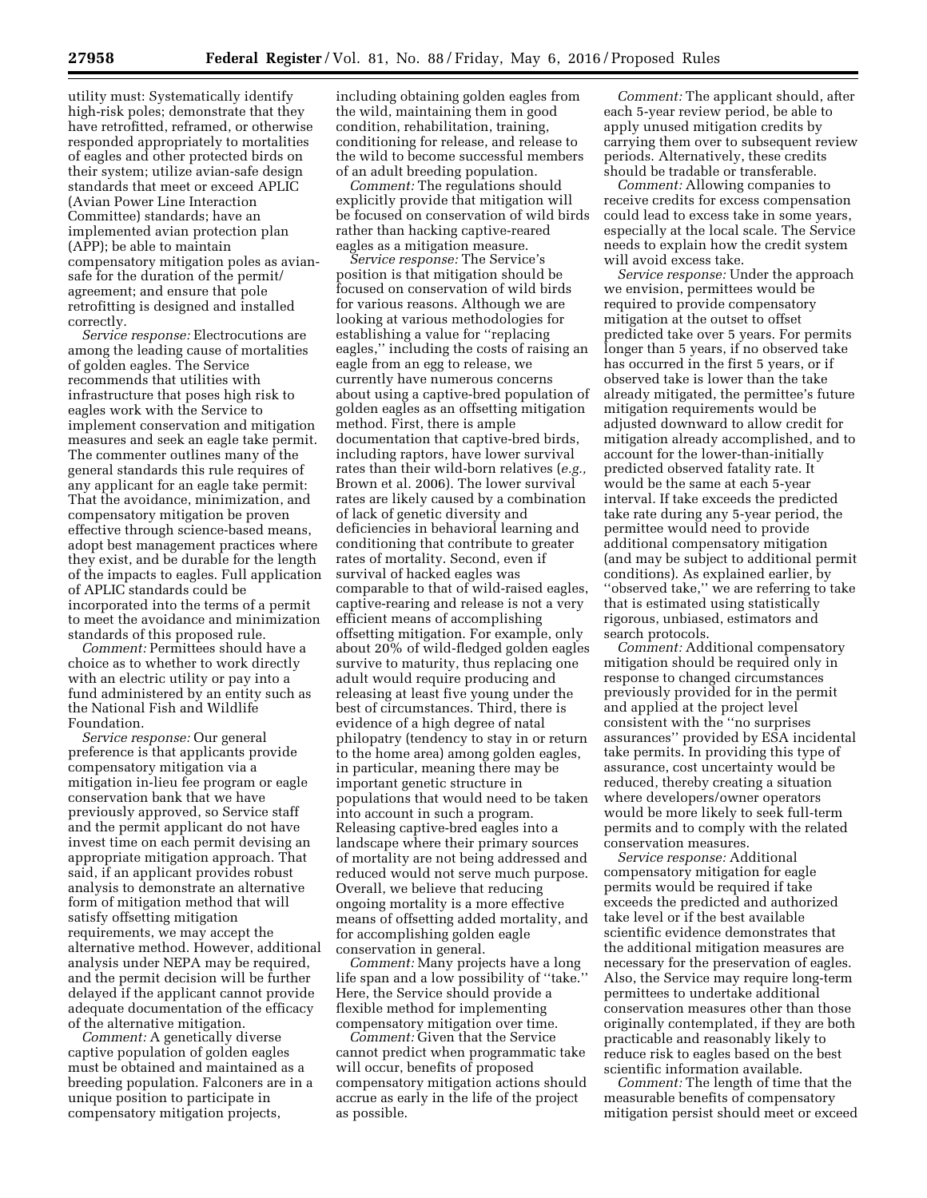utility must: Systematically identify high-risk poles; demonstrate that they have retrofitted, reframed, or otherwise responded appropriately to mortalities of eagles and other protected birds on their system; utilize avian-safe design standards that meet or exceed APLIC (Avian Power Line Interaction Committee) standards; have an implemented avian protection plan (APP); be able to maintain compensatory mitigation poles as avian-safe for the duration of the permit/agreement; and ensure that pole retrofitting is designed and installed correctly.

*Service response:* Electrocutions are among the leading cause of mortalities of golden eagles. The Service recommends that utilities with infrastructure that poses high risk to eagles work with the Service to implement conservation and mitigation measures and seek an eagle take permit. The commenter outlines many of the general standards this rule requires of any applicant for an eagle take permit: That the avoidance, minimization, and compensatory mitigation be proven effective through science-based means, adopt best management practices where they exist, and be durable for the length of the impacts to eagles. Full application of APLIC standards could be incorporated into the terms of a permit to meet the avoidance and minimization standards of this proposed rule.

*Comment:* Permittees should have a choice as to whether to work directly with an electric utility or pay into a fund administered by an entity such as the National Fish and Wildlife Foundation.

*Service response:* Our general preference is that applicants provide compensatory mitigation via a mitigation in-lieu fee program or eagle conservation bank that we have previously approved, so Service staff and the permit applicant do not have invest time on each permit devising an appropriate mitigation approach. That said, if an applicant provides robust analysis to demonstrate an alternative form of mitigation method that will satisfy offsetting mitigation requirements, we may accept the alternative method. However, additional analysis under NEPA may be required, and the permit decision will be further delayed if the applicant cannot provide adequate documentation of the efficacy of the alternative mitigation.

*Comment:* A genetically diverse captive population of golden eagles must be obtained and maintained as a breeding population. Falconers are in a unique position to participate in compensatory mitigation projects, including obtaining golden eagles from the wild, maintaining them in good condition, rehabilitation, training, conditioning for release, and release to the wild to become successful members of an adult breeding population.

*Comment:* The regulations should explicitly provide that mitigation will be focused on conservation of wild birds rather than hacking captive-reared eagles as a mitigation measure.

*Service response:* The Service's position is that mitigation should be focused on conservation of wild birds for various reasons. Although we are looking at various methodologies for establishing a value for "replacing eagles," including the costs of raising an eagle from an egg to release, we currently have numerous concerns about using a captive-bred population of golden eagles as an offsetting mitigation method. First, there is ample documentation that captive-bred birds, including raptors, have lower survival rates than their wild-born relatives (*e.g.,* Brown et al. 2006). The lower survival rates are likely caused by a combination of lack of genetic diversity and deficiencies in behavioral learning and conditioning that contribute to greater rates of mortality. Second, even if survival of hacked eagles was comparable to that of wild-raised eagles, captive-rearing and release is not a very efficient means of accomplishing offsetting mitigation. For example, only about 20% of wild-fledged golden eagles survive to maturity, thus replacing one adult would require producing and releasing at least five young under the best of circumstances. Third, there is evidence of a high degree of natal philopatry (tendency to stay in or return to the home area) among golden eagles, in particular, meaning there may be important genetic structure in populations that would need to be taken into account in such a program. Releasing captive-bred eagles into a landscape where their primary sources of mortality are not being addressed and reduced would not serve much purpose. Overall, we believe that reducing ongoing mortality is a more effective means of offsetting added mortality, and for accomplishing golden eagle conservation in general.

*Comment:* Many projects have a long life span and a low possibility of "take." Here, the Service should provide a flexible method for implementing compensatory mitigation over time.

*Comment:* Given that the Service cannot predict when programmatic take will occur, benefits of proposed compensatory mitigation actions should accrue as early in the life of the project as possible.

*Comment:* The applicant should, after each 5-year review period, be able to apply unused mitigation credits by carrying them over to subsequent review periods. Alternatively, these credits should be tradable or transferable.

*Comment:* Allowing companies to receive credits for excess compensation could lead to excess take in some years, especially at the local scale. The Service needs to explain how the credit system will avoid excess take.

*Service response:* Under the approach we envision, permittees would be required to provide compensatory mitigation at the outset to offset predicted take over 5 years. For permits longer than 5 years, if no observed take has occurred in the first 5 years, or if observed take is lower than the take already mitigated, the permittee's future mitigation requirements would be adjusted downward to allow credit for mitigation already accomplished, and to account for the lower-than-initially predicted observed fatality rate. It would be the same at each 5-year interval. If take exceeds the predicted take rate during any 5-year period, the permittee would need to provide additional compensatory mitigation (and may be subject to additional permit conditions). As explained earlier, by "observed take," we are referring to take that is estimated using statistically rigorous, unbiased, estimators and search protocols.

*Comment:* Additional compensatory mitigation should be required only in response to changed circumstances previously provided for in the permit and applied at the project level consistent with the "no surprises assurances" provided by ESA incidental take permits. In providing this type of assurance, cost uncertainty would be reduced, thereby creating a situation where developers/owner operators would be more likely to seek full-term permits and to comply with the related conservation measures.

*Service response:* Additional compensatory mitigation for eagle permits would be required if take exceeds the predicted and authorized take level or if the best available scientific evidence demonstrates that the additional mitigation measures are necessary for the preservation of eagles. Also, the Service may require long-term permittees to undertake additional conservation measures other than those originally contemplated, if they are both practicable and reasonably likely to reduce risk to eagles based on the best scientific information available.

*Comment:* The length of time that the measurable benefits of compensatory mitigation persist should meet or exceed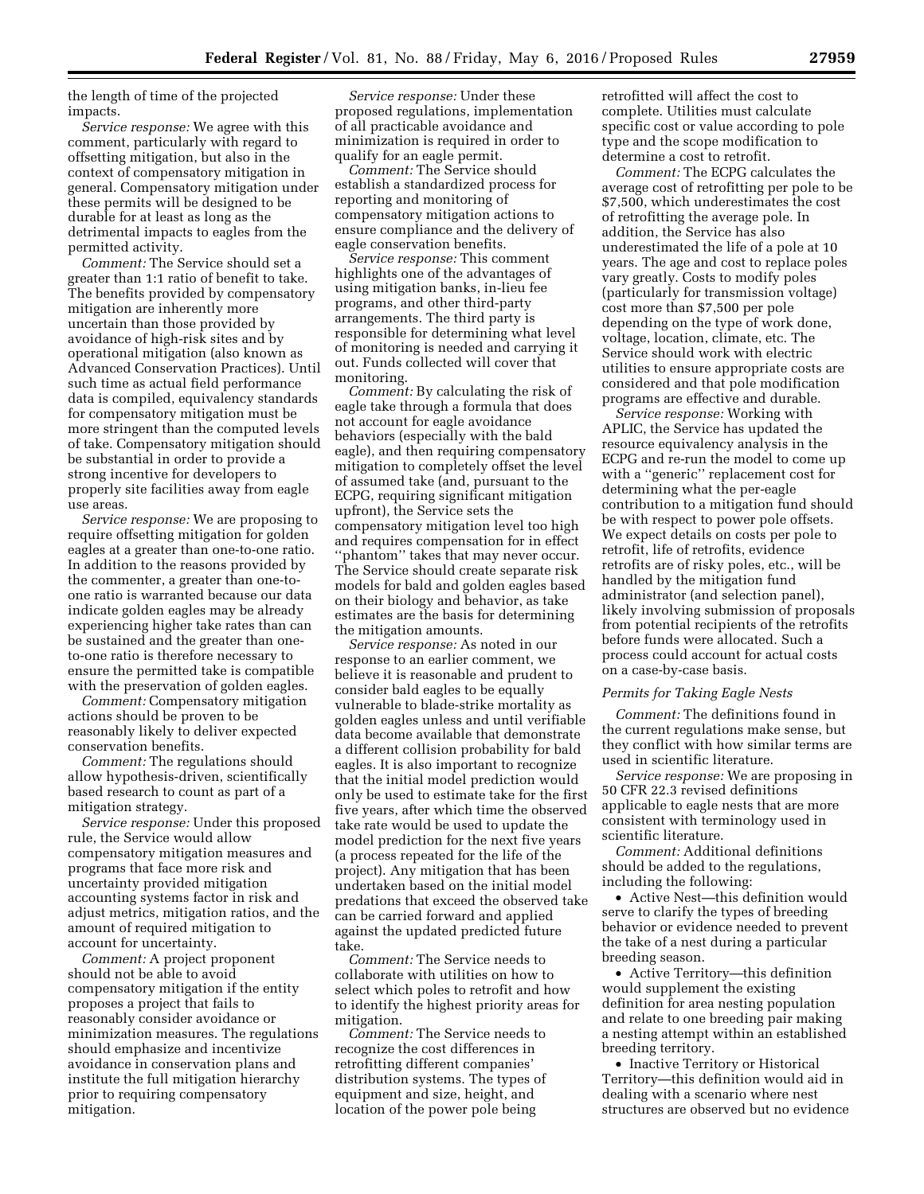the length of time of the projected impacts.

*Service response:* We agree with this comment, particularly with regard to offsetting mitigation, but also in the context of compensatory mitigation in general. Compensatory mitigation under these permits will be designed to be durable for at least as long as the detrimental impacts to eagles from the permitted activity.

*Comment:* The Service should set a greater than 1:1 ratio of benefit to take. The benefits provided by compensatory mitigation are inherently more uncertain than those provided by avoidance of high-risk sites and by operational mitigation (also known as Advanced Conservation Practices). Until such time as actual field performance data is compiled, equivalency standards for compensatory mitigation must be more stringent than the computed levels of take. Compensatory mitigation should be substantial in order to provide a strong incentive for developers to properly site facilities away from eagle use areas.

*Service response:* We are proposing to require offsetting mitigation for golden eagles at a greater than one-to-one ratio. In addition to the reasons provided by the commenter, a greater than one-to-one ratio is warranted because our data indicate golden eagles may be already experiencing higher take rates than can be sustained and the greater than one-to-one ratio is therefore necessary to ensure the permitted take is compatible with the preservation of golden eagles.

*Comment:* Compensatory mitigation actions should be proven to be reasonably likely to deliver expected conservation benefits.

*Comment:* The regulations should allow hypothesis-driven, scientifically based research to count as part of a mitigation strategy.

*Service response:* Under this proposed rule, the Service would allow compensatory mitigation measures and programs that face more risk and uncertainty provided mitigation accounting systems factor in risk and adjust metrics, mitigation ratios, and the amount of required mitigation to account for uncertainty.

*Comment:* A project proponent should not be able to avoid compensatory mitigation if the entity proposes a project that fails to reasonably consider avoidance or minimization measures. The regulations should emphasize and incentivize avoidance in conservation plans and institute the full mitigation hierarchy prior to requiring compensatory mitigation.

*Service response:* Under these proposed regulations, implementation of all practicable avoidance and minimization is required in order to qualify for an eagle permit.

*Comment:* The Service should establish a standardized process for reporting and monitoring of compensatory mitigation actions to ensure compliance and the delivery of eagle conservation benefits.

*Service response:* This comment highlights one of the advantages of using mitigation banks, in-lieu fee programs, and other third-party arrangements. The third party is responsible for determining what level of monitoring is needed and carrying it out. Funds collected will cover that monitoring.

*Comment:* By calculating the risk of eagle take through a formula that does not account for eagle avoidance behaviors (especially with the bald eagle), and then requiring compensatory mitigation to completely offset the level of assumed take (and, pursuant to the ECPG, requiring significant mitigation upfront), the Service sets the compensatory mitigation level too high and requires compensation for in effect ''phantom'' takes that may never occur. The Service should create separate risk models for bald and golden eagles based on their biology and behavior, as take estimates are the basis for determining the mitigation amounts.

*Service response:* As noted in our response to an earlier comment, we believe it is reasonable and prudent to consider bald eagles to be equally vulnerable to blade-strike mortality as golden eagles unless and until verifiable data become available that demonstrate a different collision probability for bald eagles. It is also important to recognize that the initial model prediction would only be used to estimate take for the first five years, after which time the observed take rate would be used to update the model prediction for the next five years (a process repeated for the life of the project). Any mitigation that has been undertaken based on the initial model predations that exceed the observed take can be carried forward and applied against the updated predicted future take.

*Comment:* The Service needs to collaborate with utilities on how to select which poles to retrofit and how to identify the highest priority areas for mitigation.

*Comment:* The Service needs to recognize the cost differences in retrofitting different companies' distribution systems. The types of equipment and size, height, and location of the power pole being retrofitted will affect the cost to complete. Utilities must calculate specific cost or value according to pole type and the scope modification to determine a cost to retrofit.

*Comment:* The ECPG calculates the average cost of retrofitting per pole to be $7,500, which underestimates the cost of retrofitting the average pole. In addition, the Service has also underestimated the life of a pole at 10 years. The age and cost to replace poles vary greatly. Costs to modify poles (particularly for transmission voltage) cost more than $7,500 per pole depending on the type of work done, voltage, location, climate, etc. The Service should work with electric utilities to ensure appropriate costs are considered and that pole modification programs are effective and durable.

*Service response:* Working with APLIC, the Service has updated the resource equivalency analysis in the ECPG and re-run the model to come up with a ''generic'' replacement cost for determining what the per-eagle contribution to a mitigation fund should be with respect to power pole offsets. We expect details on costs per pole to retrofit, life of retrofits, evidence retrofits are of risky poles, etc., will be handled by the mitigation fund administrator (and selection panel), likely involving submission of proposals from potential recipients of the retrofits before funds were allocated. Such a process could account for actual costs on a case-by-case basis.

*Permits for Taking Eagle Nests*

*Comment:* The definitions found in the current regulations make sense, but they conflict with how similar terms are used in scientific literature.

*Service response:* We are proposing in 50 CFR 22.3 revised definitions applicable to eagle nests that are more consistent with terminology used in scientific literature.

*Comment:* Additional definitions should be added to the regulations, including the following:

- Active Nest—this definition would serve to clarify the types of breeding behavior or evidence needed to prevent the take of a nest during a particular breeding season.
- Active Territory—this definition would supplement the existing definition for area nesting population and relate to one breeding pair making a nesting attempt within an established breeding territory.
- Inactive Territory or Historical Territory—this definition would aid in dealing with a scenario where nest structures are observed but no evidence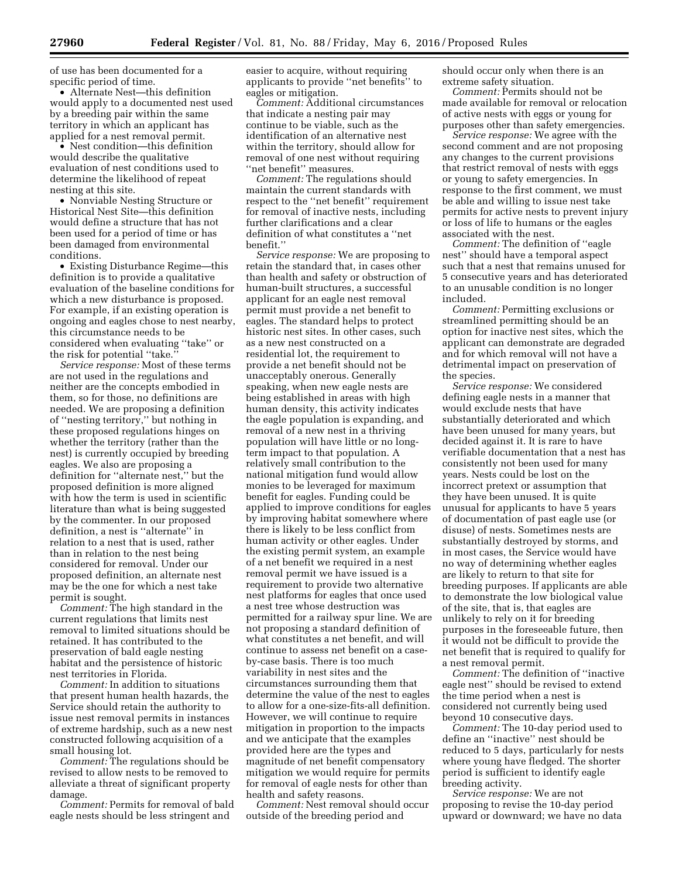of use has been documented for a specific period of time.

- Alternate Nest—this definition would apply to a documented nest used by a breeding pair within the same territory in which an applicant has applied for a nest removal permit.
- Nest condition—this definition would describe the qualitative evaluation of nest conditions used to determine the likelihood of repeat nesting at this site.
- Nonviable Nesting Structure or Historical Nest Site—this definition would define a structure that has not been used for a period of time or has been damaged from environmental conditions.
- Existing Disturbance Regime—this definition is to provide a qualitative evaluation of the baseline conditions for which a new disturbance is proposed. For example, if an existing operation is ongoing and eagles chose to nest nearby, this circumstance needs to be considered when evaluating ''take'' or the risk for potential ''take.''

*Service response:* Most of these terms are not used in the regulations and neither are the concepts embodied in them, so for those, no definitions are needed. We are proposing a definition of ''nesting territory,'' but nothing in these proposed regulations hinges on whether the territory (rather than the nest) is currently occupied by breeding eagles. We also are proposing a definition for ''alternate nest,'' but the proposed definition is more aligned with how the term is used in scientific literature than what is being suggested by the commenter. In our proposed definition, a nest is ''alternate'' in relation to a nest that is used, rather than in relation to the nest being considered for removal. Under our proposed definition, an alternate nest may be the one for which a nest take permit is sought.

*Comment:* The high standard in the current regulations that limits nest removal to limited situations should be retained. It has contributed to the preservation of bald eagle nesting habitat and the persistence of historic nest territories in Florida.

*Comment:* In addition to situations that present human health hazards, the Service should retain the authority to issue nest removal permits in instances of extreme hardship, such as a new nest constructed following acquisition of a small housing lot.

*Comment:* The regulations should be revised to allow nests to be removed to alleviate a threat of significant property damage.

*Comment:* Permits for removal of bald eagle nests should be less stringent and easier to acquire, without requiring applicants to provide ''net benefits'' to eagles or mitigation.

*Comment:* Additional circumstances that indicate a nesting pair may continue to be viable, such as the identification of an alternative nest within the territory, should allow for removal of one nest without requiring ''net benefit'' measures.

*Comment:* The regulations should maintain the current standards with respect to the ''net benefit'' requirement for removal of inactive nests, including further clarifications and a clear definition of what constitutes a ''net benefit.''

*Service response:* We are proposing to retain the standard that, in cases other than health and safety or obstruction of human-built structures, a successful applicant for an eagle nest removal permit must provide a net benefit to eagles. The standard helps to protect historic nest sites. In other cases, such as a new nest constructed on a residential lot, the requirement to provide a net benefit should not be unacceptably onerous. Generally speaking, when new eagle nests are being established in areas with high human density, this activity indicates the eagle population is expanding, and removal of a new nest in a thriving population will have little or no long-term impact to that population. A relatively small contribution to the national mitigation fund would allow monies to be leveraged for maximum benefit for eagles. Funding could be applied to improve conditions for eagles by improving habitat somewhere where there is likely to be less conflict from human activity or other eagles. Under the existing permit system, an example of a net benefit we required in a nest removal permit we have issued is a requirement to provide two alternative nest platforms for eagles that once used a nest tree whose destruction was permitted for a railway spur line. We are not proposing a standard definition of what constitutes a net benefit, and will continue to assess net benefit on a case-by-case basis. There is too much variability in nest sites and the circumstances surrounding them that determine the value of the nest to eagles to allow for a one-size-fits-all definition. However, we will continue to require mitigation in proportion to the impacts and we anticipate that the examples provided here are the types and magnitude of net benefit compensatory mitigation we would require for permits for removal of eagle nests for other than health and safety reasons.

*Comment:* Nest removal should occur outside of the breeding period and should occur only when there is an extreme safety situation.

*Comment:* Permits should not be made available for removal or relocation of active nests with eggs or young for purposes other than safety emergencies.

*Service response:* We agree with the second comment and are not proposing any changes to the current provisions that restrict removal of nests with eggs or young to safety emergencies. In response to the first comment, we must be able and willing to issue nest take permits for active nests to prevent injury or loss of life to humans or the eagles associated with the nest.

*Comment:* The definition of ''eagle nest'' should have a temporal aspect such that a nest that remains unused for 5 consecutive years and has deteriorated to an unusable condition is no longer included.

*Comment:* Permitting exclusions or streamlined permitting should be an option for inactive nest sites, which the applicant can demonstrate are degraded and for which removal will not have a detrimental impact on preservation of the species.

*Service response:* We considered defining eagle nests in a manner that would exclude nests that have substantially deteriorated and which have been unused for many years, but decided against it. It is rare to have verifiable documentation that a nest has consistently not been used for many years. Nests could be lost on the incorrect pretext or assumption that they have been unused. It is quite unusual for applicants to have 5 years of documentation of past eagle use (or disuse) of nests. Sometimes nests are substantially destroyed by storms, and in most cases, the Service would have no way of determining whether eagles are likely to return to that site for breeding purposes. If applicants are able to demonstrate the low biological value of the site, that is, that eagles are unlikely to rely on it for breeding purposes in the foreseeable future, then it would not be difficult to provide the net benefit that is required to qualify for a nest removal permit.

*Comment:* The definition of ''inactive eagle nest'' should be revised to extend the time period when a nest is considered not currently being used beyond 10 consecutive days.

*Comment:* The 10-day period used to define an ''inactive'' nest should be reduced to 5 days, particularly for nests where young have fledged. The shorter period is sufficient to identify eagle breeding activity.

*Service response:* We are not proposing to revise the 10-day period upward or downward; we have no data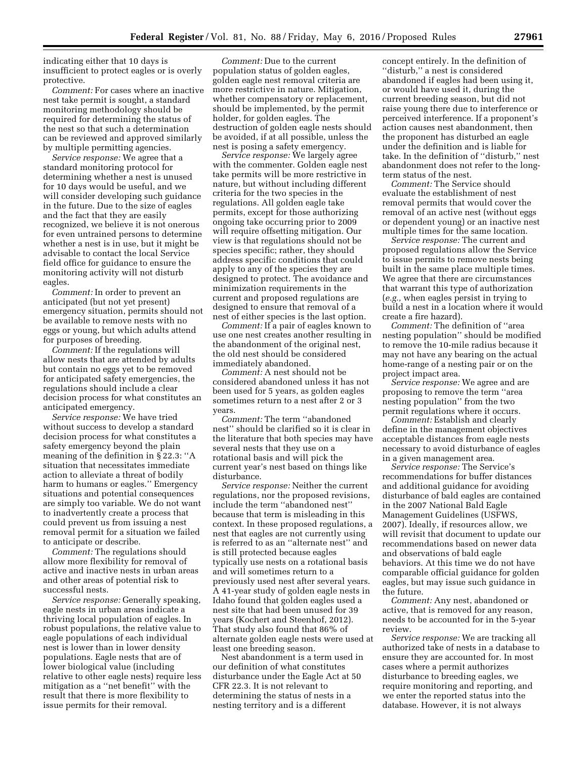indicating either that 10 days is insufficient to protect eagles or is overly protective.

*Comment:* For cases where an inactive nest take permit is sought, a standard monitoring methodology should be required for determining the status of the nest so that such a determination can be reviewed and approved similarly by multiple permitting agencies.

*Service response:* We agree that a standard monitoring protocol for determining whether a nest is unused for 10 days would be useful, and we will consider developing such guidance in the future. Due to the size of eagles and the fact that they are easily recognized, we believe it is not onerous for even untrained persons to determine whether a nest is in use, but it might be advisable to contact the local Service field office for guidance to ensure the monitoring activity will not disturb eagles.

*Comment:* In order to prevent an anticipated (but not yet present) emergency situation, permits should not be available to remove nests with no eggs or young, but which adults attend for purposes of breeding.

*Comment:* If the regulations will allow nests that are attended by adults but contain no eggs yet to be removed for anticipated safety emergencies, the regulations should include a clear decision process for what constitutes an anticipated emergency.

*Service response:* We have tried without success to develop a standard decision process for what constitutes a safety emergency beyond the plain meaning of the definition in § 22.3: ''A situation that necessitates immediate action to alleviate a threat of bodily harm to humans or eagles.'' Emergency situations and potential consequences are simply too variable. We do not want to inadvertently create a process that could prevent us from issuing a nest removal permit for a situation we failed to anticipate or describe.

*Comment:* The regulations should allow more flexibility for removal of active and inactive nests in urban areas and other areas of potential risk to successful nests.

*Service response:* Generally speaking, eagle nests in urban areas indicate a thriving local population of eagles. In robust populations, the relative value to eagle populations of each individual nest is lower than in lower density populations. Eagle nests that are of lower biological value (including relative to other eagle nests) require less mitigation as a ''net benefit'' with the result that there is more flexibility to issue permits for their removal.

*Comment:* Due to the current population status of golden eagles, golden eagle nest removal criteria are more restrictive in nature. Mitigation, whether compensatory or replacement, should be implemented, by the permit holder, for golden eagles. The destruction of golden eagle nests should be avoided, if at all possible, unless the nest is posing a safety emergency.

*Service response:* We largely agree with the commenter. Golden eagle nest take permits will be more restrictive in nature, but without including different criteria for the two species in the regulations. All golden eagle take permits, except for those authorizing ongoing take occurring prior to 2009 will require offsetting mitigation. Our view is that regulations should not be species specific; rather, they should address specific conditions that could apply to any of the species they are designed to protect. The avoidance and minimization requirements in the current and proposed regulations are designed to ensure that removal of a nest of either species is the last option.

*Comment:* If a pair of eagles known to use one nest creates another resulting in the abandonment of the original nest, the old nest should be considered immediately abandoned.

*Comment:* A nest should not be considered abandoned unless it has not been used for 5 years, as golden eagles sometimes return to a nest after 2 or 3 years.

*Comment:* The term ''abandoned nest'' should be clarified so it is clear in the literature that both species may have several nests that they use on a rotational basis and will pick the current year's nest based on things like disturbance.

*Service response:* Neither the current regulations, nor the proposed revisions, include the term ''abandoned nest'' because that term is misleading in this context. In these proposed regulations, a nest that eagles are not currently using is referred to as an ''alternate nest'' and is still protected because eagles typically use nests on a rotational basis and will sometimes return to a previously used nest after several years. A 41-year study of golden eagle nests in Idaho found that golden eagles used a nest site that had been unused for 39 years (Kochert and Steenhof, 2012). That study also found that 86% of alternate golden eagle nests were used at least one breeding season.

Nest abandonment is a term used in our definition of what constitutes disturbance under the Eagle Act at 50 CFR 22.3. It is not relevant to determining the status of nests in a nesting territory and is a different concept entirely. In the definition of ''disturb,'' a nest is considered abandoned if eagles had been using it, or would have used it, during the current breeding season, but did not raise young there due to interference or perceived interference. If a proponent's action causes nest abandonment, then the proponent has disturbed an eagle under the definition and is liable for take. In the definition of ''disturb,'' nest abandonment does not refer to the long-term status of the nest.

*Comment:* The Service should evaluate the establishment of nest removal permits that would cover the removal of an active nest (without eggs or dependent young) or an inactive nest multiple times for the same location.

*Service response:* The current and proposed regulations allow the Service to issue permits to remove nests being built in the same place multiple times. We agree that there are circumstances that warrant this type of authorization (*e.g.,* when eagles persist in trying to build a nest in a location where it would create a fire hazard).

*Comment:* The definition of ''area nesting population'' should be modified to remove the 10-mile radius because it may not have any bearing on the actual home-range of a nesting pair or on the project impact area.

*Service response:* We agree and are proposing to remove the term ''area nesting population'' from the two permit regulations where it occurs.

*Comment:* Establish and clearly define in the management objectives acceptable distances from eagle nests necessary to avoid disturbance of eagles in a given management area.

*Service response:* The Service's recommendations for buffer distances and additional guidance for avoiding disturbance of bald eagles are contained in the 2007 National Bald Eagle Management Guidelines (USFWS, 2007). Ideally, if resources allow, we will revisit that document to update our recommendations based on newer data and observations of bald eagle behaviors. At this time we do not have comparable official guidance for golden eagles, but may issue such guidance in the future.

*Comment:* Any nest, abandoned or active, that is removed for any reason, needs to be accounted for in the 5-year review.

*Service response:* We are tracking all authorized take of nests in a database to ensure they are accounted for. In most cases where a permit authorizes disturbance to breeding eagles, we require monitoring and reporting, and we enter the reported status into the database. However, it is not always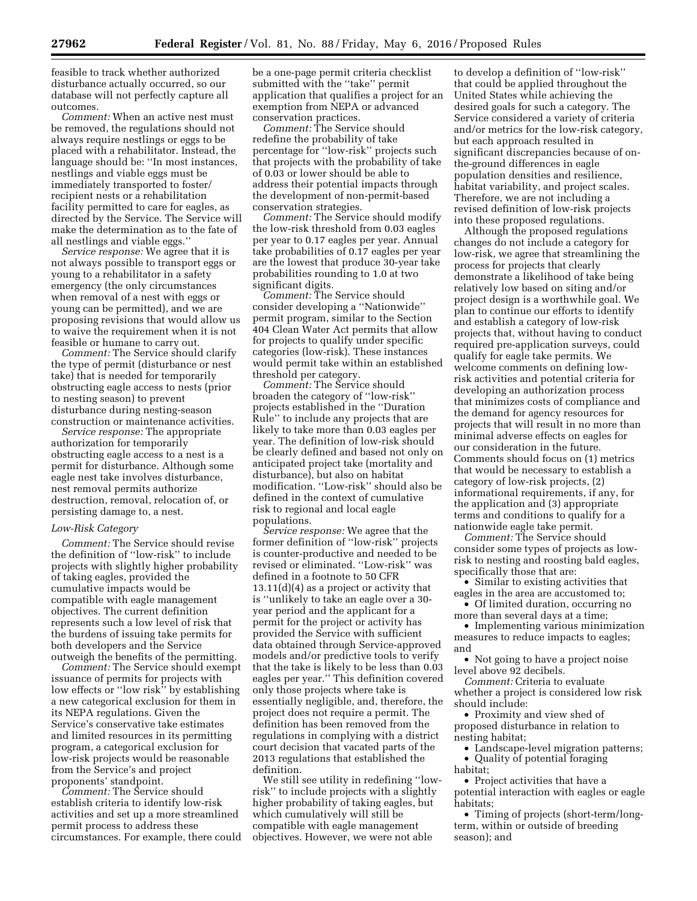feasible to track whether authorized disturbance actually occurred, so our database will not perfectly capture all outcomes.

*Comment:* When an active nest must be removed, the regulations should not always require nestlings or eggs to be placed with a rehabilitator. Instead, the language should be: ''In most instances, nestlings and viable eggs must be immediately transported to foster/recipient nests or a rehabilitation facility permitted to care for eagles, as directed by the Service. The Service will make the determination as to the fate of all nestlings and viable eggs.''

*Service response:* We agree that it is not always possible to transport eggs or young to a rehabilitator in a safety emergency (the only circumstances when removal of a nest with eggs or young can be permitted), and we are proposing revisions that would allow us to waive the requirement when it is not feasible or humane to carry out.

*Comment:* The Service should clarify the type of permit (disturbance or nest take) that is needed for temporarily obstructing eagle access to nests (prior to nesting season) to prevent disturbance during nesting-season construction or maintenance activities.

*Service response:* The appropriate authorization for temporarily obstructing eagle access to a nest is a permit for disturbance. Although some eagle nest take involves disturbance, nest removal permits authorize destruction, removal, relocation of, or persisting damage to, a nest.

*Low-Risk Category*

*Comment:* The Service should revise the definition of ''low-risk'' to include projects with slightly higher probability of taking eagles, provided the cumulative impacts would be compatible with eagle management objectives. The current definition represents such a low level of risk that the burdens of issuing take permits for both developers and the Service outweigh the benefits of the permitting.

*Comment:* The Service should exempt issuance of permits for projects with low effects or ''low risk'' by establishing a new categorical exclusion for them in its NEPA regulations. Given the Service's conservative take estimates and limited resources in its permitting program, a categorical exclusion for low-risk projects would be reasonable from the Service's and project proponents' standpoint.

*Comment:* The Service should establish criteria to identify low-risk activities and set up a more streamlined permit process to address these circumstances. For example, there could be a one-page permit criteria checklist submitted with the ''take'' permit application that qualifies a project for an exemption from NEPA or advanced conservation practices.

*Comment:* The Service should redefine the probability of take percentage for ''low-risk'' projects such that projects with the probability of take of 0.03 or lower should be able to address their potential impacts through the development of non-permit-based conservation strategies.

*Comment:* The Service should modify the low-risk threshold from 0.03 eagles per year to 0.17 eagles per year. Annual take probabilities of 0.17 eagles per year are the lowest that produce 30-year take probabilities rounding to 1.0 at two significant digits.

*Comment:* The Service should consider developing a ''Nationwide'' permit program, similar to the Section 404 Clean Water Act permits that allow for projects to qualify under specific categories (low-risk). These instances would permit take within an established threshold per category.

*Comment:* The Service should broaden the category of ''low-risk'' projects established in the ''Duration Rule'' to include any projects that are likely to take more than 0.03 eagles per year. The definition of low-risk should be clearly defined and based not only on anticipated project take (mortality and disturbance), but also on habitat modification. ''Low-risk'' should also be defined in the context of cumulative risk to regional and local eagle populations.

*Service response:* We agree that the former definition of ''low-risk'' projects is counter-productive and needed to be revised or eliminated. ''Low-risk'' was defined in a footnote to 50 CFR 13.11(d)(4) as a project or activity that is ''unlikely to take an eagle over a 30-year period and the applicant for a permit for the project or activity has provided the Service with sufficient data obtained through Service-approved models and/or predictive tools to verify that the take is likely to be less than 0.03 eagles per year.'' This definition covered only those projects where take is essentially negligible, and, therefore, the project does not require a permit. The definition has been removed from the regulations in complying with a district court decision that vacated parts of the 2013 regulations that established the definition.

We still see utility in redefining ''low-risk'' to include projects with a slightly higher probability of taking eagles, but which cumulatively will still be compatible with eagle management objectives. However, we were not able to develop a definition of ''low-risk'' that could be applied throughout the United States while achieving the desired goals for such a category. The Service considered a variety of criteria and/or metrics for the low-risk category, but each approach resulted in significant discrepancies because of on-the-ground differences in eagle population densities and resilience, habitat variability, and project scales. Therefore, we are not including a revised definition of low-risk projects into these proposed regulations.

Although the proposed regulations changes do not include a category for low-risk, we agree that streamlining the process for projects that clearly demonstrate a likelihood of take being relatively low based on siting and/or project design is a worthwhile goal. We plan to continue our efforts to identify and establish a category of low-risk projects that, without having to conduct required pre-application surveys, could qualify for eagle take permits. We welcome comments on defining low-risk activities and potential criteria for developing an authorization process that minimizes costs of compliance and the demand for agency resources for projects that will result in no more than minimal adverse effects on eagles for our consideration in the future. Comments should focus on (1) metrics that would be necessary to establish a category of low-risk projects, (2) informational requirements, if any, for the application and (3) appropriate terms and conditions to qualify for a nationwide eagle take permit.

*Comment:* The Service should consider some types of projects as low-risk to nesting and roosting bald eagles, specifically those that are:

- Similar to existing activities that eagles in the area are accustomed to;
- Of limited duration, occurring no more than several days at a time;
- Implementing various minimization measures to reduce impacts to eagles; and
- Not going to have a project noise level above 92 decibels.

*Comment:* Criteria to evaluate whether a project is considered low risk should include:

- Proximity and view shed of proposed disturbance in relation to nesting habitat;
- Landscape-level migration patterns;
- Quality of potential foraging habitat;
- Project activities that have a potential interaction with eagles or eagle habitats;
- Timing of projects (short-term/long-term, within or outside of breeding season); and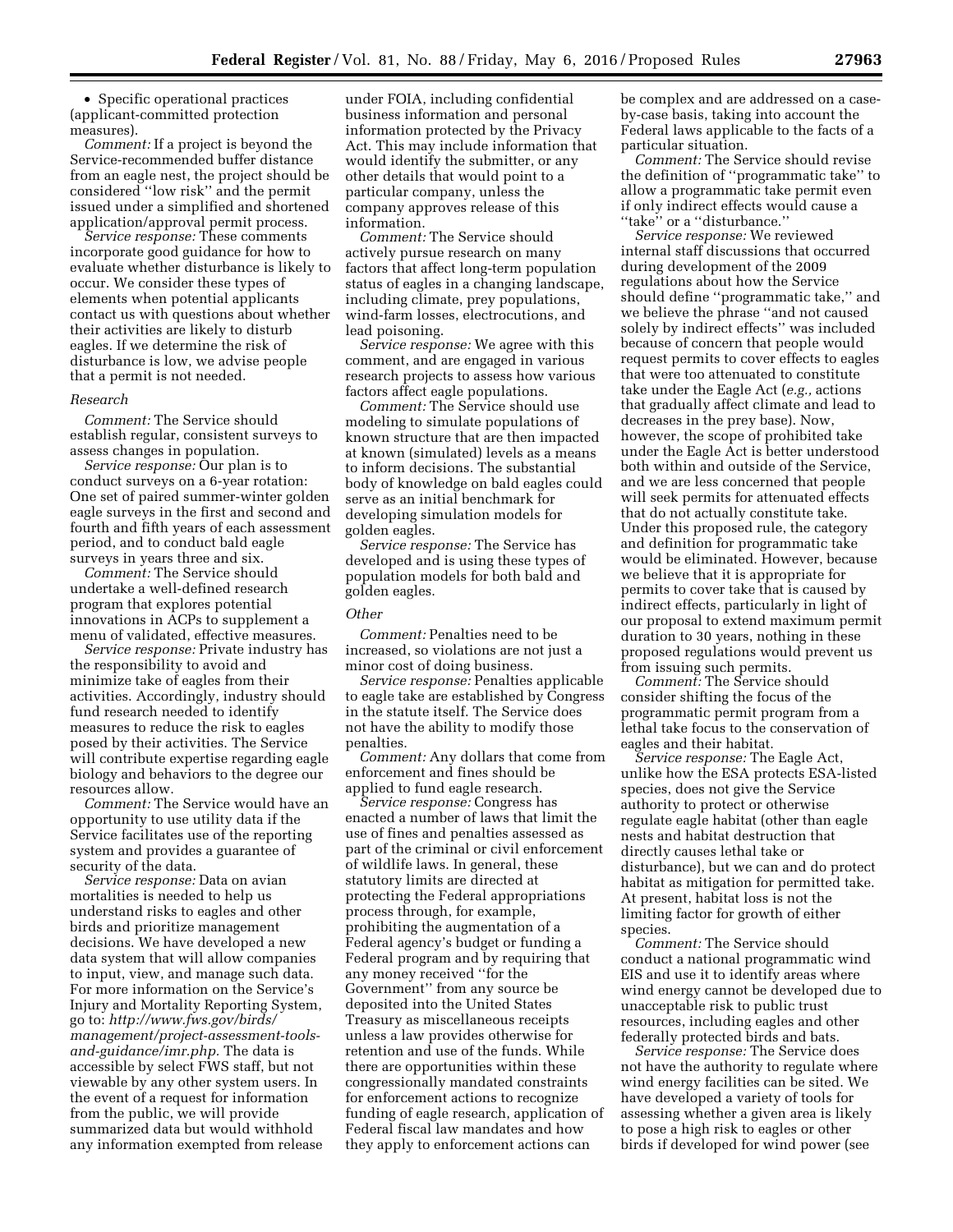- Specific operational practices (applicant-committed protection measures).

*Comment:* If a project is beyond the Service-recommended buffer distance from an eagle nest, the project should be considered ''low risk'' and the permit issued under a simplified and shortened application/approval permit process.

*Service response:* These comments incorporate good guidance for how to evaluate whether disturbance is likely to occur. We consider these types of elements when potential applicants contact us with questions about whether their activities are likely to disturb eagles. If we determine the risk of disturbance is low, we advise people that a permit is not needed.

*Research*

*Comment:* The Service should establish regular, consistent surveys to assess changes in population.

*Service response:* Our plan is to conduct surveys on a 6-year rotation: One set of paired summer-winter golden eagle surveys in the first and second and fourth and fifth years of each assessment period, and to conduct bald eagle surveys in years three and six.

*Comment:* The Service should undertake a well-defined research program that explores potential innovations in ACPs to supplement a menu of validated, effective measures.

*Service response:* Private industry has the responsibility to avoid and minimize take of eagles from their activities. Accordingly, industry should fund research needed to identify measures to reduce the risk to eagles posed by their activities. The Service will contribute expertise regarding eagle biology and behaviors to the degree our resources allow.

*Comment:* The Service would have an opportunity to use utility data if the Service facilitates use of the reporting system and provides a guarantee of security of the data.

*Service response:* Data on avian mortalities is needed to help us understand risks to eagles and other birds and prioritize management decisions. We have developed a new data system that will allow companies to input, view, and manage such data. For more information on the Service's Injury and Mortality Reporting System, go to: *http://www.fws.gov/birds/management/project-assessment-tools-and-guidance/imr.php.* The data is accessible by select FWS staff, but not viewable by any other system users. In the event of a request for information from the public, we will provide summarized data but would withhold any information exempted from release under FOIA, including confidential business information and personal information protected by the Privacy Act. This may include information that would identify the submitter, or any other details that would point to a particular company, unless the company approves release of this information.

*Comment:* The Service should actively pursue research on many factors that affect long-term population status of eagles in a changing landscape, including climate, prey populations, wind-farm losses, electrocutions, and lead poisoning.

*Service response:* We agree with this comment, and are engaged in various research projects to assess how various factors affect eagle populations.

*Comment:* The Service should use modeling to simulate populations of known structure that are then impacted at known (simulated) levels as a means to inform decisions. The substantial body of knowledge on bald eagles could serve as an initial benchmark for developing simulation models for golden eagles.

*Service response:* The Service has developed and is using these types of population models for both bald and golden eagles.

*Other*

*Comment:* Penalties need to be increased, so violations are not just a minor cost of doing business.

*Service response:* Penalties applicable to eagle take are established by Congress in the statute itself. The Service does not have the ability to modify those penalties.

*Comment:* Any dollars that come from enforcement and fines should be applied to fund eagle research.

*Service response:* Congress has enacted a number of laws that limit the use of fines and penalties assessed as part of the criminal or civil enforcement of wildlife laws. In general, these statutory limits are directed at protecting the Federal appropriations process through, for example, prohibiting the augmentation of a Federal agency's budget or funding a Federal program and by requiring that any money received ''for the Government'' from any source be deposited into the United States Treasury as miscellaneous receipts unless a law provides otherwise for retention and use of the funds. While there are opportunities within these congressionally mandated constraints for enforcement actions to recognize funding of eagle research, application of Federal fiscal law mandates and how they apply to enforcement actions can be complex and are addressed on a case-by-case basis, taking into account the Federal laws applicable to the facts of a particular situation.

*Comment:* The Service should revise the definition of ''programmatic take'' to allow a programmatic take permit even if only indirect effects would cause a ''take'' or a ''disturbance.''

*Service response:* We reviewed internal staff discussions that occurred during development of the 2009 regulations about how the Service should define ''programmatic take,'' and we believe the phrase ''and not caused solely by indirect effects'' was included because of concern that people would request permits to cover effects to eagles that were too attenuated to constitute take under the Eagle Act (*e.g.,* actions that gradually affect climate and lead to decreases in the prey base). Now, however, the scope of prohibited take under the Eagle Act is better understood both within and outside of the Service, and we are less concerned that people will seek permits for attenuated effects that do not actually constitute take. Under this proposed rule, the category and definition for programmatic take would be eliminated. However, because we believe that it is appropriate for permits to cover take that is caused by indirect effects, particularly in light of our proposal to extend maximum permit duration to 30 years, nothing in these proposed regulations would prevent us from issuing such permits.

*Comment:* The Service should consider shifting the focus of the programmatic permit program from a lethal take focus to the conservation of eagles and their habitat.

*Service response:* The Eagle Act, unlike how the ESA protects ESA-listed species, does not give the Service authority to protect or otherwise regulate eagle habitat (other than eagle nests and habitat destruction that directly causes lethal take or disturbance), but we can and do protect habitat as mitigation for permitted take. At present, habitat loss is not the limiting factor for growth of either species.

*Comment:* The Service should conduct a national programmatic wind EIS and use it to identify areas where wind energy cannot be developed due to unacceptable risk to public trust resources, including eagles and other federally protected birds and bats.

*Service response:* The Service does not have the authority to regulate where wind energy facilities can be sited. We have developed a variety of tools for assessing whether a given area is likely to pose a high risk to eagles or other birds if developed for wind power (see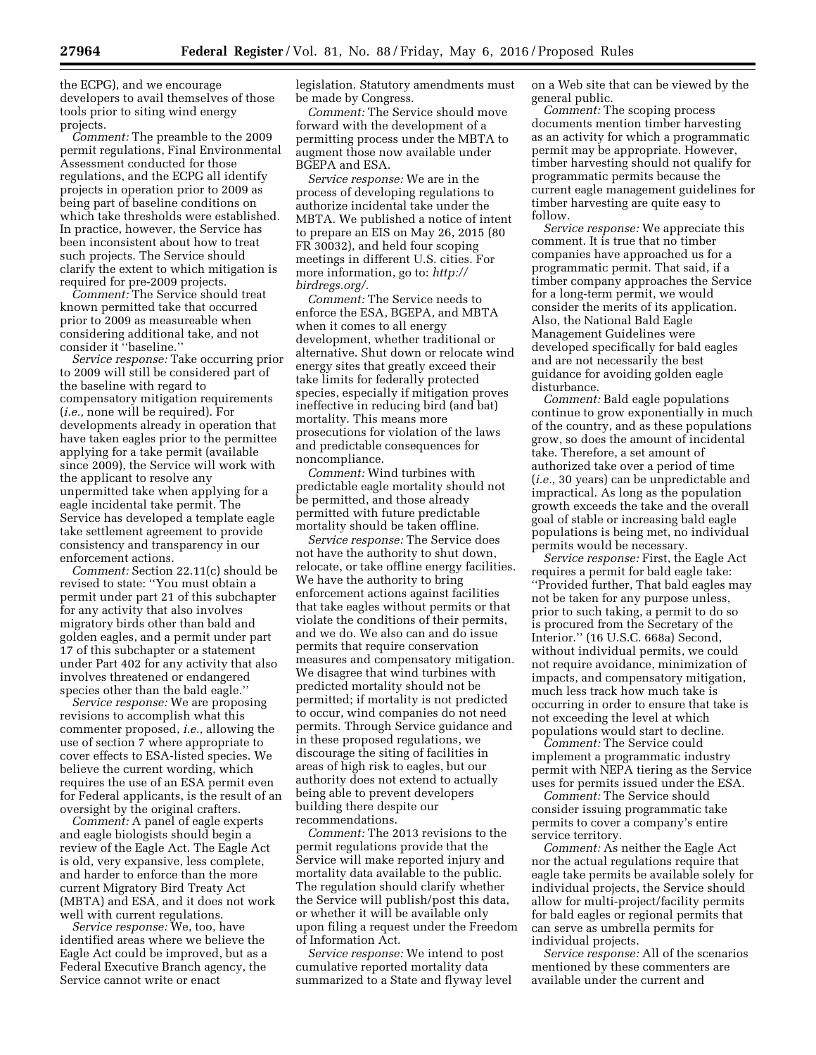the ECPG), and we encourage developers to avail themselves of those tools prior to siting wind energy projects.

*Comment:* The preamble to the 2009 permit regulations, Final Environmental Assessment conducted for those regulations, and the ECPG all identify projects in operation prior to 2009 as being part of baseline conditions on which take thresholds were established. In practice, however, the Service has been inconsistent about how to treat such projects. The Service should clarify the extent to which mitigation is required for pre-2009 projects.

*Comment:* The Service should treat known permitted take that occurred prior to 2009 as measureable when considering additional take, and not consider it ''baseline.''

*Service response:* Take occurring prior to 2009 will still be considered part of the baseline with regard to compensatory mitigation requirements (*i.e.,* none will be required). For developments already in operation that have taken eagles prior to the permittee applying for a take permit (available since 2009), the Service will work with the applicant to resolve any unpermitted take when applying for a eagle incidental take permit. The Service has developed a template eagle take settlement agreement to provide consistency and transparency in our enforcement actions.

*Comment:* Section 22.11(c) should be revised to state: ''You must obtain a permit under part 21 of this subchapter for any activity that also involves migratory birds other than bald and golden eagles, and a permit under part 17 of this subchapter or a statement under Part 402 for any activity that also involves threatened or endangered species other than the bald eagle.''

*Service response:* We are proposing revisions to accomplish what this commenter proposed, *i.e.,* allowing the use of section 7 where appropriate to cover effects to ESA-listed species. We believe the current wording, which requires the use of an ESA permit even for Federal applicants, is the result of an oversight by the original crafters.

*Comment:* A panel of eagle experts and eagle biologists should begin a review of the Eagle Act. The Eagle Act is old, very expansive, less complete, and harder to enforce than the more current Migratory Bird Treaty Act (MBTA) and ESA, and it does not work well with current regulations.

*Service response:* We, too, have identified areas where we believe the Eagle Act could be improved, but as a Federal Executive Branch agency, the Service cannot write or enact legislation. Statutory amendments must be made by Congress.

*Comment:* The Service should move forward with the development of a permitting process under the MBTA to augment those now available under BGEPA and ESA.

*Service response:* We are in the process of developing regulations to authorize incidental take under the MBTA. We published a notice of intent to prepare an EIS on May 26, 2015 (80 FR 30032), and held four scoping meetings in different U.S. cities. For more information, go to: *http://birdregs.org/.*

*Comment:* The Service needs to enforce the ESA, BGEPA, and MBTA when it comes to all energy development, whether traditional or alternative. Shut down or relocate wind energy sites that greatly exceed their take limits for federally protected species, especially if mitigation proves ineffective in reducing bird (and bat) mortality. This means more prosecutions for violation of the laws and predictable consequences for noncompliance.

*Comment:* Wind turbines with predictable eagle mortality should not be permitted, and those already permitted with future predictable mortality should be taken offline.

*Service response:* The Service does not have the authority to shut down, relocate, or take offline energy facilities. We have the authority to bring enforcement actions against facilities that take eagles without permits or that violate the conditions of their permits, and we do. We also can and do issue permits that require conservation measures and compensatory mitigation. We disagree that wind turbines with predicted mortality should not be permitted; if mortality is not predicted to occur, wind companies do not need permits. Through Service guidance and in these proposed regulations, we discourage the siting of facilities in areas of high risk to eagles, but our authority does not extend to actually being able to prevent developers building there despite our recommendations.

*Comment:* The 2013 revisions to the permit regulations provide that the Service will make reported injury and mortality data available to the public. The regulation should clarify whether the Service will publish/post this data, or whether it will be available only upon filing a request under the Freedom of Information Act.

*Service response:* We intend to post cumulative reported mortality data summarized to a State and flyway level on a Web site that can be viewed by the general public.

*Comment:* The scoping process documents mention timber harvesting as an activity for which a programmatic permit may be appropriate. However, timber harvesting should not qualify for programmatic permits because the current eagle management guidelines for timber harvesting are quite easy to follow.

*Service response:* We appreciate this comment. It is true that no timber companies have approached us for a programmatic permit. That said, if a timber company approaches the Service for a long-term permit, we would consider the merits of its application. Also, the National Bald Eagle Management Guidelines were developed specifically for bald eagles and are not necessarily the best guidance for avoiding golden eagle disturbance.

*Comment:* Bald eagle populations continue to grow exponentially in much of the country, and as these populations grow, so does the amount of incidental take. Therefore, a set amount of authorized take over a period of time (*i.e.,* 30 years) can be unpredictable and impractical. As long as the population growth exceeds the take and the overall goal of stable or increasing bald eagle populations is being met, no individual permits would be necessary.

*Service response:* First, the Eagle Act requires a permit for bald eagle take: ''Provided further, That bald eagles may not be taken for any purpose unless, prior to such taking, a permit to do so is procured from the Secretary of the Interior.'' (16 U.S.C. 668a) Second, without individual permits, we could not require avoidance, minimization of impacts, and compensatory mitigation, much less track how much take is occurring in order to ensure that take is not exceeding the level at which populations would start to decline.

*Comment:* The Service could implement a programmatic industry permit with NEPA tiering as the Service uses for permits issued under the ESA.

*Comment:* The Service should consider issuing programmatic take permits to cover a company's entire service territory.

*Comment:* As neither the Eagle Act nor the actual regulations require that eagle take permits be available solely for individual projects, the Service should allow for multi-project/facility permits for bald eagles or regional permits that can serve as umbrella permits for individual projects.

*Service response:* All of the scenarios mentioned by these commenters are available under the current and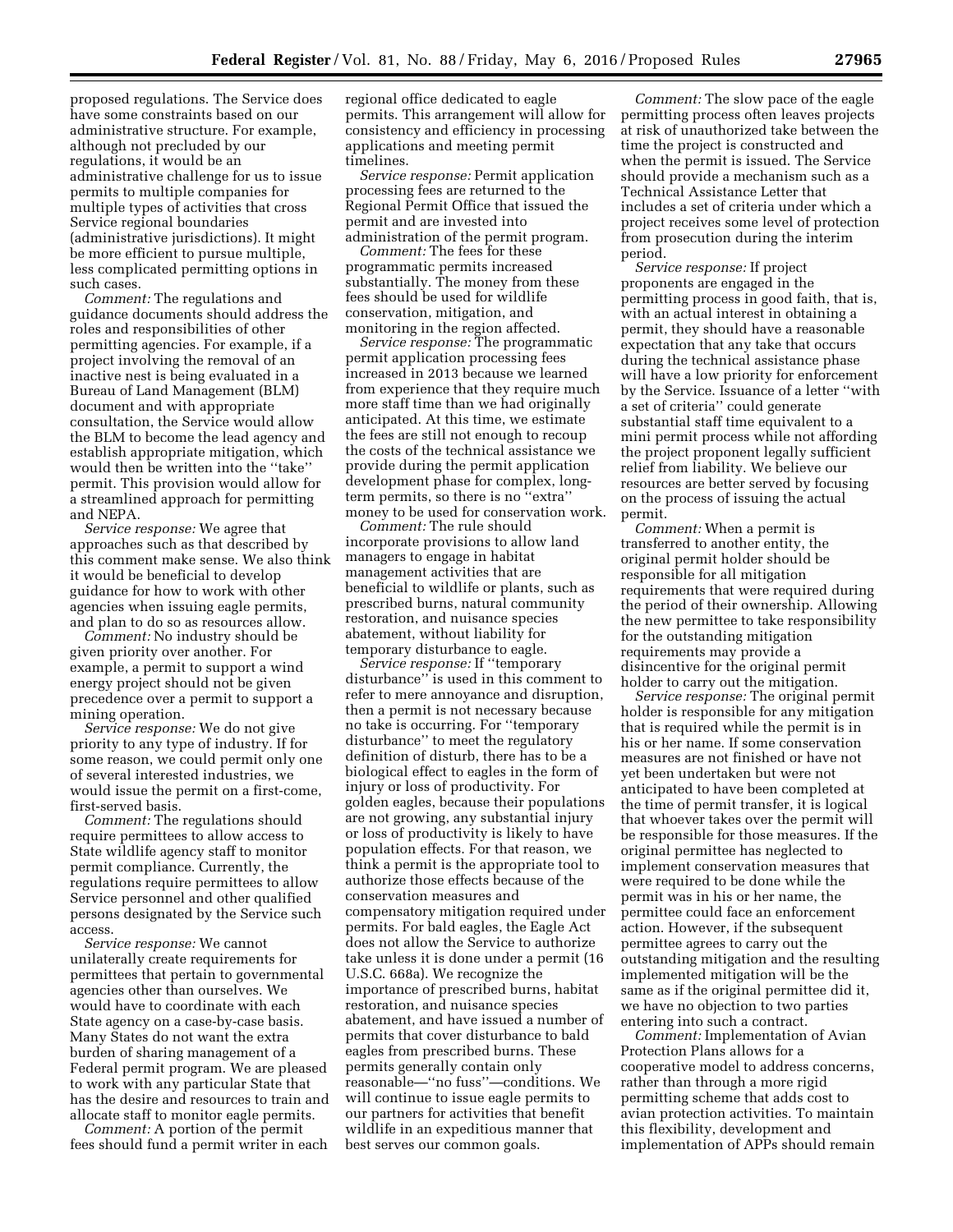proposed regulations. The Service does have some constraints based on our administrative structure. For example, although not precluded by our regulations, it would be an administrative challenge for us to issue permits to multiple companies for multiple types of activities that cross Service regional boundaries (administrative jurisdictions). It might be more efficient to pursue multiple, less complicated permitting options in such cases.

*Comment:* The regulations and guidance documents should address the roles and responsibilities of other permitting agencies. For example, if a project involving the removal of an inactive nest is being evaluated in a Bureau of Land Management (BLM) document and with appropriate consultation, the Service would allow the BLM to become the lead agency and establish appropriate mitigation, which would then be written into the "take" permit. This provision would allow for a streamlined approach for permitting and NEPA.

*Service response:* We agree that approaches such as that described by this comment make sense. We also think it would be beneficial to develop guidance for how to work with other agencies when issuing eagle permits, and plan to do so as resources allow.

*Comment:* No industry should be given priority over another. For example, a permit to support a wind energy project should not be given precedence over a permit to support a mining operation.

*Service response:* We do not give priority to any type of industry. If for some reason, we could permit only one of several interested industries, we would issue the permit on a first-come, first-served basis.

*Comment:* The regulations should require permittees to allow access to State wildlife agency staff to monitor permit compliance. Currently, the regulations require permittees to allow Service personnel and other qualified persons designated by the Service such access.

*Service response:* We cannot unilaterally create requirements for permittees that pertain to governmental agencies other than ourselves. We would have to coordinate with each State agency on a case-by-case basis. Many States do not want the extra burden of sharing management of a Federal permit program. We are pleased to work with any particular State that has the desire and resources to train and allocate staff to monitor eagle permits.

*Comment:* A portion of the permit fees should fund a permit writer in each regional office dedicated to eagle permits. This arrangement will allow for consistency and efficiency in processing applications and meeting permit timelines.

*Service response:* Permit application processing fees are returned to the Regional Permit Office that issued the permit and are invested into administration of the permit program.

*Comment:* The fees for these programmatic permits increased substantially. The money from these fees should be used for wildlife conservation, mitigation, and monitoring in the region affected.

*Service response:* The programmatic permit application processing fees increased in 2013 because we learned from experience that they require much more staff time than we had originally anticipated. At this time, we estimate the fees are still not enough to recoup the costs of the technical assistance we provide during the permit application development phase for complex, long-term permits, so there is no "extra" money to be used for conservation work.

*Comment:* The rule should incorporate provisions to allow land managers to engage in habitat management activities that are beneficial to wildlife or plants, such as prescribed burns, natural community restoration, and nuisance species abatement, without liability for temporary disturbance to eagle.

*Service response:* If "temporary disturbance" is used in this comment to refer to mere annoyance and disruption, then a permit is not necessary because no take is occurring. For "temporary disturbance" to meet the regulatory definition of disturb, there has to be a biological effect to eagles in the form of injury or loss of productivity. For golden eagles, because their populations are not growing, any substantial injury or loss of productivity is likely to have population effects. For that reason, we think a permit is the appropriate tool to authorize those effects because of the conservation measures and compensatory mitigation required under permits. For bald eagles, the Eagle Act does not allow the Service to authorize take unless it is done under a permit (16 U.S.C. 668a). We recognize the importance of prescribed burns, habitat restoration, and nuisance species abatement, and have issued a number of permits that cover disturbance to bald eagles from prescribed burns. These permits generally contain only reasonable—"no fuss"—conditions. We will continue to issue eagle permits to our partners for activities that benefit wildlife in an expeditious manner that best serves our common goals.

*Comment:* The slow pace of the eagle permitting process often leaves projects at risk of unauthorized take between the time the project is constructed and when the permit is issued. The Service should provide a mechanism such as a Technical Assistance Letter that includes a set of criteria under which a project receives some level of protection from prosecution during the interim period.

*Service response:* If project proponents are engaged in the permitting process in good faith, that is, with an actual interest in obtaining a permit, they should have a reasonable expectation that any take that occurs during the technical assistance phase will have a low priority for enforcement by the Service. Issuance of a letter "with a set of criteria" could generate substantial staff time equivalent to a mini permit process while not affording the project proponent legally sufficient relief from liability. We believe our resources are better served by focusing on the process of issuing the actual permit.

*Comment:* When a permit is transferred to another entity, the original permit holder should be responsible for all mitigation requirements that were required during the period of their ownership. Allowing the new permittee to take responsibility for the outstanding mitigation requirements may provide a disincentive for the original permit holder to carry out the mitigation.

*Service response:* The original permit holder is responsible for any mitigation that is required while the permit is in his or her name. If some conservation measures are not finished or have not yet been undertaken but were not anticipated to have been completed at the time of permit transfer, it is logical that whoever takes over the permit will be responsible for those measures. If the original permittee has neglected to implement conservation measures that were required to be done while the permit was in his or her name, the permittee could face an enforcement action. However, if the subsequent permittee agrees to carry out the outstanding mitigation and the resulting implemented mitigation will be the same as if the original permittee did it, we have no objection to two parties entering into such a contract.

*Comment:* Implementation of Avian Protection Plans allows for a cooperative model to address concerns, rather than through a more rigid permitting scheme that adds cost to avian protection activities. To maintain this flexibility, development and implementation of APPs should remain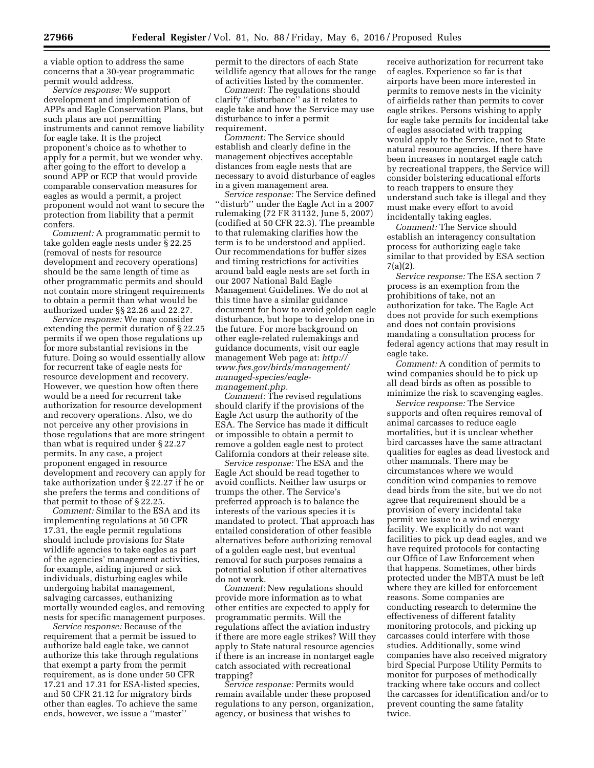a viable option to address the same concerns that a 30-year programmatic permit would address.

*Service response:* We support development and implementation of APPs and Eagle Conservation Plans, but such plans are not permitting instruments and cannot remove liability for eagle take. It is the project proponent's choice as to whether to apply for a permit, but we wonder why, after going to the effort to develop a sound APP or ECP that would provide comparable conservation measures for eagles as would a permit, a project proponent would not want to secure the protection from liability that a permit confers.

*Comment:* A programmatic permit to take golden eagle nests under § 22.25 (removal of nests for resource development and recovery operations) should be the same length of time as other programmatic permits and should not contain more stringent requirements to obtain a permit than what would be authorized under §§ 22.26 and 22.27.

*Service response:* We may consider extending the permit duration of § 22.25 permits if we open those regulations up for more substantial revisions in the future. Doing so would essentially allow for recurrent take of eagle nests for resource development and recovery. However, we question how often there would be a need for recurrent take authorization for resource development and recovery operations. Also, we do not perceive any other provisions in those regulations that are more stringent than what is required under § 22.27 permits. In any case, a project proponent engaged in resource development and recovery can apply for take authorization under § 22.27 if he or she prefers the terms and conditions of that permit to those of § 22.25.

*Comment:* Similar to the ESA and its implementing regulations at 50 CFR 17.31, the eagle permit regulations should include provisions for State wildlife agencies to take eagles as part of the agencies' management activities, for example, aiding injured or sick individuals, disturbing eagles while undergoing habitat management, salvaging carcasses, euthanizing mortally wounded eagles, and removing nests for specific management purposes.

*Service response:* Because of the requirement that a permit be issued to authorize bald eagle take, we cannot authorize this take through regulations that exempt a party from the permit requirement, as is done under 50 CFR 17.21 and 17.31 for ESA-listed species, and 50 CFR 21.12 for migratory birds other than eagles. To achieve the same ends, however, we issue a ''master'' permit to the directors of each State wildlife agency that allows for the range of activities listed by the commenter.

*Comment:* The regulations should clarify ''disturbance'' as it relates to eagle take and how the Service may use disturbance to infer a permit requirement.

*Comment:* The Service should establish and clearly define in the management objectives acceptable distances from eagle nests that are necessary to avoid disturbance of eagles in a given management area.

*Service response:* The Service defined ''disturb'' under the Eagle Act in a 2007 rulemaking (72 FR 31132, June 5, 2007) (codified at 50 CFR 22.3). The preamble to that rulemaking clarifies how the term is to be understood and applied. Our recommendations for buffer sizes and timing restrictions for activities around bald eagle nests are set forth in our 2007 National Bald Eagle Management Guidelines. We do not at this time have a similar guidance document for how to avoid golden eagle disturbance, but hope to develop one in the future. For more background on other eagle-related rulemakings and guidance documents, visit our eagle management Web page at: *http://www.fws.gov/birds/management/managed-species/eagle-management.php.*

*Comment:* The revised regulations should clarify if the provisions of the Eagle Act usurp the authority of the ESA. The Service has made it difficult or impossible to obtain a permit to remove a golden eagle nest to protect California condors at their release site.

*Service response:* The ESA and the Eagle Act should be read together to avoid conflicts. Neither law usurps or trumps the other. The Service's preferred approach is to balance the interests of the various species it is mandated to protect. That approach has entailed consideration of other feasible alternatives before authorizing removal of a golden eagle nest, but eventual removal for such purposes remains a potential solution if other alternatives do not work.

*Comment:* New regulations should provide more information as to what other entities are expected to apply for programmatic permits. Will the regulations affect the aviation industry if there are more eagle strikes? Will they apply to State natural resource agencies if there is an increase in nontarget eagle catch associated with recreational trapping?

*Service response:* Permits would remain available under these proposed regulations to any person, organization, agency, or business that wishes to receive authorization for recurrent take of eagles. Experience so far is that airports have been more interested in permits to remove nests in the vicinity of airfields rather than permits to cover eagle strikes. Persons wishing to apply for eagle take permits for incidental take of eagles associated with trapping would apply to the Service, not to State natural resource agencies. If there have been increases in nontarget eagle catch by recreational trappers, the Service will consider bolstering educational efforts to reach trappers to ensure they understand such take is illegal and they must make every effort to avoid incidentally taking eagles.

*Comment:* The Service should establish an interagency consultation process for authorizing eagle take similar to that provided by ESA section 7(a)(2).

*Service response:* The ESA section 7 process is an exemption from the prohibitions of take, not an authorization for take. The Eagle Act does not provide for such exemptions and does not contain provisions mandating a consultation process for federal agency actions that may result in eagle take.

*Comment:* A condition of permits to wind companies should be to pick up all dead birds as often as possible to minimize the risk to scavenging eagles.

*Service response:* The Service supports and often requires removal of animal carcasses to reduce eagle mortalities, but it is unclear whether bird carcasses have the same attractant qualities for eagles as dead livestock and other mammals. There may be circumstances where we would condition wind companies to remove dead birds from the site, but we do not agree that requirement should be a provision of every incidental take permit we issue to a wind energy facility. We explicitly do not want facilities to pick up dead eagles, and we have required protocols for contacting our Office of Law Enforcement when that happens. Sometimes, other birds protected under the MBTA must be left where they are killed for enforcement reasons. Some companies are conducting research to determine the effectiveness of different fatality monitoring protocols, and picking up carcasses could interfere with those studies. Additionally, some wind companies have also received migratory bird Special Purpose Utility Permits to monitor for purposes of methodically tracking where take occurs and collect the carcasses for identification and/or to prevent counting the same fatality twice.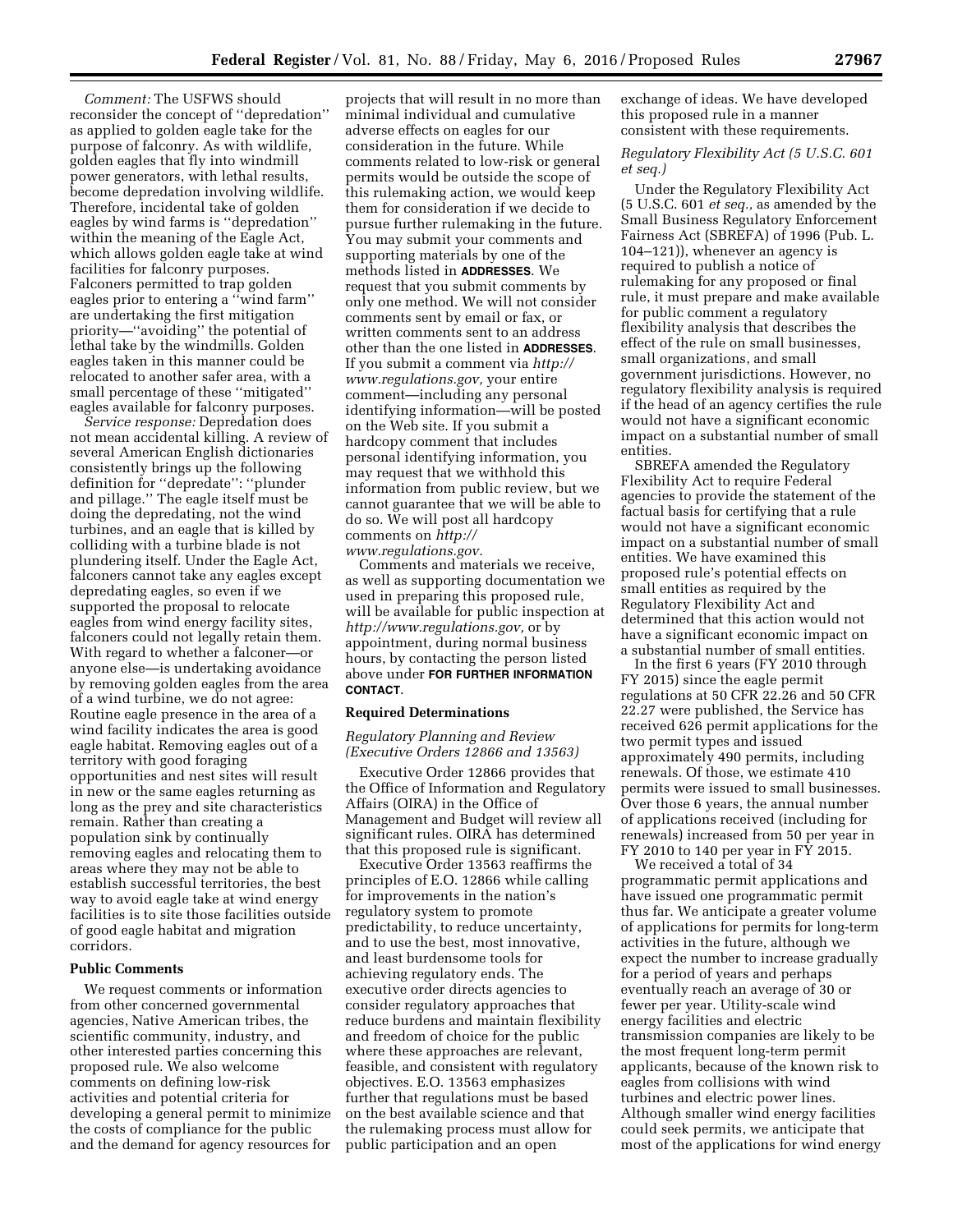*Comment:* The USFWS should reconsider the concept of "depredation" as applied to golden eagle take for the purpose of falconry. As with wildlife, golden eagles that fly into windmill power generators, with lethal results, become depredation involving wildlife. Therefore, incidental take of golden eagles by wind farms is "depredation" within the meaning of the Eagle Act, which allows golden eagle take at wind facilities for falconry purposes. Falconers permitted to trap golden eagles prior to entering a "wind farm" are undertaking the first mitigation priority—"avoiding" the potential of lethal take by the windmills. Golden eagles taken in this manner could be relocated to another safer area, with a small percentage of these "mitigated" eagles available for falconry purposes.

*Service response:* Depredation does not mean accidental killing. A review of several American English dictionaries consistently brings up the following definition for "depredate": "plunder and pillage." The eagle itself must be doing the depredating, not the wind turbines, and an eagle that is killed by colliding with a turbine blade is not plundering itself. Under the Eagle Act, falconers cannot take any eagles except depredating eagles, so even if we supported the proposal to relocate eagles from wind energy facility sites, falconers could not legally retain them. With regard to whether a falconer—or anyone else—is undertaking avoidance by removing golden eagles from the area of a wind turbine, we do not agree: Routine eagle presence in the area of a wind facility indicates the area is good eagle habitat. Removing eagles out of a territory with good foraging opportunities and nest sites will result in new or the same eagles returning as long as the prey and site characteristics remain. Rather than creating a population sink by continually removing eagles and relocating them to areas where they may not be able to establish successful territories, the best way to avoid eagle take at wind energy facilities is to site those facilities outside of good eagle habitat and migration corridors.

## Public Comments

We request comments or information from other concerned governmental agencies, Native American tribes, the scientific community, industry, and other interested parties concerning this proposed rule. We also welcome comments on defining low-risk activities and potential criteria for developing a general permit to minimize the costs of compliance for the public and the demand for agency resources for projects that will result in no more than minimal individual and cumulative adverse effects on eagles for our consideration in the future. While comments related to low-risk or general permits would be outside the scope of this rulemaking action, we would keep them for consideration if we decide to pursue further rulemaking in the future. You may submit your comments and supporting materials by one of the methods listed in **ADDRESSES**. We request that you submit comments by only one method. We will not consider comments sent by email or fax, or written comments sent to an address other than the one listed in **ADDRESSES**. If you submit a comment via *http://www.regulations.gov,* your entire comment—including any personal identifying information—will be posted on the Web site. If you submit a hardcopy comment that includes personal identifying information, you may request that we withhold this information from public review, but we cannot guarantee that we will be able to do so. We will post all hardcopy comments on *http://www.regulations.gov.*

Comments and materials we receive, as well as supporting documentation we used in preparing this proposed rule, will be available for public inspection at *http://www.regulations.gov,* or by appointment, during normal business hours, by contacting the person listed above under **FOR FURTHER INFORMATION CONTACT**.

## Required Determinations

### *Regulatory Planning and Review (Executive Orders 12866 and 13563)*

Executive Order 12866 provides that the Office of Information and Regulatory Affairs (OIRA) in the Office of Management and Budget will review all significant rules. OIRA has determined that this proposed rule is significant.

Executive Order 13563 reaffirms the principles of E.O. 12866 while calling for improvements in the nation's regulatory system to promote predictability, to reduce uncertainty, and to use the best, most innovative, and least burdensome tools for achieving regulatory ends. The executive order directs agencies to consider regulatory approaches that reduce burdens and maintain flexibility and freedom of choice for the public where these approaches are relevant, feasible, and consistent with regulatory objectives. E.O. 13563 emphasizes further that regulations must be based on the best available science and that the rulemaking process must allow for public participation and an open exchange of ideas. We have developed this proposed rule in a manner consistent with these requirements.

### *Regulatory Flexibility Act (5 U.S.C. 601 et seq.)*

Under the Regulatory Flexibility Act (5 U.S.C. 601 *et seq.,* as amended by the Small Business Regulatory Enforcement Fairness Act (SBREFA) of 1996 (Pub. L. 104–121)), whenever an agency is required to publish a notice of rulemaking for any proposed or final rule, it must prepare and make available for public comment a regulatory flexibility analysis that describes the effect of the rule on small businesses, small organizations, and small government jurisdictions. However, no regulatory flexibility analysis is required if the head of an agency certifies the rule would not have a significant economic impact on a substantial number of small entities.

SBREFA amended the Regulatory Flexibility Act to require Federal agencies to provide the statement of the factual basis for certifying that a rule would not have a significant economic impact on a substantial number of small entities. We have examined this proposed rule's potential effects on small entities as required by the Regulatory Flexibility Act and determined that this action would not have a significant economic impact on a substantial number of small entities.

In the first 6 years (FY 2010 through FY 2015) since the eagle permit regulations at 50 CFR 22.26 and 50 CFR 22.27 were published, the Service has received 626 permit applications for the two permit types and issued approximately 490 permits, including renewals. Of those, we estimate 410 permits were issued to small businesses. Over those 6 years, the annual number of applications received (including for renewals) increased from 50 per year in FY 2010 to 140 per year in FY 2015.

We received a total of 34 programmatic permit applications and have issued one programmatic permit thus far. We anticipate a greater volume of applications for permits for long-term activities in the future, although we expect the number to increase gradually for a period of years and perhaps eventually reach an average of 30 or fewer per year. Utility-scale wind energy facilities and electric transmission companies are likely to be the most frequent long-term permit applicants, because of the known risk to eagles from collisions with wind turbines and electric power lines. Although smaller wind energy facilities could seek permits, we anticipate that most of the applications for wind energy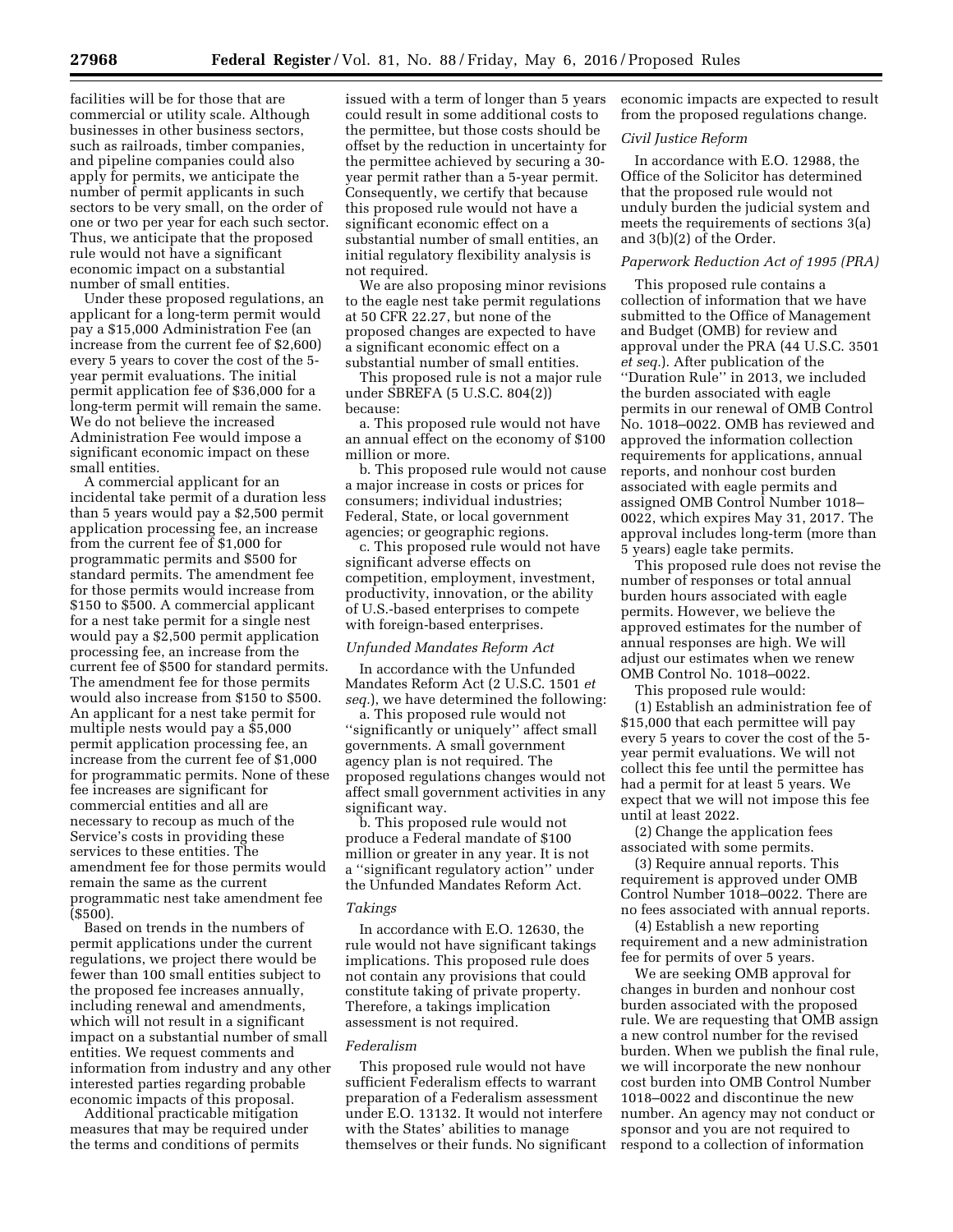facilities will be for those that are commercial or utility scale. Although businesses in other business sectors, such as railroads, timber companies, and pipeline companies could also apply for permits, we anticipate the number of permit applicants in such sectors to be very small, on the order of one or two per year for each such sector. Thus, we anticipate that the proposed rule would not have a significant economic impact on a substantial number of small entities.

Under these proposed regulations, an applicant for a long-term permit would pay a $15,000 Administration Fee (an increase from the current fee of $2,600) every 5 years to cover the cost of the 5-year permit evaluations. The initial permit application fee of $36,000 for a long-term permit will remain the same. We do not believe the increased Administration Fee would impose a significant economic impact on these small entities.

A commercial applicant for an incidental take permit of a duration less than 5 years would pay a $2,500 permit application processing fee, an increase from the current fee of $1,000 for programmatic permits and $500 for standard permits. The amendment fee for those permits would increase from $150 to $500. A commercial applicant for a nest take permit for a single nest would pay a $2,500 permit application processing fee, an increase from the current fee of $500 for standard permits. The amendment fee for those permits would also increase from $150 to $500. An applicant for a nest take permit for multiple nests would pay a $5,000 permit application processing fee, an increase from the current fee of $1,000 for programmatic permits. None of these fee increases are significant for commercial entities and all are necessary to recoup as much of the Service's costs in providing these services to these entities. The amendment fee for those permits would remain the same as the current programmatic nest take amendment fee ($500).

Based on trends in the numbers of permit applications under the current regulations, we project there would be fewer than 100 small entities subject to the proposed fee increases annually, including renewal and amendments, which will not result in a significant impact on a substantial number of small entities. We request comments and information from industry and any other interested parties regarding probable economic impacts of this proposal.

Additional practicable mitigation measures that may be required under the terms and conditions of permits issued with a term of longer than 5 years could result in some additional costs to the permittee, but those costs should be offset by the reduction in uncertainty for the permittee achieved by securing a 30-year permit rather than a 5-year permit. Consequently, we certify that because this proposed rule would not have a significant economic effect on a substantial number of small entities, an initial regulatory flexibility analysis is not required.

We are also proposing minor revisions to the eagle nest take permit regulations at 50 CFR 22.27, but none of the proposed changes are expected to have a significant economic effect on a substantial number of small entities.

This proposed rule is not a major rule under SBREFA (5 U.S.C. 804(2)) because:

a. This proposed rule would not have an annual effect on the economy of $100 million or more.

b. This proposed rule would not cause a major increase in costs or prices for consumers; individual industries; Federal, State, or local government agencies; or geographic regions.

c. This proposed rule would not have significant adverse effects on competition, employment, investment, productivity, innovation, or the ability of U.S.-based enterprises to compete with foreign-based enterprises.

*Unfunded Mandates Reform Act*

In accordance with the Unfunded Mandates Reform Act (2 U.S.C. 1501 *et seq.*), we have determined the following:

a. This proposed rule would not ''significantly or uniquely'' affect small governments. A small government agency plan is not required. The proposed regulations changes would not affect small government activities in any significant way.

b. This proposed rule would not produce a Federal mandate of $100 million or greater in any year. It is not a ''significant regulatory action'' under the Unfunded Mandates Reform Act.

*Takings*

In accordance with E.O. 12630, the rule would not have significant takings implications. This proposed rule does not contain any provisions that could constitute taking of private property. Therefore, a takings implication assessment is not required.

*Federalism*

This proposed rule would not have sufficient Federalism effects to warrant preparation of a Federalism assessment under E.O. 13132. It would not interfere with the States' abilities to manage themselves or their funds. No significant economic impacts are expected to result from the proposed regulations change.

*Civil Justice Reform*

In accordance with E.O. 12988, the Office of the Solicitor has determined that the proposed rule would not unduly burden the judicial system and meets the requirements of sections 3(a) and 3(b)(2) of the Order.

*Paperwork Reduction Act of 1995 (PRA)*

This proposed rule contains a collection of information that we have submitted to the Office of Management and Budget (OMB) for review and approval under the PRA (44 U.S.C. 3501 *et seq.*). After publication of the ''Duration Rule'' in 2013, we included the burden associated with eagle permits in our renewal of OMB Control No. 1018–0022. OMB has reviewed and approved the information collection requirements for applications, annual reports, and nonhour cost burden associated with eagle permits and assigned OMB Control Number 1018–0022, which expires May 31, 2017. The approval includes long-term (more than 5 years) eagle take permits.

This proposed rule does not revise the number of responses or total annual burden hours associated with eagle permits. However, we believe the approved estimates for the number of annual responses are high. We will adjust our estimates when we renew OMB Control No. 1018–0022.

This proposed rule would:

(1) Establish an administration fee of $15,000 that each permittee will pay every 5 years to cover the cost of the 5-year permit evaluations. We will not collect this fee until the permittee has had a permit for at least 5 years. We expect that we will not impose this fee until at least 2022.

(2) Change the application fees associated with some permits.

(3) Require annual reports. This requirement is approved under OMB Control Number 1018–0022. There are no fees associated with annual reports.

(4) Establish a new reporting requirement and a new administration fee for permits of over 5 years.

We are seeking OMB approval for changes in burden and nonhour cost burden associated with the proposed rule. We are requesting that OMB assign a new control number for the revised burden. When we publish the final rule, we will incorporate the new nonhour cost burden into OMB Control Number 1018–0022 and discontinue the new number. An agency may not conduct or sponsor and you are not required to respond to a collection of information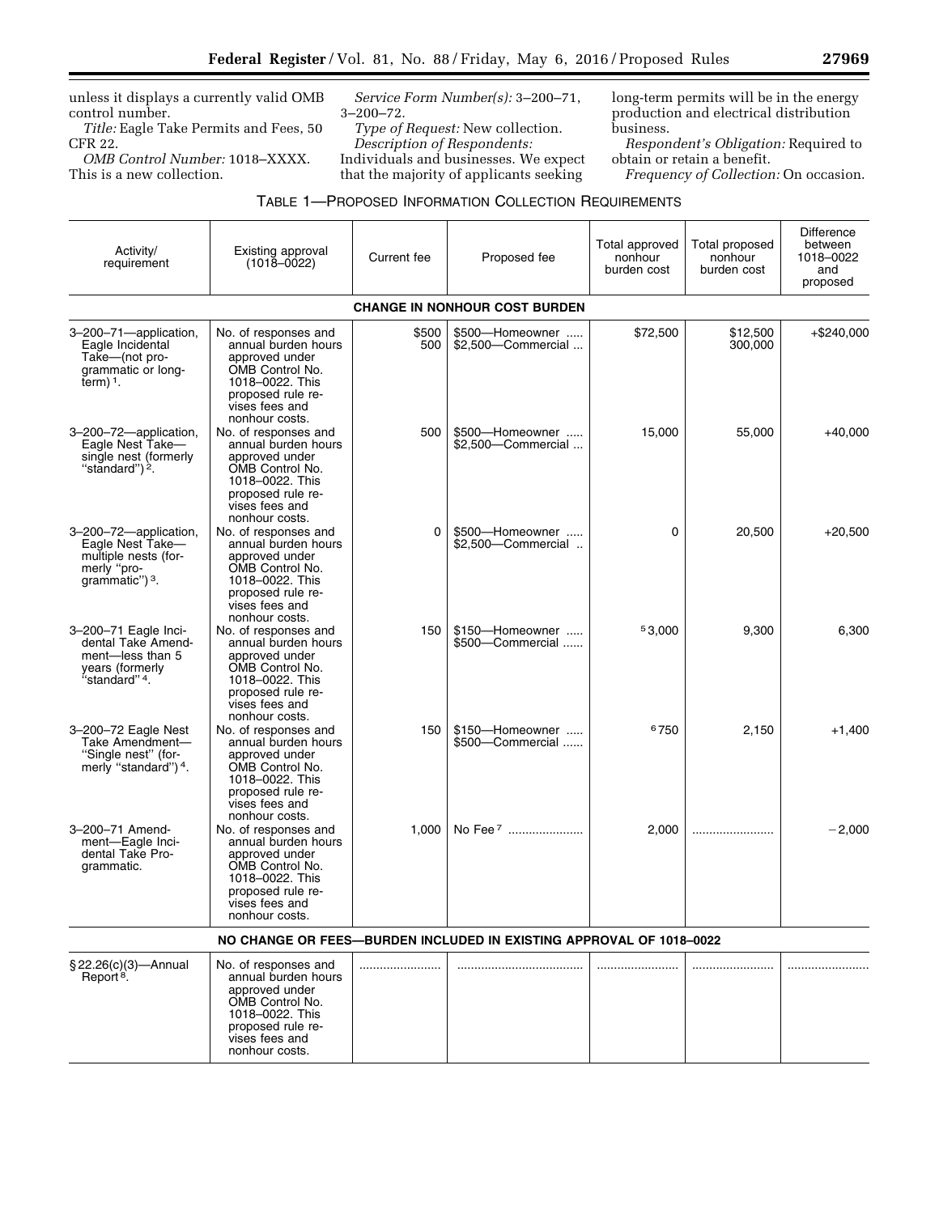unless it displays a currently valid OMB control number.

*Title:* Eagle Take Permits and Fees, 50 CFR 22.

*OMB Control Number:* 1018–XXXX. This is a new collection.

*Service Form Number(s):* 3–200–71, 3–200–72.

*Type of Request:* New collection.

*Description of Respondents:* Individuals and businesses. We expect that the majority of applicants seeking long-term permits will be in the energy production and electrical distribution business.

*Respondent's Obligation:* Required to obtain or retain a benefit.

*Frequency of Collection:* On occasion.

TABLE 1—PROPOSED INFORMATION COLLECTION REQUIREMENTS

| Activity/requirement | Existing approval (1018–0022) | Current fee | Proposed fee | Total approved nonhour burden cost | Total proposed nonhour burden cost | Difference between 1018–0022 and proposed |
|---|---|---|---|---|---|---|
| **CHANGE IN NONHOUR COST BURDEN** | | | | | | |
| 3–200–71—application, Eagle Incidental Take—(not programmatic or long-term) [1]. | No. of responses and annual burden hours approved under OMB Control No. 1018–0022. This proposed rule revises fees and nonhour costs. | $500<br>500 | $500—Homeowner .....<br>$2,500—Commercial ... | $72,500 | $12,500<br>300,000 | +$240,000 |
| 3–200–72—application, Eagle Nest Take—single nest (formerly "standard") [2]. | No. of responses and annual burden hours approved under OMB Control No. 1018–0022. This proposed rule revises fees and nonhour costs. | 500 | $500—Homeowner .....<br>$2,500—Commercial ... | 15,000 | 55,000 | +40,000 |
| 3–200–72—application, Eagle Nest Take—multiple nests (formerly "programmatic") [3]. | No. of responses and annual burden hours approved under OMB Control No. 1018–0022. This proposed rule revises fees and nonhour costs. | 0 | $500—Homeowner .....<br>$2,500—Commercial .. | 0 | 20,500 | +20,500 |
| 3–200–71 Eagle Incidental Take Amendment—less than 5 years (formerly "standard" [4]. | No. of responses and annual burden hours approved under OMB Control No. 1018–0022. This proposed rule revises fees and nonhour costs. | 150 | $150—Homeowner .....<br>$500—Commercial ...... | [5]3,000 | 9,300 | 6,300 |
| 3–200–72 Eagle Nest Take Amendment—"Single nest" (formerly "standard") [4]. | No. of responses and annual burden hours approved under OMB Control No. 1018–0022. This proposed rule revises fees and nonhour costs. | 150 | $150—Homeowner .....<br>$500—Commercial ...... | [6]750 | 2,150 | +1,400 |
| 3–200–71 Amendment—Eagle Incidental Take Programmatic. | No. of responses and annual burden hours approved under OMB Control No. 1018–0022. This proposed rule revises fees and nonhour costs. | 1,000 | No Fee [7] ...................... | 2,000 | ........................ | −2,000 |
| **NO CHANGE OR FEES—BURDEN INCLUDED IN EXISTING APPROVAL OF 1018–0022** | | | | | | |
| § 22.26(c)(3)—Annual Report [8]. | No. of responses and annual burden hours approved under OMB Control No. 1018–0022. This proposed rule revises fees and nonhour costs. | ........................ | ..................................... | ........................ | ........................ | ........................ |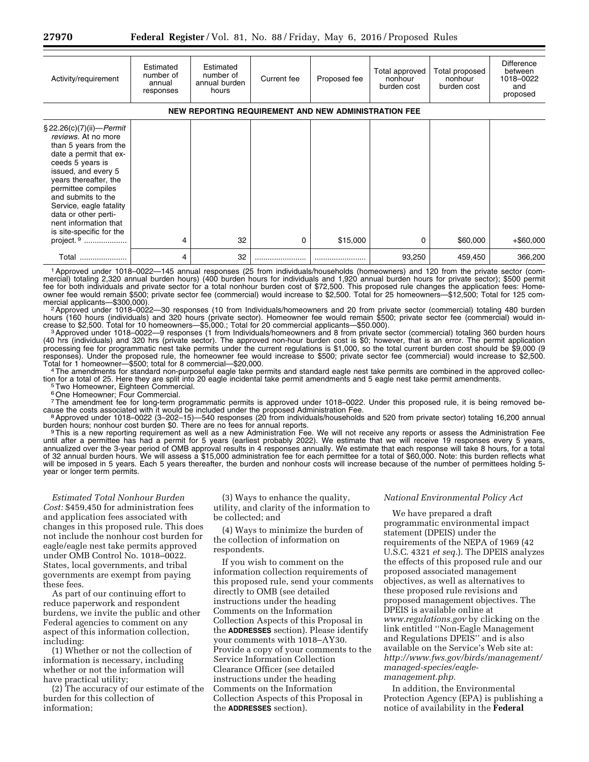| Activity/requirement | Estimated number of annual responses | Estimated number of annual burden hours | Current fee | Proposed fee | Total approved nonhour burden cost | Total proposed nonhour burden cost | Difference between 1018–0022 and proposed |
|---|---|---|---|---|---|---|---|
| **NEW REPORTING REQUIREMENT AND NEW ADMINISTRATION FEE** | | | | | | | |
| §22.26(c)(7)(ii)—*Permit reviews.* At no more than 5 years from the date a permit that exceeds 5 years is issued, and every 5 years thereafter, the permittee compiles and submits to the Service, eagle fatality data or other pertinent information that is site-specific for the project. [9] | 4 | 32 | 0 | $15,000 | 0 | $60,000 | +$60,000 |
| Total | 4 | 32 | | | 93,250 | 459,450 | 366,200 |

[1] Approved under 1018–0022—145 annual responses (25 from individuals/households (homeowners) and 120 from the private sector (commercial) totaling 2,320 annual burden hours) (400 burden hours for individuals and 1,920 annual burden hours for private sector); $500 permit fee for both individuals and private sector for a total nonhour burden cost of $72,500. This proposed rule changes the application fees: Homeowner fee would remain $500; private sector fee (commercial) would increase to $2,500. Total for 25 homeowners—$12,500; Total for 125 commercial applicants—$300,000).

[2] Approved under 1018–0022—30 responses (10 from Individuals/homeowners and 20 from private sector (commercial) totaling 480 burden hours (160 hours (individuals) and 320 hours (private sector). Homeowner fee would remain $500; private sector fee (commercial) would increase to $2,500. Total for 10 homeowners—$5,000.; Total for 20 commercial applicants—$50.000).

[3] Approved under 1018–0022—9 responses (1 from Individuals/homeowners and 8 from private sector (commercial) totaling 360 burden hours (40 hrs (individuals) and 320 hrs (private sector). The approved non-hour burden cost is $0; however, that is an error. The permit application processing fee for programmatic nest take permits under the current regulations is $1,000, so the total current burden cost should be $9,000 (9 responses). Under the proposed rule, the homeowner fee would increase to $500; private sector fee (commercial) would increase to $2,500. Total for 1 homeowner—$500; total for 8 commercial—$20,000.

[4] The amendments for standard non-purposeful eagle take permits and standard eagle nest take permits are combined in the approved collection for a total of 25. Here they are split into 20 eagle incidental take permit amendments and 5 eagle nest take permit amendments.

[5] Two Homeowner, Eighteen Commercial.

[6] One Homeowner; Four Commercial.

[7] The amendment fee for long-term programmatic permits is approved under 1018–0022. Under this proposed rule, it is being removed because the costs associated with it would be included under the proposed Administration Fee.

[8] Approved under 1018–0022 (3–202–15)—540 responses (20 from individuals/households and 520 from private sector) totaling 16,200 annual burden hours; nonhour cost burden $0. There are no fees for annual reports.

[9] This is a new reporting requirement as well as a new Administration Fee. We will not receive any reports or assess the Administration Fee until after a permittee has had a permit for 5 years (earliest probably 2022). We estimate that we will receive 19 responses every 5 years, annualized over the 3-year period of OMB approval results in 4 responses annually. We estimate that each response will take 8 hours, for a total of 32 annual burden hours. We will assess a $15,000 administration fee for each permittee for a total of $60,000. Note: this burden reflects what will be imposed in 5 years. Each 5 years thereafter, the burden and nonhour costs will increase because of the number of permittees holding 5-year or longer term permits.

*Estimated Total Nonhour Burden Cost:* $459,450 for administration fees and application fees associated with changes in this proposed rule. This does not include the nonhour cost burden for eagle/eagle nest take permits approved under OMB Control No. 1018–0022. States, local governments, and tribal governments are exempt from paying these fees.

As part of our continuing effort to reduce paperwork and respondent burdens, we invite the public and other Federal agencies to comment on any aspect of this information collection, including:

(1) Whether or not the collection of information is necessary, including whether or not the information will have practical utility;

(2) The accuracy of our estimate of the burden for this collection of information;

(3) Ways to enhance the quality, utility, and clarity of the information to be collected; and

(4) Ways to minimize the burden of the collection of information on respondents.

If you wish to comment on the information collection requirements of this proposed rule, send your comments directly to OMB (see detailed instructions under the heading Comments on the Information Collection Aspects of this Proposal in the **ADDRESSES** section). Please identify your comments with 1018–AY30. Provide a copy of your comments to the Service Information Collection Clearance Officer (see detailed instructions under the heading Comments on the Information Collection Aspects of this Proposal in the **ADDRESSES** section).

*National Environmental Policy Act*

We have prepared a draft programmatic environmental impact statement (DPEIS) under the requirements of the NEPA of 1969 (42 U.S.C. 4321 *et seq.*). The DPEIS analyzes the effects of this proposed rule and our proposed associated management objectives, as well as alternatives to these proposed rule revisions and proposed management objectives. The DPEIS is available online at *www.regulations.gov* by clicking on the link entitled ''Non-Eagle Management and Regulations DPEIS'' and is also available on the Service's Web site at: *http://www.fws.gov/birds/management/managed-species/eagle-management.php.*

In addition, the Environmental Protection Agency (EPA) is publishing a notice of availability in the **Federal**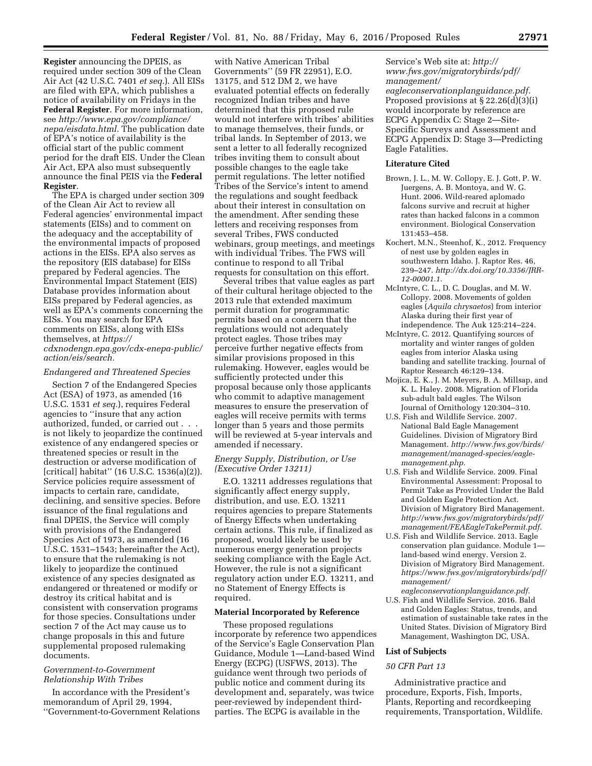**Register** announcing the DPEIS, as required under section 309 of the Clean Air Act (42 U.S.C. 7401 *et seq.*). All EISs are filed with EPA, which publishes a notice of availability on Fridays in the **Federal Register**. For more information, see *http://www.epa.gov/compliance/nepa/eisdata.html.* The publication date of EPA's notice of availability is the official start of the public comment period for the draft EIS. Under the Clean Air Act, EPA also must subsequently announce the final PEIS via the **Federal Register**.

The EPA is charged under section 309 of the Clean Air Act to review all Federal agencies' environmental impact statements (EISs) and to comment on the adequacy and the acceptability of the environmental impacts of proposed actions in the EISs. EPA also serves as the repository (EIS database) for EISs prepared by Federal agencies. The Environmental Impact Statement (EIS) Database provides information about EISs prepared by Federal agencies, as well as EPA's comments concerning the EISs. You may search for EPA comments on EISs, along with EISs themselves, at *https://cdxnodengn.epa.gov/cdx-enepa-public/action/eis/search.*

### *Endangered and Threatened Species*

Section 7 of the Endangered Species Act (ESA) of 1973, as amended (16 U.S.C. 1531 *et seq.*), requires Federal agencies to ''insure that any action authorized, funded, or carried out . . . is not likely to jeopardize the continued existence of any endangered species or threatened species or result in the destruction or adverse modification of [critical] habitat'' (16 U.S.C. 1536(a)(2)). Service policies require assessment of impacts to certain rare, candidate, declining, and sensitive species. Before issuance of the final regulations and final DPEIS, the Service will comply with provisions of the Endangered Species Act of 1973, as amended (16 U.S.C. 1531–1543; hereinafter the Act), to ensure that the rulemaking is not likely to jeopardize the continued existence of any species designated as endangered or threatened or modify or destroy its critical habitat and is consistent with conservation programs for those species. Consultations under section 7 of the Act may cause us to change proposals in this and future supplemental proposed rulemaking documents.

### *Government-to-Government Relationship With Tribes*

In accordance with the President's memorandum of April 29, 1994, ''Government-to-Government Relations with Native American Tribal Governments'' (59 FR 22951), E.O. 13175, and 512 DM 2, we have evaluated potential effects on federally recognized Indian tribes and have determined that this proposed rule would not interfere with tribes' abilities to manage themselves, their funds, or tribal lands. In September of 2013, we sent a letter to all federally recognized tribes inviting them to consult about possible changes to the eagle take permit regulations. The letter notified Tribes of the Service's intent to amend the regulations and sought feedback about their interest in consultation on the amendment. After sending these letters and receiving responses from several Tribes, FWS conducted webinars, group meetings, and meetings with individual Tribes. The FWS will continue to respond to all Tribal requests for consultation on this effort.

Several tribes that value eagles as part of their cultural heritage objected to the 2013 rule that extended maximum permit duration for programmatic permits based on a concern that the regulations would not adequately protect eagles. Those tribes may perceive further negative effects from similar provisions proposed in this rulemaking. However, eagles would be sufficiently protected under this proposal because only those applicants who commit to adaptive management measures to ensure the preservation of eagles will receive permits with terms longer than 5 years and those permits will be reviewed at 5-year intervals and amended if necessary.

### *Energy Supply, Distribution, or Use (Executive Order 13211)*

E.O. 13211 addresses regulations that significantly affect energy supply, distribution, and use. E.O. 13211 requires agencies to prepare Statements of Energy Effects when undertaking certain actions. This rule, if finalized as proposed, would likely be used by numerous energy generation projects seeking compliance with the Eagle Act. However, the rule is not a significant regulatory action under E.O. 13211, and no Statement of Energy Effects is required.

### Material Incorporated by Reference

These proposed regulations incorporate by reference two appendices of the Service's Eagle Conservation Plan Guidance, Module 1—Land-based Wind Energy (ECPG) (USFWS, 2013). The guidance went through two periods of public notice and comment during its development and, separately, was twice peer-reviewed by independent third-parties. The ECPG is available in the Service's Web site at: *http://www.fws.gov/migratorybirds/pdf/management/eagleconservationplanguidance.pdf.* Proposed provisions at § 22.26(d)(3)(i) would incorporate by reference are ECPG Appendix C: Stage 2—Site-Specific Surveys and Assessment and ECPG Appendix D: Stage 3—Predicting Eagle Fatalities.

### Literature Cited

- Brown, J. L., M. W. Collopy, E. J. Gott, P. W. Juergens, A. B. Montoya, and W. G. Hunt. 2006. Wild-reared aplomado falcons survive and recruit at higher rates than hacked falcons in a common environment. Biological Conservation 131:453–458.
- Kochert, M.N., Steenhof, K., 2012. Frequency of nest use by golden eagles in southwestern Idaho. J. Raptor Res. 46, 239–247. *http://dx.doi.org/10.3356/JRR-12-00001.1.*
- McIntyre, C. L., D. C. Douglas, and M. W. Collopy. 2008. Movements of golden eagles (*Aquila chrysaetos*) from interior Alaska during their first year of independence. The Auk 125:214–224.
- McIntyre, C. 2012. Quantifying sources of mortality and winter ranges of golden eagles from interior Alaska using banding and satellite tracking. Journal of Raptor Research 46:129–134.
- Mojica, E. K., J. M. Meyers, B. A. Millsap, and K. L. Haley. 2008. Migration of Florida sub-adult bald eagles. The Wilson Journal of Ornithology 120:304–310.
- U.S. Fish and Wildlife Service. 2007. National Bald Eagle Management Guidelines. Division of Migratory Bird Management. *http://www.fws.gov/birds/management/managed-species/eagle-management.php.*
- U.S. Fish and Wildlife Service. 2009. Final Environmental Assessment: Proposal to Permit Take as Provided Under the Bald and Golden Eagle Protection Act. Division of Migratory Bird Management. *http://www.fws.gov/migratorybirds/pdf/management/FEAEagleTakePermit.pdf.*
- U.S. Fish and Wildlife Service. 2013. Eagle conservation plan guidance. Module 1—land-based wind energy. Version 2. Division of Migratory Bird Management. *https://www.fws.gov/migratorybirds/pdf/management/eagleconservationplanguidance.pdf.*
- U.S. Fish and Wildlife Service. 2016. Bald and Golden Eagles: Status, trends, and estimation of sustainable take rates in the United States. Division of Migratory Bird Management, Washington DC, USA.

### List of Subjects

*50 CFR Part 13*

Administrative practice and procedure, Exports, Fish, Imports, Plants, Reporting and recordkeeping requirements, Transportation, Wildlife.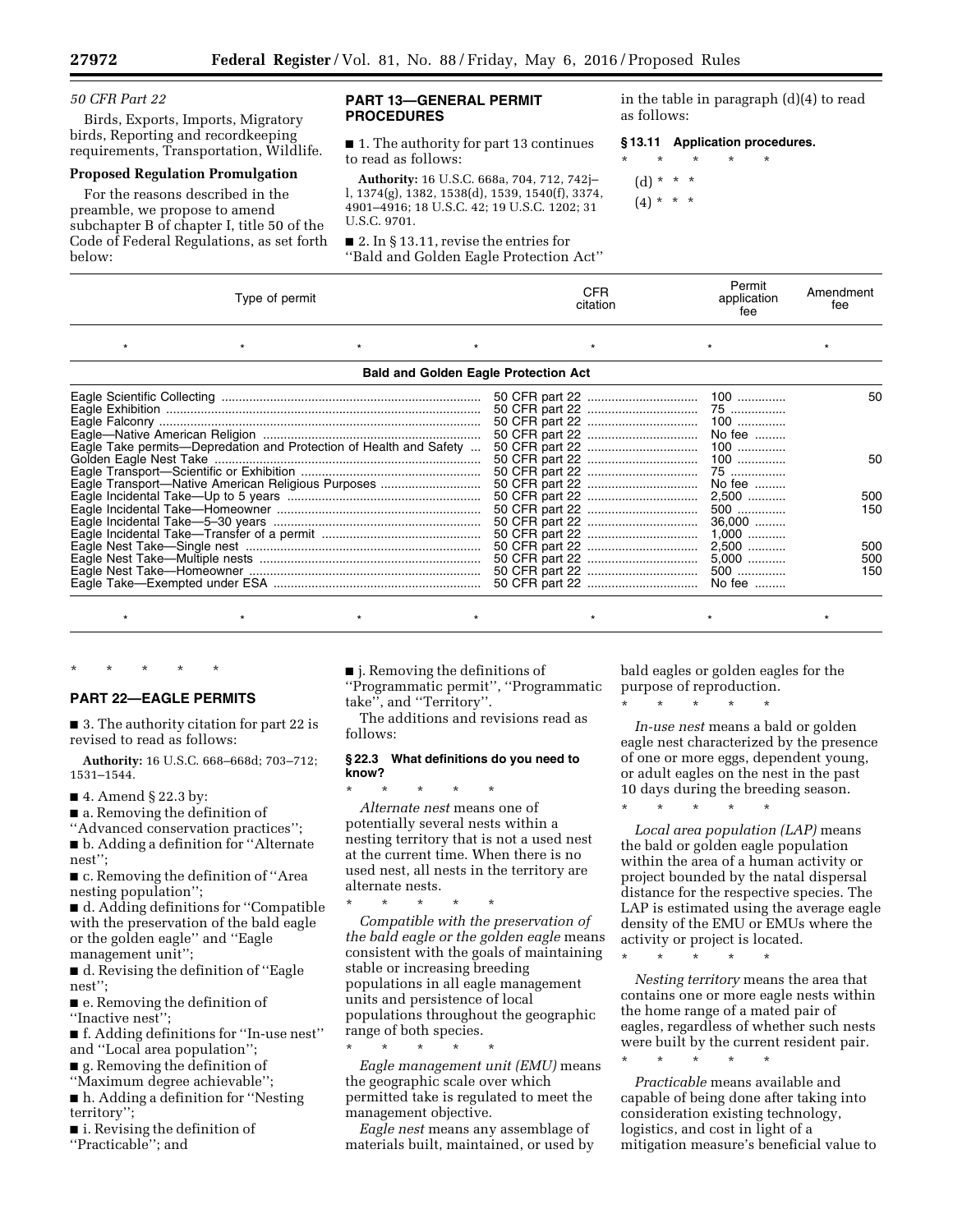*50 CFR Part 22*

Birds, Exports, Imports, Migratory birds, Reporting and recordkeeping requirements, Transportation, Wildlife.

**Proposed Regulation Promulgation**

For the reasons described in the preamble, we propose to amend subchapter B of chapter I, title 50 of the Code of Federal Regulations, as set forth below:

## PART 13—GENERAL PERMIT PROCEDURES

■ 1. The authority for part 13 continues to read as follows:

**Authority:** 16 U.S.C. 668a, 704, 712, 742j–l, 1374(g), 1382, 1538(d), 1539, 1540(f), 3374, 4901–4916; 18 U.S.C. 42; 19 U.S.C. 1202; 31 U.S.C. 9701.

■ 2. In § 13.11, revise the entries for ''Bald and Golden Eagle Protection Act'' in the table in paragraph (d)(4) to read as follows:

**§ 13.11 Application procedures.**

\* \* \* \* \*

(d) \* \* \*

(4) \* \* \*

| Type of permit | CFR citation | Permit application fee | Amendment fee |
|---|---|---|---|
| \* \* \* \* | \* | \* | \* |
| **Bald and Golden Eagle Protection Act** | | | |
| Eagle Scientific Collecting | 50 CFR part 22 | 100 | 50 |
| Eagle Exhibition | 50 CFR part 22 | 75 | |
| Eagle Falconry | 50 CFR part 22 | 100 | |
| Eagle—Native American Religion | 50 CFR part 22 | No fee | |
| Eagle Take permits—Depredation and Protection of Health and Safety | 50 CFR part 22 | 100 | |
| Golden Eagle Nest Take | 50 CFR part 22 | 100 | 50 |
| Eagle Transport—Scientific or Exhibition | 50 CFR part 22 | 75 | |
| Eagle Transport—Native American Religious Purposes | 50 CFR part 22 | No fee | |
| Eagle Incidental Take—Up to 5 years | 50 CFR part 22 | 2,500 | 500 |
| Eagle Incidental Take—Homeowner | 50 CFR part 22 | 500 | 150 |
| Eagle Incidental Take—5–30 years | 50 CFR part 22 | 36,000 | |
| Eagle Incidental Take—Transfer of a permit | 50 CFR part 22 | 1,000 | |
| Eagle Nest Take—Single nest | 50 CFR part 22 | 2,500 | 500 |
| Eagle Nest Take—Multiple nests | 50 CFR part 22 | 5,000 | 500 |
| Eagle Nest Take—Homeowner | 50 CFR part 22 | 500 | 150 |
| Eagle Take—Exempted under ESA | 50 CFR part 22 | No fee | |
| \* \* \* \* | \* | \* | \* |

\* \* \* \* \*

## PART 22—EAGLE PERMITS

■ 3. The authority citation for part 22 is revised to read as follows:

**Authority:** 16 U.S.C. 668–668d; 703–712; 1531–1544.

■ 4. Amend § 22.3 by:

■ a. Removing the definition of ''Advanced conservation practices'';

■ b. Adding a definition for ''Alternate nest'';

■ c. Removing the definition of ''Area nesting population'';

■ d. Adding definitions for ''Compatible with the preservation of the bald eagle or the golden eagle'' and ''Eagle management unit'';

■ d. Revising the definition of ''Eagle nest'';

■ e. Removing the definition of ''Inactive nest'';

■ f. Adding definitions for ''In-use nest'' and ''Local area population'';

■ g. Removing the definition of ''Maximum degree achievable'';

■ h. Adding a definition for ''Nesting territory'';

■ i. Revising the definition of ''Practicable''; and

■ j. Removing the definitions of ''Programmatic permit'', ''Programmatic take'', and ''Territory''.

The additions and revisions read as follows:

**§ 22.3 What definitions do you need to know?**

\* \* \* \* \*

*Alternate nest* means one of potentially several nests within a nesting territory that is not a used nest at the current time. When there is no used nest, all nests in the territory are alternate nests.

\* \* \* \* \*

*Compatible with the preservation of the bald eagle or the golden eagle* means consistent with the goals of maintaining stable or increasing breeding populations in all eagle management units and persistence of local populations throughout the geographic range of both species.

\* \* \* \* \*

*Eagle management unit (EMU)* means the geographic scale over which permitted take is regulated to meet the management objective.

*Eagle nest* means any assemblage of materials built, maintained, or used by bald eagles or golden eagles for the purpose of reproduction.

\* \* \* \* \*

*In-use nest* means a bald or golden eagle nest characterized by the presence of one or more eggs, dependent young, or adult eagles on the nest in the past 10 days during the breeding season.

\* \* \* \* \*

*Local area population (LAP)* means the bald or golden eagle population within the area of a human activity or project bounded by the natal dispersal distance for the respective species. The LAP is estimated using the average eagle density of the EMU or EMUs where the activity or project is located.

\* \* \* \* \*

*Nesting territory* means the area that contains one or more eagle nests within the home range of a mated pair of eagles, regardless of whether such nests were built by the current resident pair.

\* \* \* \* \*

*Practicable* means available and capable of being done after taking into consideration existing technology, logistics, and cost in light of a mitigation measure's beneficial value to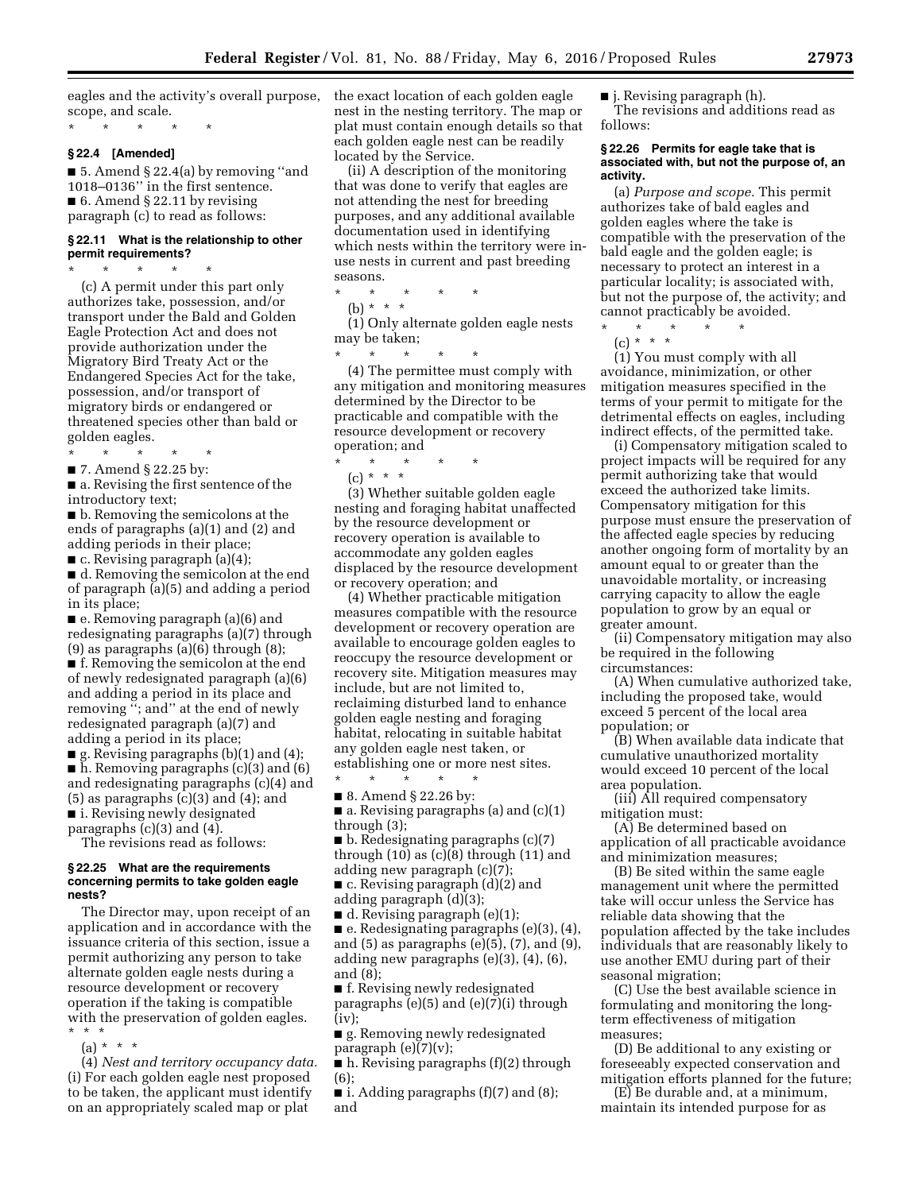eagles and the activity's overall purpose, scope, and scale.

\* \* \* \* \*

**§ 22.4 [Amended]**

■ 5. Amend § 22.4(a) by removing ''and 1018–0136'' in the first sentence.

■ 6. Amend § 22.11 by revising paragraph (c) to read as follows:

**§ 22.11 What is the relationship to other permit requirements?**

\* \* \* \* \*

(c) A permit under this part only authorizes take, possession, and/or transport under the Bald and Golden Eagle Protection Act and does not provide authorization under the Migratory Bird Treaty Act or the Endangered Species Act for the take, possession, and/or transport of migratory birds or endangered or threatened species other than bald or golden eagles.

\* \* \* \* \*

■ 7. Amend § 22.25 by:

■ a. Revising the first sentence of the introductory text;

■ b. Removing the semicolons at the ends of paragraphs (a)(1) and (2) and adding periods in their place;

■ c. Revising paragraph (a)(4);

■ d. Removing the semicolon at the end of paragraph (a)(5) and adding a period in its place;

■ e. Removing paragraph (a)(6) and redesignating paragraphs (a)(7) through (9) as paragraphs (a)(6) through (8);

■ f. Removing the semicolon at the end of newly redesignated paragraph (a)(6) and adding a period in its place and removing ''; and'' at the end of newly redesignated paragraph (a)(7) and adding a period in its place;

■ g. Revising paragraphs (b)(1) and (4);

■ h. Removing paragraphs (c)(3) and (6) and redesignating paragraphs (c)(4) and (5) as paragraphs (c)(3) and (4); and

■ i. Revising newly designated paragraphs (c)(3) and (4).

The revisions read as follows:

**§ 22.25 What are the requirements concerning permits to take golden eagle nests?**

The Director may, upon receipt of an application and in accordance with the issuance criteria of this section, issue a permit authorizing any person to take alternate golden eagle nests during a resource development or recovery operation if the taking is compatible with the preservation of golden eagles. \* \* \*

(a) \* \* \*

(4) *Nest and territory occupancy data.* (i) For each golden eagle nest proposed to be taken, the applicant must identify on an appropriately scaled map or plat the exact location of each golden eagle nest in the nesting territory. The map or plat must contain enough details so that each golden eagle nest can be readily located by the Service.

(ii) A description of the monitoring that was done to verify that eagles are not attending the nest for breeding purposes, and any additional available documentation used in identifying which nests within the territory were in-use nests in current and past breeding seasons.

\* \* \* \* \*

(b) \* \* \*

(1) Only alternate golden eagle nests may be taken;

\* \* \* \* \*

(4) The permittee must comply with any mitigation and monitoring measures determined by the Director to be practicable and compatible with the resource development or recovery operation; and

\* \* \* \* \*

(c) \* \* \*

(3) Whether suitable golden eagle nesting and foraging habitat unaffected by the resource development or recovery operation is available to accommodate any golden eagles displaced by the resource development or recovery operation; and

(4) Whether practicable mitigation measures compatible with the resource development or recovery operation are available to encourage golden eagles to reoccupy the resource development or recovery site. Mitigation measures may include, but are not limited to, reclaiming disturbed land to enhance golden eagle nesting and foraging habitat, relocating in suitable habitat any golden eagle nest taken, or establishing one or more nest sites.

\* \* \* \* \*

■ 8. Amend § 22.26 by:

■ a. Revising paragraphs (a) and (c)(1) through (3);

■ b. Redesignating paragraphs (c)(7) through (10) as (c)(8) through (11) and adding new paragraph (c)(7);

■ c. Revising paragraph (d)(2) and adding paragraph (d)(3);

■ d. Revising paragraph (e)(1);

■ e. Redesignating paragraphs (e)(3), (4), and (5) as paragraphs (e)(5), (7), and (9), adding new paragraphs (e)(3), (4), (6), and (8);

■ f. Revising newly redesignated paragraphs (e)(5) and (e)(7)(i) through (iv);

■ g. Removing newly redesignated paragraph (e)(7)(v);

■ h. Revising paragraphs (f)(2) through (6);

■ i. Adding paragraphs (f)(7) and (8); and

■ j. Revising paragraph (h).

The revisions and additions read as follows:

**§ 22.26 Permits for eagle take that is associated with, but not the purpose of, an activity.**

(a) *Purpose and scope.* This permit authorizes take of bald eagles and golden eagles where the take is compatible with the preservation of the bald eagle and the golden eagle; is necessary to protect an interest in a particular locality; is associated with, but not the purpose of, the activity; and cannot practicably be avoided.

\* \* \* \* \*

(c) \* \* \*

(1) You must comply with all avoidance, minimization, or other mitigation measures specified in the terms of your permit to mitigate for the detrimental effects on eagles, including indirect effects, of the permitted take.

(i) Compensatory mitigation scaled to project impacts will be required for any permit authorizing take that would exceed the authorized take limits. Compensatory mitigation for this purpose must ensure the preservation of the affected eagle species by reducing another ongoing form of mortality by an amount equal to or greater than the unavoidable mortality, or increasing carrying capacity to allow the eagle population to grow by an equal or greater amount.

(ii) Compensatory mitigation may also be required in the following circumstances:

(A) When cumulative authorized take, including the proposed take, would exceed 5 percent of the local area population; or

(B) When available data indicate that cumulative unauthorized mortality would exceed 10 percent of the local area population.

(iii) All required compensatory mitigation must:

(A) Be determined based on application of all practicable avoidance and minimization measures;

(B) Be sited within the same eagle management unit where the permitted take will occur unless the Service has reliable data showing that the population affected by the take includes individuals that are reasonably likely to use another EMU during part of their seasonal migration;

(C) Use the best available science in formulating and monitoring the long-term effectiveness of mitigation measures;

(D) Be additional to any existing or foreseeably expected conservation and mitigation efforts planned for the future;

(E) Be durable and, at a minimum, maintain its intended purpose for as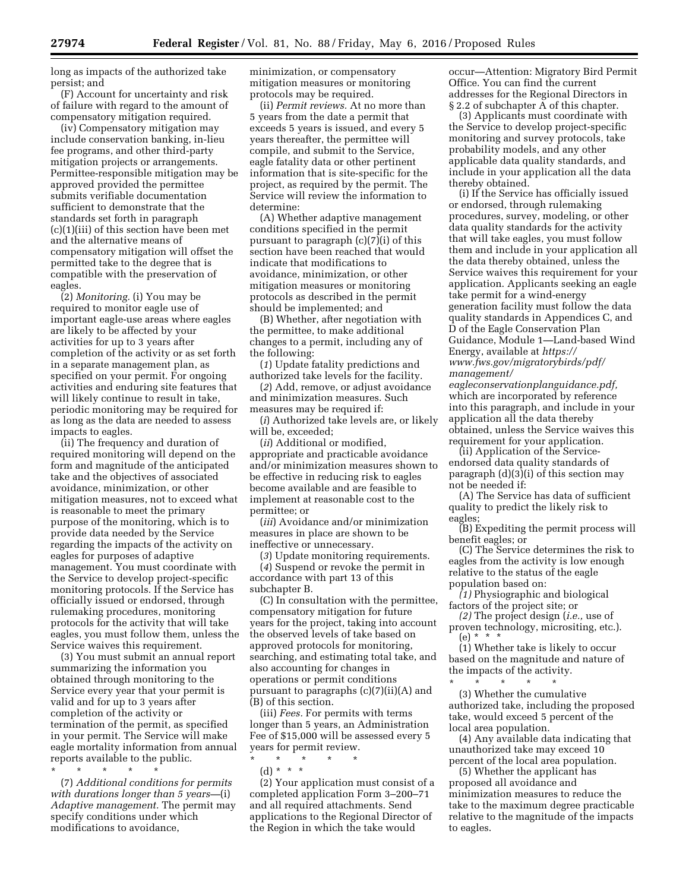long as impacts of the authorized take persist; and

(F) Account for uncertainty and risk of failure with regard to the amount of compensatory mitigation required.

(iv) Compensatory mitigation may include conservation banking, in-lieu fee programs, and other third-party mitigation projects or arrangements. Permittee-responsible mitigation may be approved provided the permittee submits verifiable documentation sufficient to demonstrate that the standards set forth in paragraph (c)(1)(iii) of this section have been met and the alternative means of compensatory mitigation will offset the permitted take to the degree that is compatible with the preservation of eagles.

(2) *Monitoring.* (i) You may be required to monitor eagle use of important eagle-use areas where eagles are likely to be affected by your activities for up to 3 years after completion of the activity or as set forth in a separate management plan, as specified on your permit. For ongoing activities and enduring site features that will likely continue to result in take, periodic monitoring may be required for as long as the data are needed to assess impacts to eagles.

(ii) The frequency and duration of required monitoring will depend on the form and magnitude of the anticipated take and the objectives of associated avoidance, minimization, or other mitigation measures, not to exceed what is reasonable to meet the primary purpose of the monitoring, which is to provide data needed by the Service regarding the impacts of the activity on eagles for purposes of adaptive management. You must coordinate with the Service to develop project-specific monitoring protocols. If the Service has officially issued or endorsed, through rulemaking procedures, monitoring protocols for the activity that will take eagles, you must follow them, unless the Service waives this requirement.

(3) You must submit an annual report summarizing the information you obtained through monitoring to the Service every year that your permit is valid and for up to 3 years after completion of the activity or termination of the permit, as specified in your permit. The Service will make eagle mortality information from annual reports available to the public.

\* \* \* \* \*

(7) *Additional conditions for permits with durations longer than 5 years*—(i) *Adaptive management.* The permit may specify conditions under which modifications to avoidance, minimization, or compensatory mitigation measures or monitoring protocols may be required.

(ii) *Permit reviews.* At no more than 5 years from the date a permit that exceeds 5 years is issued, and every 5 years thereafter, the permittee will compile, and submit to the Service, eagle fatality data or other pertinent information that is site-specific for the project, as required by the permit. The Service will review the information to determine:

(A) Whether adaptive management conditions specified in the permit pursuant to paragraph (c)(7)(i) of this section have been reached that would indicate that modifications to avoidance, minimization, or other mitigation measures or monitoring protocols as described in the permit should be implemented; and

(B) Whether, after negotiation with the permittee, to make additional changes to a permit, including any of the following:

(*1*) Update fatality predictions and authorized take levels for the facility.

(*2*) Add, remove, or adjust avoidance and minimization measures. Such measures may be required if:

(*i*) Authorized take levels are, or likely will be, exceeded;

(*ii*) Additional or modified, appropriate and practicable avoidance and/or minimization measures shown to be effective in reducing risk to eagles become available and are feasible to implement at reasonable cost to the permittee; or

(*iii*) Avoidance and/or minimization measures in place are shown to be ineffective or unnecessary.

(*3*) Update monitoring requirements.

(*4*) Suspend or revoke the permit in accordance with part 13 of this subchapter B.

(C) In consultation with the permittee, compensatory mitigation for future years for the project, taking into account the observed levels of take based on approved protocols for monitoring, searching, and estimating total take, and also accounting for changes in operations or permit conditions pursuant to paragraphs (c)(7)(ii)(A) and (B) of this section.

(iii) *Fees.* For permits with terms longer than 5 years, an Administration Fee of $15,000 will be assessed every 5 years for permit review.

\* \* \* \* \*

(d) \* \* \*

(2) Your application must consist of a completed application Form 3–200–71 and all required attachments. Send applications to the Regional Director of the Region in which the take would occur—Attention: Migratory Bird Permit Office. You can find the current addresses for the Regional Directors in § 2.2 of subchapter A of this chapter.

(3) Applicants must coordinate with the Service to develop project-specific monitoring and survey protocols, take probability models, and any other applicable data quality standards, and include in your application all the data thereby obtained.

(i) If the Service has officially issued or endorsed, through rulemaking procedures, survey, modeling, or other data quality standards for the activity that will take eagles, you must follow them and include in your application all the data thereby obtained, unless the Service waives this requirement for your application. Applicants seeking an eagle take permit for a wind-energy generation facility must follow the data quality standards in Appendices C, and D of the Eagle Conservation Plan Guidance, Module 1—Land-based Wind Energy, available at *https://www.fws.gov/migratorybirds/pdf/management/eagleconservationplanguidance.pdf,* which are incorporated by reference into this paragraph, and include in your application all the data thereby obtained, unless the Service waives this requirement for your application.

(ii) Application of the Service-endorsed data quality standards of paragraph (d)(3)(i) of this section may not be needed if:

(A) The Service has data of sufficient quality to predict the likely risk to eagles;

(B) Expediting the permit process will benefit eagles; or

(C) The Service determines the risk to eagles from the activity is low enough relative to the status of the eagle population based on:

*(1)* Physiographic and biological factors of the project site; or

*(2)* The project design (*i.e.,* use of proven technology, micrositing, etc.).

(e) \* \* \*

(1) Whether take is likely to occur based on the magnitude and nature of the impacts of the activity.

\* \* \* \* \*

(3) Whether the cumulative authorized take, including the proposed take, would exceed 5 percent of the local area population.

(4) Any available data indicating that unauthorized take may exceed 10 percent of the local area population.

(5) Whether the applicant has proposed all avoidance and minimization measures to reduce the take to the maximum degree practicable relative to the magnitude of the impacts to eagles.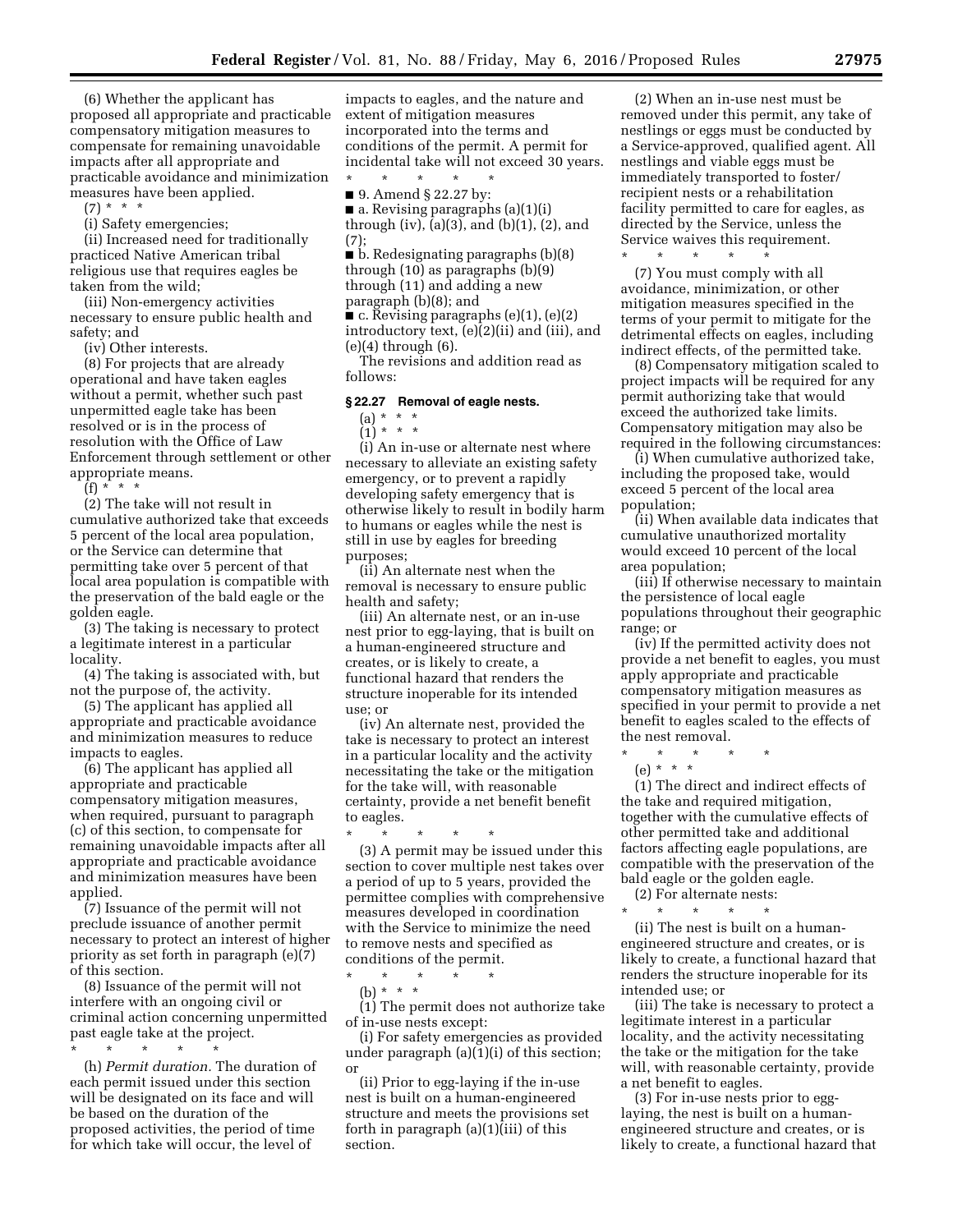(6) Whether the applicant has proposed all appropriate and practicable compensatory mitigation measures to compensate for remaining unavoidable impacts after all appropriate and practicable avoidance and minimization measures have been applied.

(7) * * *

(i) Safety emergencies;

(ii) Increased need for traditionally practiced Native American tribal religious use that requires eagles be taken from the wild;

(iii) Non-emergency activities necessary to ensure public health and safety; and

(iv) Other interests.

(8) For projects that are already operational and have taken eagles without a permit, whether such past unpermitted eagle take has been resolved or is in the process of resolution with the Office of Law Enforcement through settlement or other appropriate means.

(f) * * *

(2) The take will not result in cumulative authorized take that exceeds 5 percent of the local area population, or the Service can determine that permitting take over 5 percent of that local area population is compatible with the preservation of the bald eagle or the golden eagle.

(3) The taking is necessary to protect a legitimate interest in a particular locality.

(4) The taking is associated with, but not the purpose of, the activity.

(5) The applicant has applied all appropriate and practicable avoidance and minimization measures to reduce impacts to eagles.

(6) The applicant has applied all appropriate and practicable compensatory mitigation measures, when required, pursuant to paragraph (c) of this section, to compensate for remaining unavoidable impacts after all appropriate and practicable avoidance and minimization measures have been applied.

(7) Issuance of the permit will not preclude issuance of another permit necessary to protect an interest of higher priority as set forth in paragraph (e)(7) of this section.

(8) Issuance of the permit will not interfere with an ongoing civil or criminal action concerning unpermitted past eagle take at the project.

\* \* \* \* \*

(h) *Permit duration.* The duration of each permit issued under this section will be designated on its face and will be based on the duration of the proposed activities, the period of time for which take will occur, the level of impacts to eagles, and the nature and extent of mitigation measures incorporated into the terms and conditions of the permit. A permit for incidental take will not exceed 30 years.

\* \* \* \* \*

■ 9. Amend § 22.27 by:

■ a. Revising paragraphs (a)(1)(i) through (iv), (a)(3), and (b)(1), (2), and (7);

■ b. Redesignating paragraphs (b)(8) through (10) as paragraphs (b)(9) through (11) and adding a new paragraph (b)(8); and

■ c. Revising paragraphs (e)(1), (e)(2) introductory text, (e)(2)(ii) and (iii), and (e)(4) through (6).

The revisions and addition read as follows:

### § 22.27 Removal of eagle nests.

(a) * * *

(1) * * *

(i) An in-use or alternate nest where necessary to alleviate an existing safety emergency, or to prevent a rapidly developing safety emergency that is otherwise likely to result in bodily harm to humans or eagles while the nest is still in use by eagles for breeding purposes;

(ii) An alternate nest when the removal is necessary to ensure public health and safety;

(iii) An alternate nest, or an in-use nest prior to egg-laying, that is built on a human-engineered structure and creates, or is likely to create, a functional hazard that renders the structure inoperable for its intended use; or

(iv) An alternate nest, provided the take is necessary to protect an interest in a particular locality and the activity necessitating the take or the mitigation for the take will, with reasonable certainty, provide a net benefit benefit to eagles.

\* \* \* \* \*

(3) A permit may be issued under this section to cover multiple nest takes over a period of up to 5 years, provided the permittee complies with comprehensive measures developed in coordination with the Service to minimize the need to remove nests and specified as conditions of the permit.

\* \* \* \* \*

(b) * * *

(1) The permit does not authorize take of in-use nests except:

(i) For safety emergencies as provided under paragraph (a)(1)(i) of this section; or

(ii) Prior to egg-laying if the in-use nest is built on a human-engineered structure and meets the provisions set forth in paragraph (a)(1)(iii) of this section.

(2) When an in-use nest must be removed under this permit, any take of nestlings or eggs must be conducted by a Service-approved, qualified agent. All nestlings and viable eggs must be immediately transported to foster/recipient nests or a rehabilitation facility permitted to care for eagles, as directed by the Service, unless the Service waives this requirement.

\* \* \* \* \*

(7) You must comply with all avoidance, minimization, or other mitigation measures specified in the terms of your permit to mitigate for the detrimental effects on eagles, including indirect effects, of the permitted take.

(8) Compensatory mitigation scaled to project impacts will be required for any permit authorizing take that would exceed the authorized take limits. Compensatory mitigation may also be required in the following circumstances:

(i) When cumulative authorized take, including the proposed take, would exceed 5 percent of the local area population;

(ii) When available data indicates that cumulative unauthorized mortality would exceed 10 percent of the local area population;

(iii) If otherwise necessary to maintain the persistence of local eagle populations throughout their geographic range; or

(iv) If the permitted activity does not provide a net benefit to eagles, you must apply appropriate and practicable compensatory mitigation measures as specified in your permit to provide a net benefit to eagles scaled to the effects of the nest removal.

\* \* \* \* \*

(e) * * *

(1) The direct and indirect effects of the take and required mitigation, together with the cumulative effects of other permitted take and additional factors affecting eagle populations, are compatible with the preservation of the bald eagle or the golden eagle.

(2) For alternate nests:

\* \* \* \* \*

(ii) The nest is built on a human-engineered structure and creates, or is likely to create, a functional hazard that renders the structure inoperable for its intended use; or

(iii) The take is necessary to protect a legitimate interest in a particular locality, and the activity necessitating the take or the mitigation for the take will, with reasonable certainty, provide a net benefit to eagles.

(3) For in-use nests prior to egg-laying, the nest is built on a human-engineered structure and creates, or is likely to create, a functional hazard that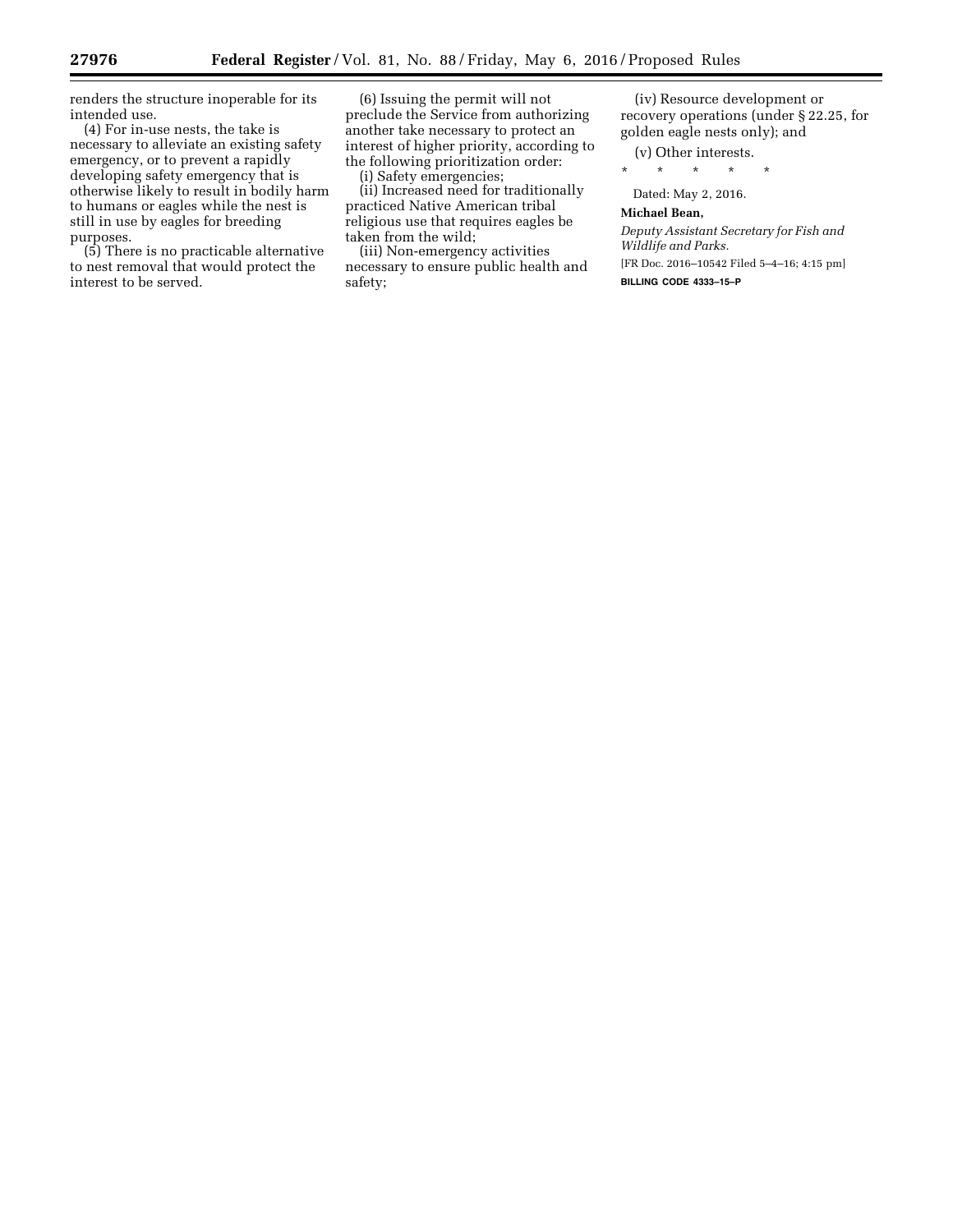renders the structure inoperable for its intended use.

(4) For in-use nests, the take is necessary to alleviate an existing safety emergency, or to prevent a rapidly developing safety emergency that is otherwise likely to result in bodily harm to humans or eagles while the nest is still in use by eagles for breeding purposes.

(5) There is no practicable alternative to nest removal that would protect the interest to be served.

(6) Issuing the permit will not preclude the Service from authorizing another take necessary to protect an interest of higher priority, according to the following prioritization order:

(i) Safety emergencies;

(ii) Increased need for traditionally practiced Native American tribal religious use that requires eagles be taken from the wild;

(iii) Non-emergency activities necessary to ensure public health and safety;

(iv) Resource development or recovery operations (under § 22.25, for golden eagle nests only); and

(v) Other interests.

\* \* \* \* \*

Dated: May 2, 2016.

**Michael Bean,**

*Deputy Assistant Secretary for Fish and Wildlife and Parks.*

[FR Doc. 2016–10542 Filed 5–4–16; 4:15 pm]

**BILLING CODE 4333–15–P**